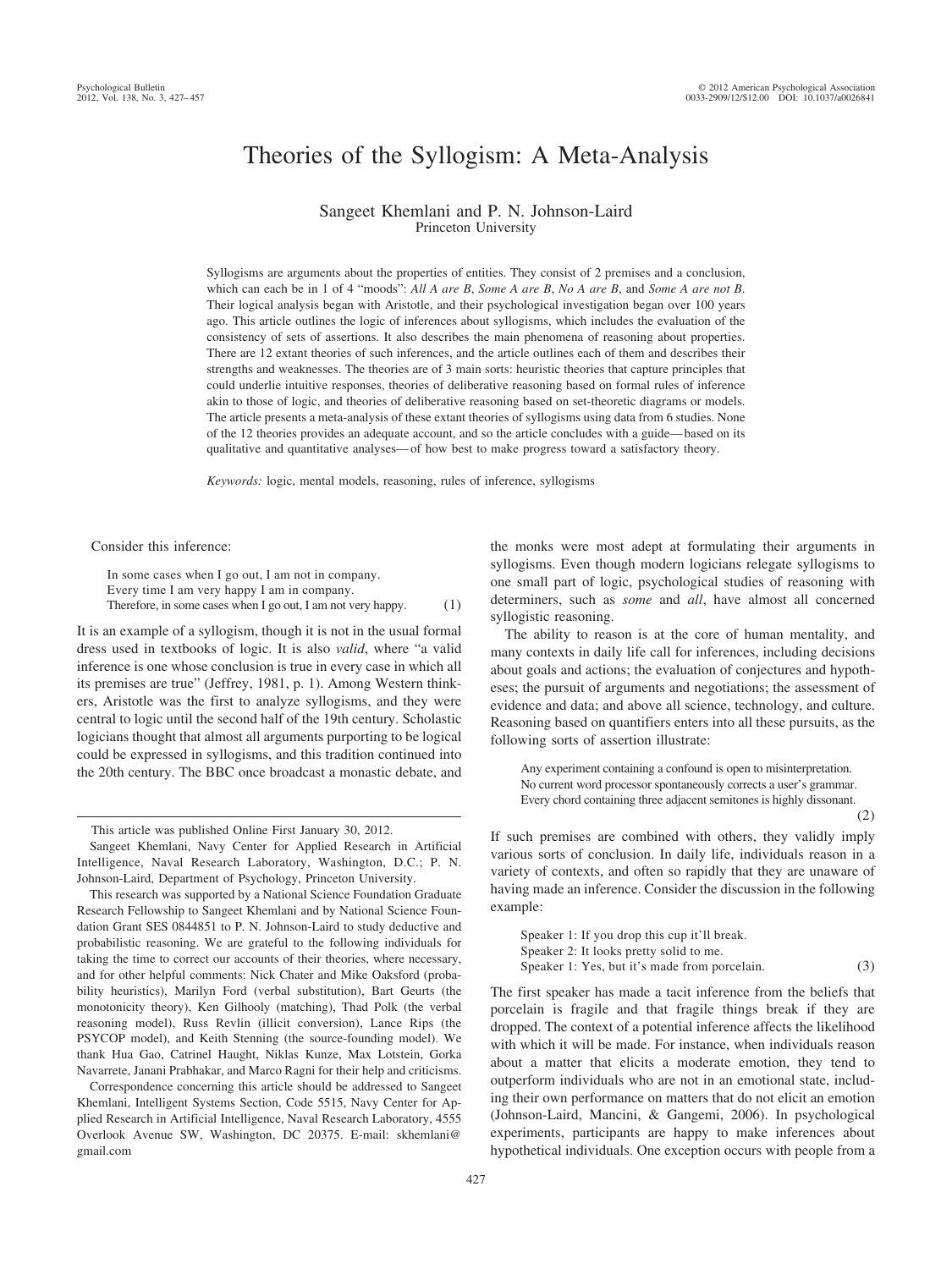# Theories of the Syllogism: A Meta-Analysis

Sangeet Khemlani and P. N. Johnson-Laird
Princeton University

Syllogisms are arguments about the properties of entities. They consist of 2 premises and a conclusion, which can each be in 1 of 4 "moods": *All A are B*, *Some A are B*, *No A are B*, and *Some A are not B*. Their logical analysis began with Aristotle, and their psychological investigation began over 100 years ago. This article outlines the logic of inferences about syllogisms, which includes the evaluation of the consistency of sets of assertions. It also describes the main phenomena of reasoning about properties. There are 12 extant theories of such inferences, and the article outlines each of them and describes their strengths and weaknesses. The theories are of 3 main sorts: heuristic theories that capture principles that could underlie intuitive responses, theories of deliberative reasoning based on formal rules of inference akin to those of logic, and theories of deliberative reasoning based on set-theoretic diagrams or models. The article presents a meta-analysis of these extant theories of syllogisms using data from 6 studies. None of the 12 theories provides an adequate account, and so the article concludes with a guide—based on its qualitative and quantitative analyses—of how best to make progress toward a satisfactory theory.

*Keywords:* logic, mental models, reasoning, rules of inference, syllogisms

Consider this inference:

> In some cases when I go out, I am not in company.
> Every time I am very happy I am in company.
> Therefore, in some cases when I go out, I am not very happy. (1)

It is an example of a syllogism, though it is not in the usual formal dress used in textbooks of logic. It is also *valid*, where "a valid inference is one whose conclusion is true in every case in which all its premises are true" (Jeffrey, 1981, p. 1). Among Western thinkers, Aristotle was the first to analyze syllogisms, and they were central to logic until the second half of the 19th century. Scholastic logicians thought that almost all arguments purporting to be logical could be expressed in syllogisms, and this tradition continued into the 20th century. The BBC once broadcast a monastic debate, and the monks were most adept at formulating their arguments in syllogisms. Even though modern logicians relegate syllogisms to one small part of logic, psychological studies of reasoning with determiners, such as *some* and *all*, have almost all concerned syllogistic reasoning.

The ability to reason is at the core of human mentality, and many contexts in daily life call for inferences, including decisions about goals and actions; the evaluation of conjectures and hypotheses; the pursuit of arguments and negotiations; the assessment of evidence and data; and above all science, technology, and culture. Reasoning based on quantifiers enters into all these pursuits, as the following sorts of assertion illustrate:

> Any experiment containing a confound is open to misinterpretation.
> No current word processor spontaneously corrects a user's grammar.
> Every chord containing three adjacent semitones is highly dissonant. (2)

If such premises are combined with others, they validly imply various sorts of conclusion. In daily life, individuals reason in a variety of contexts, and often so rapidly that they are unaware of having made an inference. Consider the discussion in the following example:

> Speaker 1: If you drop this cup it'll break.
> Speaker 2: It looks pretty solid to me.
> Speaker 1: Yes, but it's made from porcelain. (3)

The first speaker has made a tacit inference from the beliefs that porcelain is fragile and that fragile things break if they are dropped. The context of a potential inference affects the likelihood with which it will be made. For instance, when individuals reason about a matter that elicits a moderate emotion, they tend to outperform individuals who are not in an emotional state, including their own performance on matters that do not elicit an emotion (Johnson-Laird, Mancini, & Gangemi, 2006). In psychological experiments, participants are happy to make inferences about hypothetical individuals. One exception occurs with people from a

---

This article was published Online First January 30, 2012.

Sangeet Khemlani, Navy Center for Applied Research in Artificial Intelligence, Naval Research Laboratory, Washington, D.C.; P. N. Johnson-Laird, Department of Psychology, Princeton University.

This research was supported by a National Science Foundation Graduate Research Fellowship to Sangeet Khemlani and by National Science Foundation Grant SES 0844851 to P. N. Johnson-Laird to study deductive and probabilistic reasoning. We are grateful to the following individuals for taking the time to correct our accounts of their theories, where necessary, and for other helpful comments: Nick Chater and Mike Oaksford (probability heuristics), Marilyn Ford (verbal substitution), Bart Geurts (the monotonicity theory), Ken Gilhooly (matching), Thad Polk (the verbal reasoning model), Russ Revlin (illicit conversion), Lance Rips (the PSYCOP model), and Keith Stenning (the source-founding model). We thank Hua Gao, Catrinel Haught, Niklas Kunze, Max Lotstein, Gorka Navarrete, Janani Prabhakar, and Marco Ragni for their help and criticisms.

Correspondence concerning this article should be addressed to Sangeet Khemlani, Intelligent Systems Section, Code 5515, Navy Center for Applied Research in Artificial Intelligence, Naval Research Laboratory, 4555 Overlook Avenue SW, Washington, DC 20375. E-mail: skhemlani@gmail.com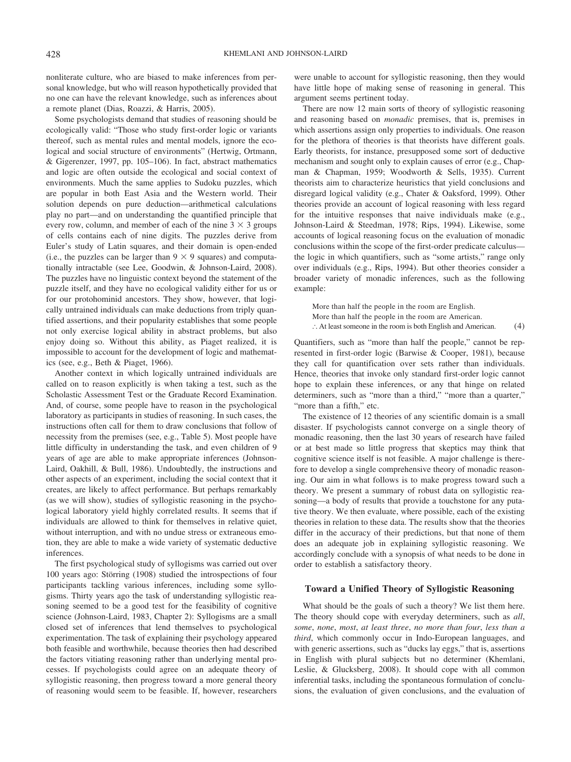nonliterate culture, who are biased to make inferences from personal knowledge, but who will reason hypothetically provided that no one can have the relevant knowledge, such as inferences about a remote planet (Dias, Roazzi, & Harris, 2005).

Some psychologists demand that studies of reasoning should be ecologically valid: "Those who study first-order logic or variants thereof, such as mental rules and mental models, ignore the ecological and social structure of environments" (Hertwig, Ortmann, & Gigerenzer, 1997, pp. 105–106). In fact, abstract mathematics and logic are often outside the ecological and social context of environments. Much the same applies to Sudoku puzzles, which are popular in both East Asia and the Western world. Their solution depends on pure deduction—arithmetical calculations play no part—and on understanding the quantified principle that every row, column, and member of each of the nine $3 \times 3$ groups of cells contains each of nine digits. The puzzles derive from Euler's study of Latin squares, and their domain is open-ended (i.e., the puzzles can be larger than $9 \times 9$ squares) and computationally intractable (see Lee, Goodwin, & Johnson-Laird, 2008). The puzzles have no linguistic context beyond the statement of the puzzle itself, and they have no ecological validity either for us or for our protohominid ancestors. They show, however, that logically untrained individuals can make deductions from triply quantified assertions, and their popularity establishes that some people not only exercise logical ability in abstract problems, but also enjoy doing so. Without this ability, as Piaget realized, it is impossible to account for the development of logic and mathematics (see, e.g., Beth & Piaget, 1966).

Another context in which logically untrained individuals are called on to reason explicitly is when taking a test, such as the Scholastic Assessment Test or the Graduate Record Examination. And, of course, some people have to reason in the psychological laboratory as participants in studies of reasoning. In such cases, the instructions often call for them to draw conclusions that follow of necessity from the premises (see, e.g., Table 5). Most people have little difficulty in understanding the task, and even children of 9 years of age are able to make appropriate inferences (Johnson-Laird, Oakhill, & Bull, 1986). Undoubtedly, the instructions and other aspects of an experiment, including the social context that it creates, are likely to affect performance. But perhaps remarkably (as we will show), studies of syllogistic reasoning in the psychological laboratory yield highly correlated results. It seems that if individuals are allowed to think for themselves in relative quiet, without interruption, and with no undue stress or extraneous emotion, they are able to make a wide variety of systematic deductive inferences.

The first psychological study of syllogisms was carried out over 100 years ago: Störring (1908) studied the introspections of four participants tackling various inferences, including some syllogisms. Thirty years ago the task of understanding syllogistic reasoning seemed to be a good test for the feasibility of cognitive science (Johnson-Laird, 1983, Chapter 2): Syllogisms are a small closed set of inferences that lend themselves to psychological experimentation. The task of explaining their psychology appeared both feasible and worthwhile, because theories then had described the factors vitiating reasoning rather than underlying mental processes. If psychologists could agree on an adequate theory of syllogistic reasoning, then progress toward a more general theory of reasoning would seem to be feasible. If, however, researchers were unable to account for syllogistic reasoning, then they would have little hope of making sense of reasoning in general. This argument seems pertinent today.

There are now 12 main sorts of theory of syllogistic reasoning and reasoning based on *monadic* premises, that is, premises in which assertions assign only properties to individuals. One reason for the plethora of theories is that theorists have different goals. Early theorists, for instance, presupposed some sort of deductive mechanism and sought only to explain causes of error (e.g., Chapman & Chapman, 1959; Woodworth & Sells, 1935). Current theorists aim to characterize heuristics that yield conclusions and disregard logical validity (e.g., Chater & Oaksford, 1999). Other theories provide an account of logical reasoning with less regard for the intuitive responses that naive individuals make (e.g., Johnson-Laird & Steedman, 1978; Rips, 1994). Likewise, some accounts of logical reasoning focus on the evaluation of monadic conclusions within the scope of the first-order predicate calculus—the logic in which quantifiers, such as "some artists," range only over individuals (e.g., Rips, 1994). But other theories consider a broader variety of monadic inferences, such as the following example:

> More than half the people in the room are English.
> More than half the people in the room are American.
> ∴ At least someone in the room is both English and American. (4)

Quantifiers, such as "more than half the people," cannot be represented in first-order logic (Barwise & Cooper, 1981), because they call for quantification over sets rather than individuals. Hence, theories that invoke only standard first-order logic cannot hope to explain these inferences, or any that hinge on related determiners, such as "more than a third," "more than a quarter," "more than a fifth," etc.

The existence of 12 theories of any scientific domain is a small disaster. If psychologists cannot converge on a single theory of monadic reasoning, then the last 30 years of research have failed or at best made so little progress that skeptics may think that cognitive science itself is not feasible. A major challenge is therefore to develop a single comprehensive theory of monadic reasoning. Our aim in what follows is to make progress toward such a theory. We present a summary of robust data on syllogistic reasoning—a body of results that provide a touchstone for any putative theory. We then evaluate, where possible, each of the existing theories in relation to these data. The results show that the theories differ in the accuracy of their predictions, but that none of them does an adequate job in explaining syllogistic reasoning. We accordingly conclude with a synopsis of what needs to be done in order to establish a satisfactory theory.

## Toward a Unified Theory of Syllogistic Reasoning

What should be the goals of such a theory? We list them here. The theory should cope with everyday determiners, such as *all*, *some*, *none*, *most*, *at least three*, *no more than four*, *less than a third*, which commonly occur in Indo-European languages, and with generic assertions, such as "ducks lay eggs," that is, assertions in English with plural subjects but no determiner (Khemlani, Leslie, & Glucksberg, 2008). It should cope with all common inferential tasks, including the spontaneous formulation of conclusions, the evaluation of given conclusions, and the evaluation of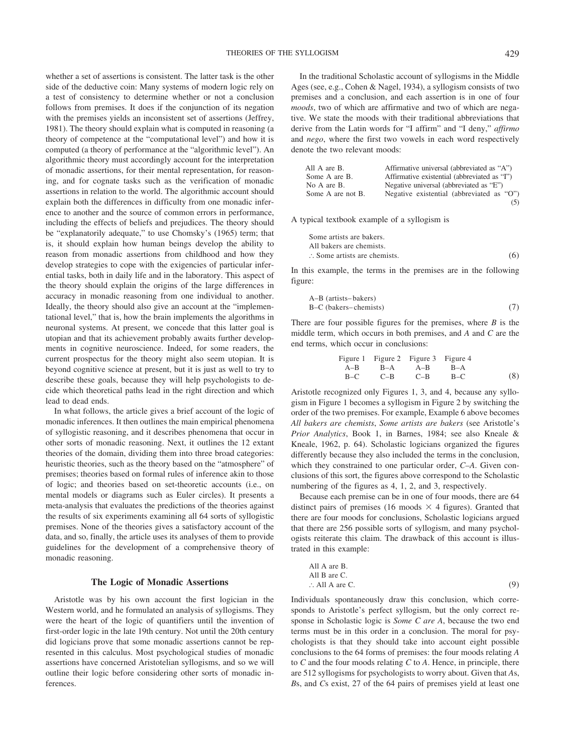whether a set of assertions is consistent. The latter task is the other side of the deductive coin: Many systems of modern logic rely on a test of consistency to determine whether or not a conclusion follows from premises. It does if the conjunction of its negation with the premises yields an inconsistent set of assertions (Jeffrey, 1981). The theory should explain what is computed in reasoning (a theory of competence at the "computational level") and how it is computed (a theory of performance at the "algorithmic level"). An algorithmic theory must accordingly account for the interpretation of monadic assertions, for their mental representation, for reasoning, and for cognate tasks such as the verification of monadic assertions in relation to the world. The algorithmic account should explain both the differences in difficulty from one monadic inference to another and the source of common errors in performance, including the effects of beliefs and prejudices. The theory should be "explanatorily adequate," to use Chomsky's (1965) term; that is, it should explain how human beings develop the ability to reason from monadic assertions from childhood and how they develop strategies to cope with the exigencies of particular inferential tasks, both in daily life and in the laboratory. This aspect of the theory should explain the origins of the large differences in accuracy in monadic reasoning from one individual to another. Ideally, the theory should also give an account at the "implementational level," that is, how the brain implements the algorithms in neuronal systems. At present, we concede that this latter goal is utopian and that its achievement probably awaits further developments in cognitive neuroscience. Indeed, for some readers, the current prospectus for the theory might also seem utopian. It is beyond cognitive science at present, but it is just as well to try to describe these goals, because they will help psychologists to decide which theoretical paths lead in the right direction and which lead to dead ends.

In what follows, the article gives a brief account of the logic of monadic inferences. It then outlines the main empirical phenomena of syllogistic reasoning, and it describes phenomena that occur in other sorts of monadic reasoning. Next, it outlines the 12 extant theories of the domain, dividing them into three broad categories: heuristic theories, such as the theory based on the "atmosphere" of premises; theories based on formal rules of inference akin to those of logic; and theories based on set-theoretic accounts (i.e., on mental models or diagrams such as Euler circles). It presents a meta-analysis that evaluates the predictions of the theories against the results of six experiments examining all 64 sorts of syllogistic premises. None of the theories gives a satisfactory account of the data, and so, finally, the article uses its analyses of them to provide guidelines for the development of a comprehensive theory of monadic reasoning.

## The Logic of Monadic Assertions

Aristotle was by his own account the first logician in the Western world, and he formulated an analysis of syllogisms. They were the heart of the logic of quantifiers until the invention of first-order logic in the late 19th century. Not until the 20th century did logicians prove that some monadic assertions cannot be represented in this calculus. Most psychological studies of monadic assertions have concerned Aristotelian syllogisms, and so we will outline their logic before considering other sorts of monadic inferences.

In the traditional Scholastic account of syllogisms in the Middle Ages (see, e.g., Cohen & Nagel, 1934), a syllogism consists of two premises and a conclusion, and each assertion is in one of four *moods*, two of which are affirmative and two of which are negative. We state the moods with their traditional abbreviations that derive from the Latin words for "I affirm" and "I deny," *affirmo* and *nego*, where the first two vowels in each word respectively denote the two relevant moods:

| | |
|---|---|
| All A are B. | Affirmative universal (abbreviated as "A") |
| Some A are B. | Affirmative existential (abbreviated as "I") |
| No A are B. | Negative universal (abbreviated as "E") |
| Some A are not B. | Negative existential (abbreviated as "O") |

(5)

A typical textbook example of a syllogism is

Some artists are bakers.
All bakers are chemists.
∴ Some artists are chemists. (6)

In this example, the terms in the premises are in the following figure:

A–B (artists–bakers)
B–C (bakers–chemists) (7)

There are four possible figures for the premises, where *B* is the middle term, which occurs in both premises, and *A* and *C* are the end terms, which occur in conclusions:

| Figure 1 | Figure 2 | Figure 3 | Figure 4 |
|---|---|---|---|
| A–B | B–A | A–B | B–A |
| B–C | C–B | C–B | B–C |

(8)

Aristotle recognized only Figures 1, 3, and 4, because any syllogism in Figure 1 becomes a syllogism in Figure 2 by switching the order of the two premises. For example, Example 6 above becomes *All bakers are chemists*, *Some artists are bakers* (see Aristotle's *Prior Analytics*, Book 1, in Barnes, 1984; see also Kneale & Kneale, 1962, p. 64). Scholastic logicians organized the figures differently because they also included the terms in the conclusion, which they constrained to one particular order, *C–A*. Given conclusions of this sort, the figures above correspond to the Scholastic numbering of the figures as 4, 1, 2, and 3, respectively.

Because each premise can be in one of four moods, there are 64 distinct pairs of premises (16 moods × 4 figures). Granted that there are four moods for conclusions, Scholastic logicians argued that there are 256 possible sorts of syllogism, and many psychologists reiterate this claim. The drawback of this account is illustrated in this example:

All A are B.
All B are C.
∴ All A are C. (9)

Individuals spontaneously draw this conclusion, which corresponds to Aristotle's perfect syllogism, but the only correct response in Scholastic logic is *Some C are A*, because the two end terms must be in this order in a conclusion. The moral for psychologists is that they should take into account eight possible conclusions to the 64 forms of premises: the four moods relating *A* to *C* and the four moods relating *C* to *A*. Hence, in principle, there are 512 syllogisms for psychologists to worry about. Given that *A*s, *B*s, and *C*s exist, 27 of the 64 pairs of premises yield at least one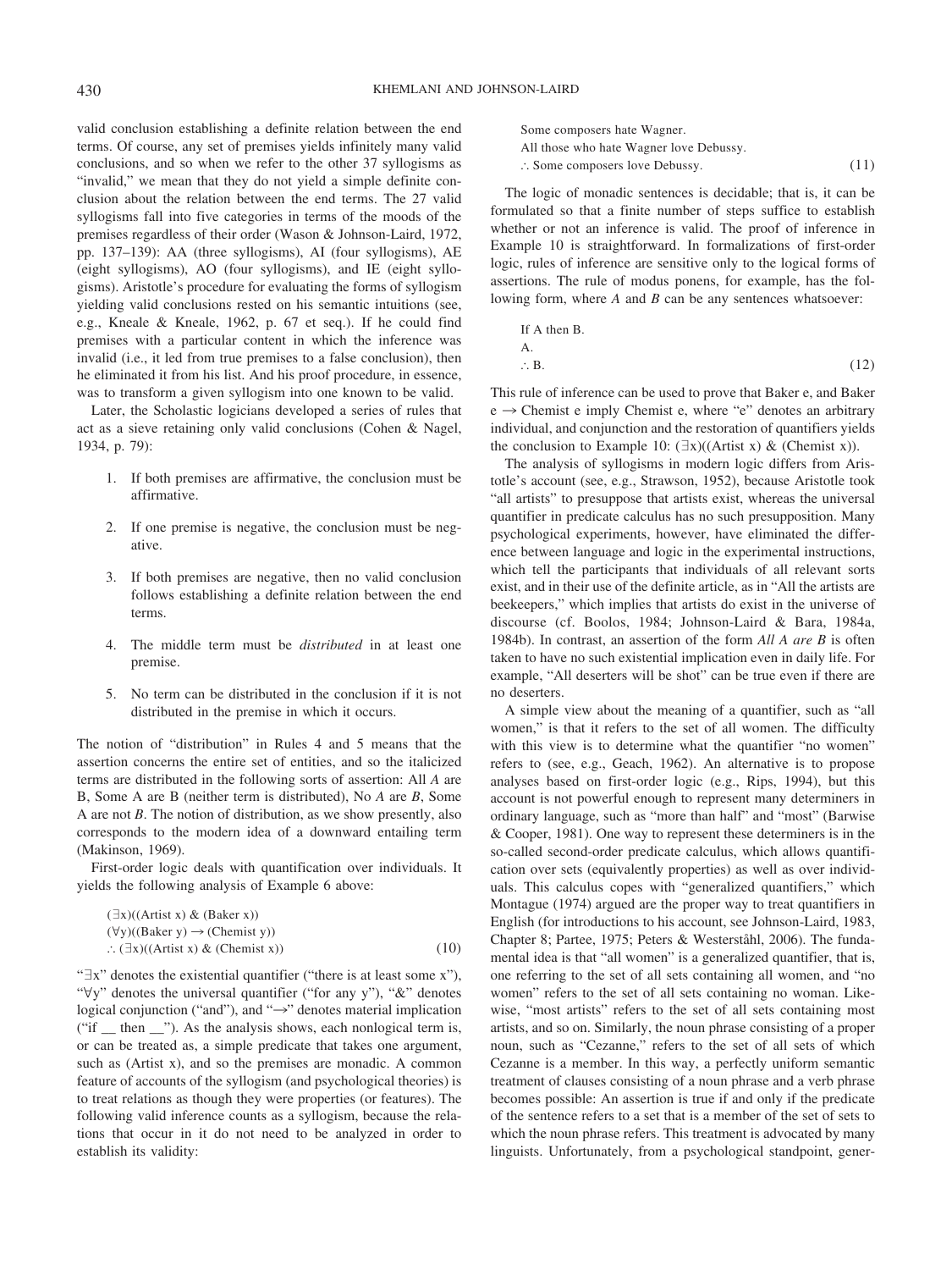valid conclusion establishing a definite relation between the end terms. Of course, any set of premises yields infinitely many valid conclusions, and so when we refer to the other 37 syllogisms as "invalid," we mean that they do not yield a simple definite conclusion about the relation between the end terms. The 27 valid syllogisms fall into five categories in terms of the moods of the premises regardless of their order (Wason & Johnson-Laird, 1972, pp. 137–139): AA (three syllogisms), AI (four syllogisms), AE (eight syllogisms), AO (four syllogisms), and IE (eight syllogisms). Aristotle's procedure for evaluating the forms of syllogism yielding valid conclusions rested on his semantic intuitions (see, e.g., Kneale & Kneale, 1962, p. 67 et seq.). If he could find premises with a particular content in which the inference was invalid (i.e., it led from true premises to a false conclusion), then he eliminated it from his list. And his proof procedure, in essence, was to transform a given syllogism into one known to be valid.

Later, the Scholastic logicians developed a series of rules that act as a sieve retaining only valid conclusions (Cohen & Nagel, 1934, p. 79):

1. If both premises are affirmative, the conclusion must be affirmative.

2. If one premise is negative, the conclusion must be negative.

3. If both premises are negative, then no valid conclusion follows establishing a definite relation between the end terms.

4. The middle term must be *distributed* in at least one premise.

5. No term can be distributed in the conclusion if it is not distributed in the premise in which it occurs.

The notion of "distribution" in Rules 4 and 5 means that the assertion concerns the entire set of entities, and so the italicized terms are distributed in the following sorts of assertion: All *A* are B, Some A are B (neither term is distributed), No *A* are *B*, Some A are not *B*. The notion of distribution, as we show presently, also corresponds to the modern idea of a downward entailing term (Makinson, 1969).

First-order logic deals with quantification over individuals. It yields the following analysis of Example 6 above:

$$
\begin{aligned}
&(\exists x)((\text{Artist } x)\ \&\ (\text{Baker } x))\\
&(\forall y)((\text{Baker } y) \rightarrow (\text{Chemist } y))\\
&\therefore (\exists x)((\text{Artist } x)\ \&\ (\text{Chemist } x))
\end{aligned}
\qquad (10)
$$

"$\exists$x" denotes the existential quantifier ("there is at least some x"), "$\forall$y" denotes the universal quantifier ("for any y"), "&" denotes logical conjunction ("and"), and "$\rightarrow$" denotes material implication ("if __ then __"). As the analysis shows, each nonlogical term is, or can be treated as, a simple predicate that takes one argument, such as (Artist x), and so the premises are monadic. A common feature of accounts of the syllogism (and psychological theories) is to treat relations as though they were properties (or features). The following valid inference counts as a syllogism, because the relations that occur in it do not need to be analyzed in order to establish its validity:

Some composers hate Wagner.
All those who hate Wagner love Debussy.
∴ Some composers love Debussy. (11)

The logic of monadic sentences is decidable; that is, it can be formulated so that a finite number of steps suffice to establish whether or not an inference is valid. The proof of inference in Example 10 is straightforward. In formalizations of first-order logic, rules of inference are sensitive only to the logical forms of assertions. The rule of modus ponens, for example, has the following form, where *A* and *B* can be any sentences whatsoever:

If A then B.
A.
∴ B. (12)

This rule of inference can be used to prove that Baker e, and Baker e $\rightarrow$ Chemist e imply Chemist e, where "e" denotes an arbitrary individual, and conjunction and the restoration of quantifiers yields the conclusion to Example 10: $(\exists x)((\text{Artist } x)\ \&\ (\text{Chemist } x))$.

The analysis of syllogisms in modern logic differs from Aristotle's account (see, e.g., Strawson, 1952), because Aristotle took "all artists" to presuppose that artists exist, whereas the universal quantifier in predicate calculus has no such presupposition. Many psychological experiments, however, have eliminated the difference between language and logic in the experimental instructions, which tell the participants that individuals of all relevant sorts exist, and in their use of the definite article, as in "All the artists are beekeepers," which implies that artists do exist in the universe of discourse (cf. Boolos, 1984; Johnson-Laird & Bara, 1984a, 1984b). In contrast, an assertion of the form *All A are B* is often taken to have no such existential implication even in daily life. For example, "All deserters will be shot" can be true even if there are no deserters.

A simple view about the meaning of a quantifier, such as "all women," is that it refers to the set of all women. The difficulty with this view is to determine what the quantifier "no women" refers to (see, e.g., Geach, 1962). An alternative is to propose analyses based on first-order logic (e.g., Rips, 1994), but this account is not powerful enough to represent many determiners in ordinary language, such as "more than half" and "most" (Barwise & Cooper, 1981). One way to represent these determiners is in the so-called second-order predicate calculus, which allows quantification over sets (equivalently properties) as well as over individuals. This calculus copes with "generalized quantifiers," which Montague (1974) argued are the proper way to treat quantifiers in English (for introductions to his account, see Johnson-Laird, 1983, Chapter 8; Partee, 1975; Peters & Westerståhl, 2006). The fundamental idea is that "all women" is a generalized quantifier, that is, one referring to the set of all sets containing all women, and "no women" refers to the set of all sets containing no woman. Likewise, "most artists" refers to the set of all sets containing most artists, and so on. Similarly, the noun phrase consisting of a proper noun, such as "Cezanne," refers to the set of all sets of which Cezanne is a member. In this way, a perfectly uniform semantic treatment of clauses consisting of a noun phrase and a verb phrase becomes possible: An assertion is true if and only if the predicate of the sentence refers to a set that is a member of the set of sets to which the noun phrase refers. This treatment is advocated by many linguists. Unfortunately, from a psychological standpoint, gener-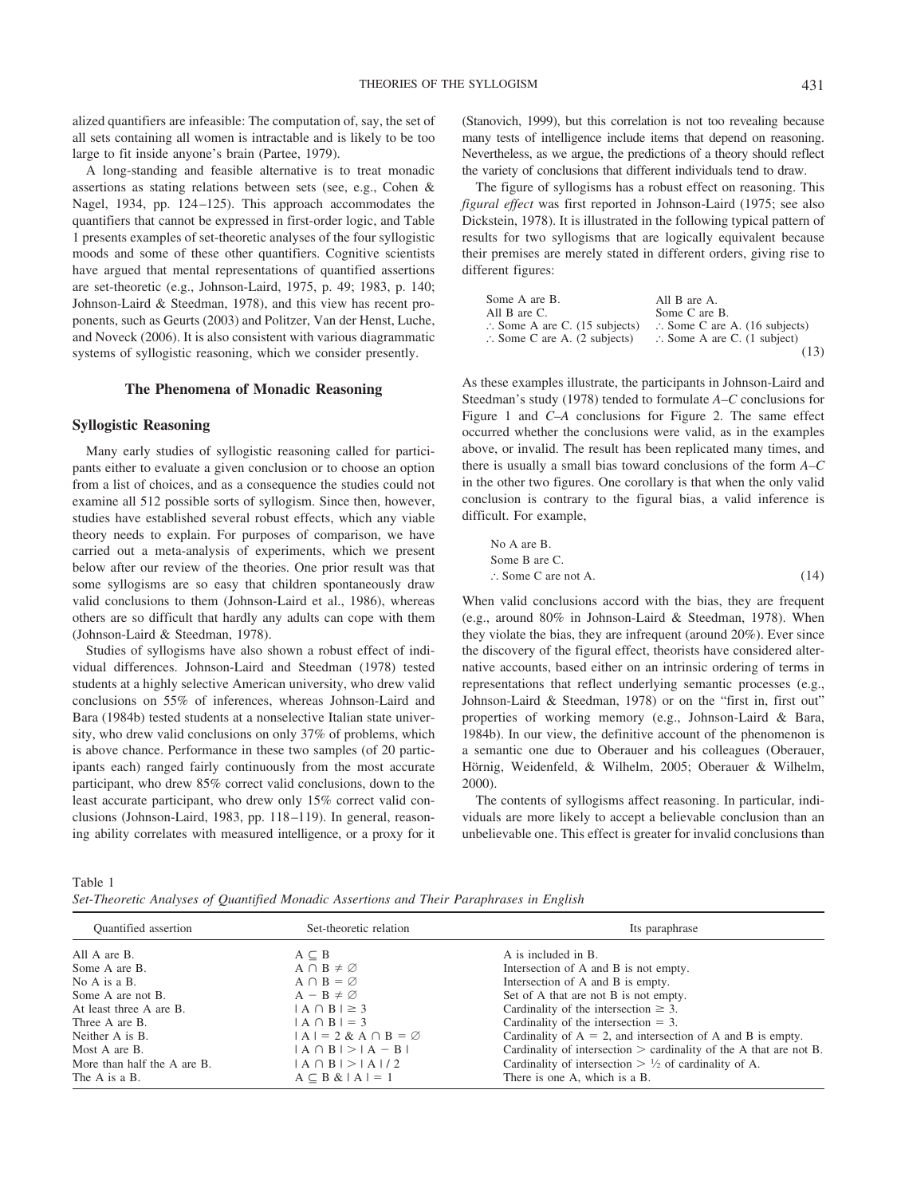alized quantifiers are infeasible: The computation of, say, the set of all sets containing all women is intractable and is likely to be too large to fit inside anyone's brain (Partee, 1979).

A long-standing and feasible alternative is to treat monadic assertions as stating relations between sets (see, e.g., Cohen & Nagel, 1934, pp. 124–125). This approach accommodates the quantifiers that cannot be expressed in first-order logic, and Table 1 presents examples of set-theoretic analyses of the four syllogistic moods and some of these other quantifiers. Cognitive scientists have argued that mental representations of quantified assertions are set-theoretic (e.g., Johnson-Laird, 1975, p. 49; 1983, p. 140; Johnson-Laird & Steedman, 1978), and this view has recent proponents, such as Geurts (2003) and Politzer, Van der Henst, Luche, and Noveck (2006). It is also consistent with various diagrammatic systems of syllogistic reasoning, which we consider presently.

## The Phenomena of Monadic Reasoning

### Syllogistic Reasoning

Many early studies of syllogistic reasoning called for participants either to evaluate a given conclusion or to choose an option from a list of choices, and as a consequence the studies could not examine all 512 possible sorts of syllogism. Since then, however, studies have established several robust effects, which any viable theory needs to explain. For purposes of comparison, we have carried out a meta-analysis of experiments, which we present below after our review of the theories. One prior result was that some syllogisms are so easy that children spontaneously draw valid conclusions to them (Johnson-Laird et al., 1986), whereas others are so difficult that hardly any adults can cope with them (Johnson-Laird & Steedman, 1978).

Studies of syllogisms have also shown a robust effect of individual differences. Johnson-Laird and Steedman (1978) tested students at a highly selective American university, who drew valid conclusions on 55% of inferences, whereas Johnson-Laird and Bara (1984b) tested students at a nonselective Italian state university, who drew valid conclusions on only 37% of problems, which is above chance. Performance in these two samples (of 20 participants each) ranged fairly continuously from the most accurate participant, who drew 85% correct valid conclusions, down to the least accurate participant, who drew only 15% correct valid conclusions (Johnson-Laird, 1983, pp. 118–119). In general, reasoning ability correlates with measured intelligence, or a proxy for it (Stanovich, 1999), but this correlation is not too revealing because many tests of intelligence include items that depend on reasoning. Nevertheless, as we argue, the predictions of a theory should reflect the variety of conclusions that different individuals tend to draw.

The figure of syllogisms has a robust effect on reasoning. This *figural effect* was first reported in Johnson-Laird (1975; see also Dickstein, 1978). It is illustrated in the following typical pattern of results for two syllogisms that are logically equivalent because their premises are merely stated in different orders, giving rise to different figures:

| | |
|---|---|
| Some A are B. | All B are A. |
| All B are C. | Some C are B. |
| ∴ Some A are C. (15 subjects) | ∴ Some C are A. (16 subjects) |
| ∴ Some C are A. (2 subjects) | ∴ Some A are C. (1 subject) |

(13)

As these examples illustrate, the participants in Johnson-Laird and Steedman's study (1978) tended to formulate *A–C* conclusions for Figure 1 and *C–A* conclusions for Figure 2. The same effect occurred whether the conclusions were valid, as in the examples above, or invalid. The result has been replicated many times, and there is usually a small bias toward conclusions of the form *A–C* in the other two figures. One corollary is that when the only valid conclusion is contrary to the figural bias, a valid inference is difficult. For example,

No A are B.
Some B are C.
∴ Some C are not A. (14)

When valid conclusions accord with the bias, they are frequent (e.g., around 80% in Johnson-Laird & Steedman, 1978). When they violate the bias, they are infrequent (around 20%). Ever since the discovery of the figural effect, theorists have considered alternative accounts, based either on an intrinsic ordering of terms in representations that reflect underlying semantic processes (e.g., Johnson-Laird & Steedman, 1978) or on the "first in, first out" properties of working memory (e.g., Johnson-Laird & Bara, 1984b). In our view, the definitive account of the phenomenon is a semantic one due to Oberauer and his colleagues (Oberauer, Hörnig, Weidenfeld, & Wilhelm, 2005; Oberauer & Wilhelm, 2000).

The contents of syllogisms affect reasoning. In particular, individuals are more likely to accept a believable conclusion than an unbelievable one. This effect is greater for invalid conclusions than

Table 1
*Set-Theoretic Analyses of Quantified Monadic Assertions and Their Paraphrases in English*

| Quantified assertion | Set-theoretic relation | Its paraphrase |
|---|---|---|
| All A are B. | $A \subseteq B$ | A is included in B. |
| Some A are B. | $A \cap B \neq \varnothing$ | Intersection of A and B is not empty. |
| No A is a B. | $A \cap B = \varnothing$ | Intersection of A and B is empty. |
| Some A are not B. | $A - B \neq \varnothing$ | Set of A that are not B is not empty. |
| At least three A are B. | $\lvert A \cap B \rvert \geq 3$ | Cardinality of the intersection $\geq$ 3. |
| Three A are B. | $\lvert A \cap B \rvert = 3$ | Cardinality of the intersection = 3. |
| Neither A is B. | $\lvert A \rvert = 2 \;\&\; A \cap B = \varnothing$ | Cardinality of A = 2, and intersection of A and B is empty. |
| Most A are B. | $\lvert A \cap B \rvert > \lvert A - B \rvert$ | Cardinality of intersection > cardinality of the A that are not B. |
| More than half the A are B. | $\lvert A \cap B \rvert > \lvert A \rvert / 2$ | Cardinality of intersection > ½ of cardinality of A. |
| The A is a B. | $A \subseteq B \;\&\; \lvert A \rvert = 1$ | There is one A, which is a B. |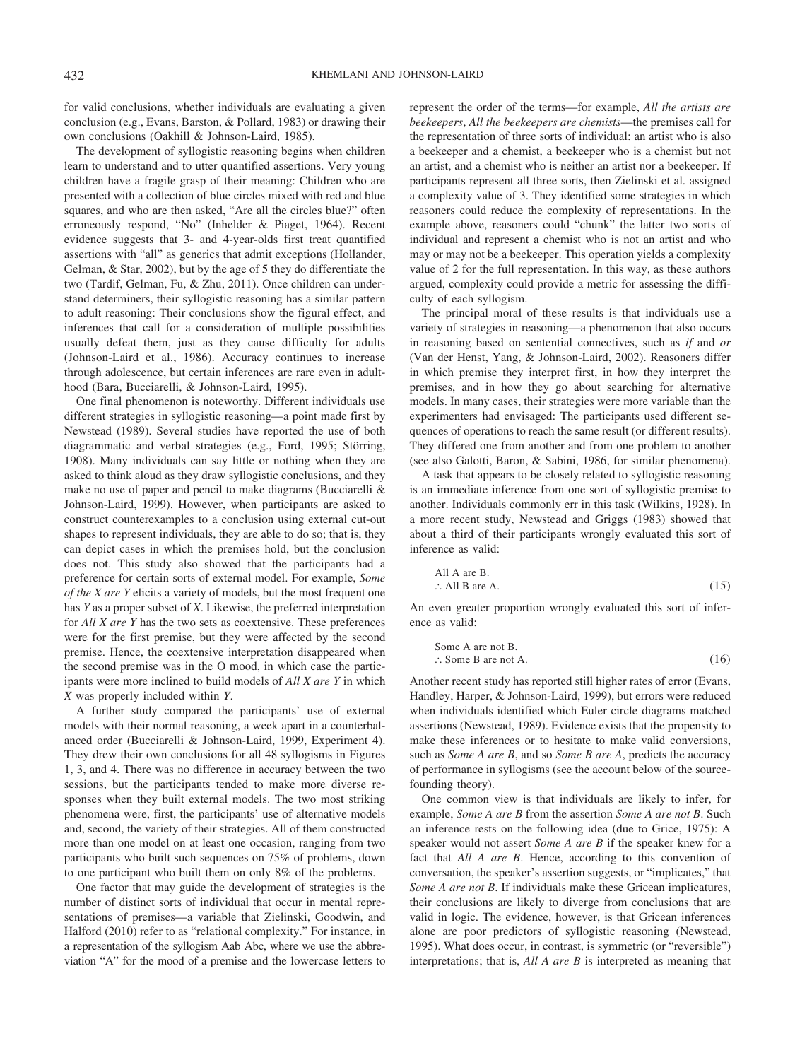for valid conclusions, whether individuals are evaluating a given conclusion (e.g., Evans, Barston, & Pollard, 1983) or drawing their own conclusions (Oakhill & Johnson-Laird, 1985).

The development of syllogistic reasoning begins when children learn to understand and to utter quantified assertions. Very young children have a fragile grasp of their meaning: Children who are presented with a collection of blue circles mixed with red and blue squares, and who are then asked, "Are all the circles blue?" often erroneously respond, "No" (Inhelder & Piaget, 1964). Recent evidence suggests that 3- and 4-year-olds first treat quantified assertions with "all" as generics that admit exceptions (Hollander, Gelman, & Star, 2002), but by the age of 5 they do differentiate the two (Tardif, Gelman, Fu, & Zhu, 2011). Once children can understand determiners, their syllogistic reasoning has a similar pattern to adult reasoning: Their conclusions show the figural effect, and inferences that call for a consideration of multiple possibilities usually defeat them, just as they cause difficulty for adults (Johnson-Laird et al., 1986). Accuracy continues to increase through adolescence, but certain inferences are rare even in adulthood (Bara, Bucciarelli, & Johnson-Laird, 1995).

One final phenomenon is noteworthy. Different individuals use different strategies in syllogistic reasoning—a point made first by Newstead (1989). Several studies have reported the use of both diagrammatic and verbal strategies (e.g., Ford, 1995; Störring, 1908). Many individuals can say little or nothing when they are asked to think aloud as they draw syllogistic conclusions, and they make no use of paper and pencil to make diagrams (Bucciarelli & Johnson-Laird, 1999). However, when participants are asked to construct counterexamples to a conclusion using external cut-out shapes to represent individuals, they are able to do so; that is, they can depict cases in which the premises hold, but the conclusion does not. This study also showed that the participants had a preference for certain sorts of external model. For example, *Some of the X are Y* elicits a variety of models, but the most frequent one has *Y* as a proper subset of *X*. Likewise, the preferred interpretation for *All X are Y* has the two sets as coextensive. These preferences were for the first premise, but they were affected by the second premise. Hence, the coextensive interpretation disappeared when the second premise was in the O mood, in which case the participants were more inclined to build models of *All X are Y* in which *X* was properly included within *Y*.

A further study compared the participants' use of external models with their normal reasoning, a week apart in a counterbalanced order (Bucciarelli & Johnson-Laird, 1999, Experiment 4). They drew their own conclusions for all 48 syllogisms in Figures 1, 3, and 4. There was no difference in accuracy between the two sessions, but the participants tended to make more diverse responses when they built external models. The two most striking phenomena were, first, the participants' use of alternative models and, second, the variety of their strategies. All of them constructed more than one model on at least one occasion, ranging from two participants who built such sequences on 75% of problems, down to one participant who built them on only 8% of the problems.

One factor that may guide the development of strategies is the number of distinct sorts of individual that occur in mental representations of premises—a variable that Zielinski, Goodwin, and Halford (2010) refer to as "relational complexity." For instance, in a representation of the syllogism Aab Abc, where we use the abbreviation "A" for the mood of a premise and the lowercase letters to represent the order of the terms—for example, *All the artists are beekeepers*, *All the beekeepers are chemists*—the premises call for the representation of three sorts of individual: an artist who is also a beekeeper and a chemist, a beekeeper who is a chemist but not an artist, and a chemist who is neither an artist nor a beekeeper. If participants represent all three sorts, then Zielinski et al. assigned a complexity value of 3. They identified some strategies in which reasoners could reduce the complexity of representations. In the example above, reasoners could "chunk" the latter two sorts of individual and represent a chemist who is not an artist and who may or may not be a beekeeper. This operation yields a complexity value of 2 for the full representation. In this way, as these authors argued, complexity could provide a metric for assessing the difficulty of each syllogism.

The principal moral of these results is that individuals use a variety of strategies in reasoning—a phenomenon that also occurs in reasoning based on sentential connectives, such as *if* and *or* (Van der Henst, Yang, & Johnson-Laird, 2002). Reasoners differ in which premise they interpret first, in how they interpret the premises, and in how they go about searching for alternative models. In many cases, their strategies were more variable than the experimenters had envisaged: The participants used different sequences of operations to reach the same result (or different results). They differed one from another and from one problem to another (see also Galotti, Baron, & Sabini, 1986, for similar phenomena).

A task that appears to be closely related to syllogistic reasoning is an immediate inference from one sort of syllogistic premise to another. Individuals commonly err in this task (Wilkins, 1928). In a more recent study, Newstead and Griggs (1983) showed that about a third of their participants wrongly evaluated this sort of inference as valid:

All A are B.
∴ All B are A. (15)

An even greater proportion wrongly evaluated this sort of inference as valid:

Some A are not B.
∴ Some B are not A. (16)

Another recent study has reported still higher rates of error (Evans, Handley, Harper, & Johnson-Laird, 1999), but errors were reduced when individuals identified which Euler circle diagrams matched assertions (Newstead, 1989). Evidence exists that the propensity to make these inferences or to hesitate to make valid conversions, such as *Some A are B*, and so *Some B are A*, predicts the accuracy of performance in syllogisms (see the account below of the source-founding theory).

One common view is that individuals are likely to infer, for example, *Some A are B* from the assertion *Some A are not B*. Such an inference rests on the following idea (due to Grice, 1975): A speaker would not assert *Some A are B* if the speaker knew for a fact that *All A are B*. Hence, according to this convention of conversation, the speaker's assertion suggests, or "implicates," that *Some A are not B*. If individuals make these Gricean implicatures, their conclusions are likely to diverge from conclusions that are valid in logic. The evidence, however, is that Gricean inferences alone are poor predictors of syllogistic reasoning (Newstead, 1995). What does occur, in contrast, is symmetric (or "reversible") interpretations; that is, *All A are B* is interpreted as meaning that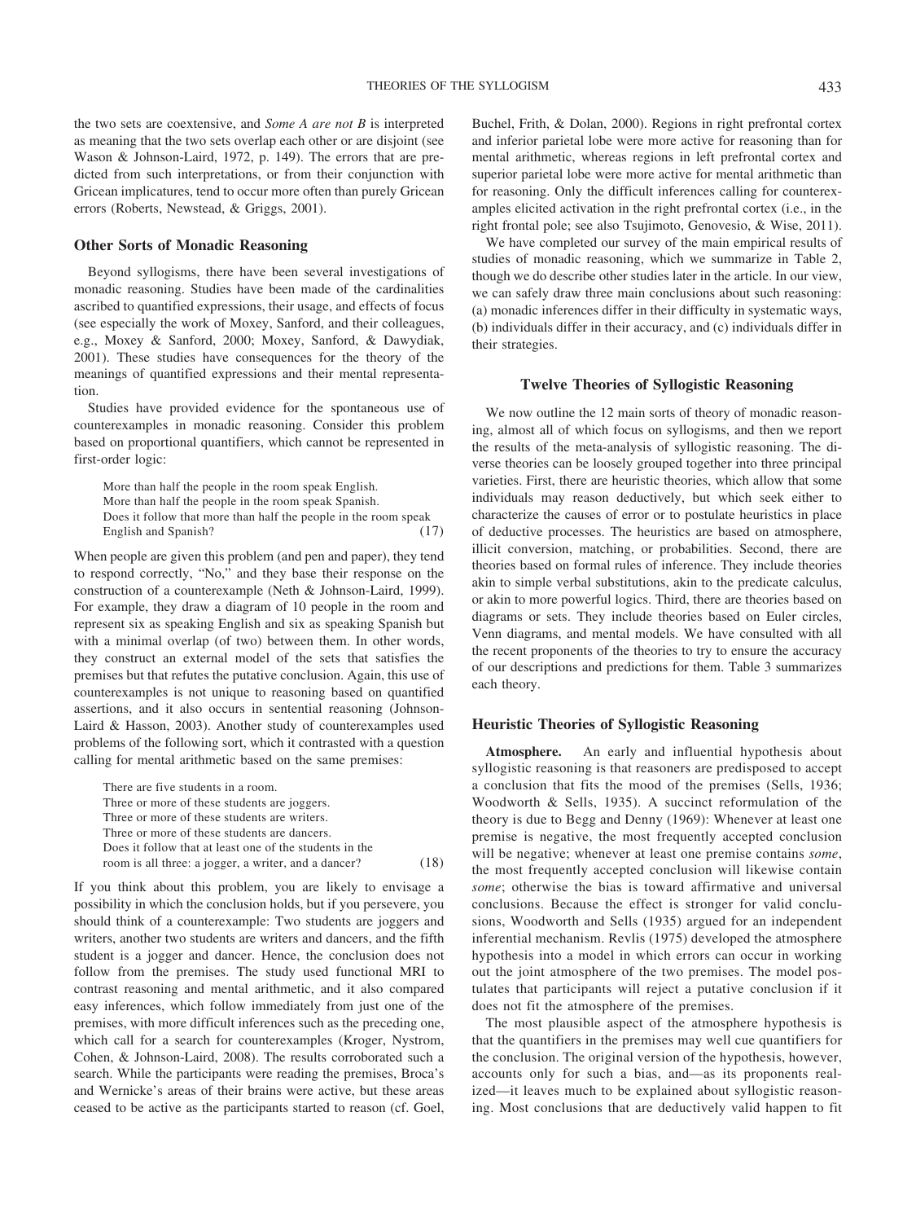the two sets are coextensive, and *Some A are not B* is interpreted as meaning that the two sets overlap each other or are disjoint (see Wason & Johnson-Laird, 1972, p. 149). The errors that are predicted from such interpretations, or from their conjunction with Gricean implicatures, tend to occur more often than purely Gricean errors (Roberts, Newstead, & Griggs, 2001).

### Other Sorts of Monadic Reasoning

Beyond syllogisms, there have been several investigations of monadic reasoning. Studies have been made of the cardinalities ascribed to quantified expressions, their usage, and effects of focus (see especially the work of Moxey, Sanford, and their colleagues, e.g., Moxey & Sanford, 2000; Moxey, Sanford, & Dawydiak, 2001). These studies have consequences for the theory of the meanings of quantified expressions and their mental representation.

Studies have provided evidence for the spontaneous use of counterexamples in monadic reasoning. Consider this problem based on proportional quantifiers, which cannot be represented in first-order logic:

> More than half the people in the room speak English.
> More than half the people in the room speak Spanish.
> Does it follow that more than half the people in the room speak English and Spanish? (17)

When people are given this problem (and pen and paper), they tend to respond correctly, "No," and they base their response on the construction of a counterexample (Neth & Johnson-Laird, 1999). For example, they draw a diagram of 10 people in the room and represent six as speaking English and six as speaking Spanish but with a minimal overlap (of two) between them. In other words, they construct an external model of the sets that satisfies the premises but that refutes the putative conclusion. Again, this use of counterexamples is not unique to reasoning based on quantified assertions, and it also occurs in sentential reasoning (Johnson-Laird & Hasson, 2003). Another study of counterexamples used problems of the following sort, which it contrasted with a question calling for mental arithmetic based on the same premises:

> There are five students in a room.
> Three or more of these students are joggers.
> Three or more of these students are writers.
> Three or more of these students are dancers.
> Does it follow that at least one of the students in the room is all three: a jogger, a writer, and a dancer? (18)

If you think about this problem, you are likely to envisage a possibility in which the conclusion holds, but if you persevere, you should think of a counterexample: Two students are joggers and writers, another two students are writers and dancers, and the fifth student is a jogger and dancer. Hence, the conclusion does not follow from the premises. The study used functional MRI to contrast reasoning and mental arithmetic, and it also compared easy inferences, which follow immediately from just one of the premises, with more difficult inferences such as the preceding one, which call for a search for counterexamples (Kroger, Nystrom, Cohen, & Johnson-Laird, 2008). The results corroborated such a search. While the participants were reading the premises, Broca's and Wernicke's areas of their brains were active, but these areas ceased to be active as the participants started to reason (cf. Goel, Buchel, Frith, & Dolan, 2000). Regions in right prefrontal cortex and inferior parietal lobe were more active for reasoning than for mental arithmetic, whereas regions in left prefrontal cortex and superior parietal lobe were more active for mental arithmetic than for reasoning. Only the difficult inferences calling for counterexamples elicited activation in the right prefrontal cortex (i.e., in the right frontal pole; see also Tsujimoto, Genovesio, & Wise, 2011).

We have completed our survey of the main empirical results of studies of monadic reasoning, which we summarize in Table 2, though we do describe other studies later in the article. In our view, we can safely draw three main conclusions about such reasoning: (a) monadic inferences differ in their difficulty in systematic ways, (b) individuals differ in their accuracy, and (c) individuals differ in their strategies.

## Twelve Theories of Syllogistic Reasoning

We now outline the 12 main sorts of theory of monadic reasoning, almost all of which focus on syllogisms, and then we report the results of the meta-analysis of syllogistic reasoning. The diverse theories can be loosely grouped together into three principal varieties. First, there are heuristic theories, which allow that some individuals may reason deductively, but which seek either to characterize the causes of error or to postulate heuristics in place of deductive processes. The heuristics are based on atmosphere, illicit conversion, matching, or probabilities. Second, there are theories based on formal rules of inference. They include theories akin to simple verbal substitutions, akin to the predicate calculus, or akin to more powerful logics. Third, there are theories based on diagrams or sets. They include theories based on Euler circles, Venn diagrams, and mental models. We have consulted with all the recent proponents of the theories to try to ensure the accuracy of our descriptions and predictions for them. Table 3 summarizes each theory.

### Heuristic Theories of Syllogistic Reasoning

**Atmosphere.** An early and influential hypothesis about syllogistic reasoning is that reasoners are predisposed to accept a conclusion that fits the mood of the premises (Sells, 1936; Woodworth & Sells, 1935). A succinct reformulation of the theory is due to Begg and Denny (1969): Whenever at least one premise is negative, the most frequently accepted conclusion will be negative; whenever at least one premise contains *some*, the most frequently accepted conclusion will likewise contain *some*; otherwise the bias is toward affirmative and universal conclusions. Because the effect is stronger for valid conclusions, Woodworth and Sells (1935) argued for an independent inferential mechanism. Revlis (1975) developed the atmosphere hypothesis into a model in which errors can occur in working out the joint atmosphere of the two premises. The model postulates that participants will reject a putative conclusion if it does not fit the atmosphere of the premises.

The most plausible aspect of the atmosphere hypothesis is that the quantifiers in the premises may well cue quantifiers for the conclusion. The original version of the hypothesis, however, accounts only for such a bias, and—as its proponents realized—it leaves much to be explained about syllogistic reasoning. Most conclusions that are deductively valid happen to fit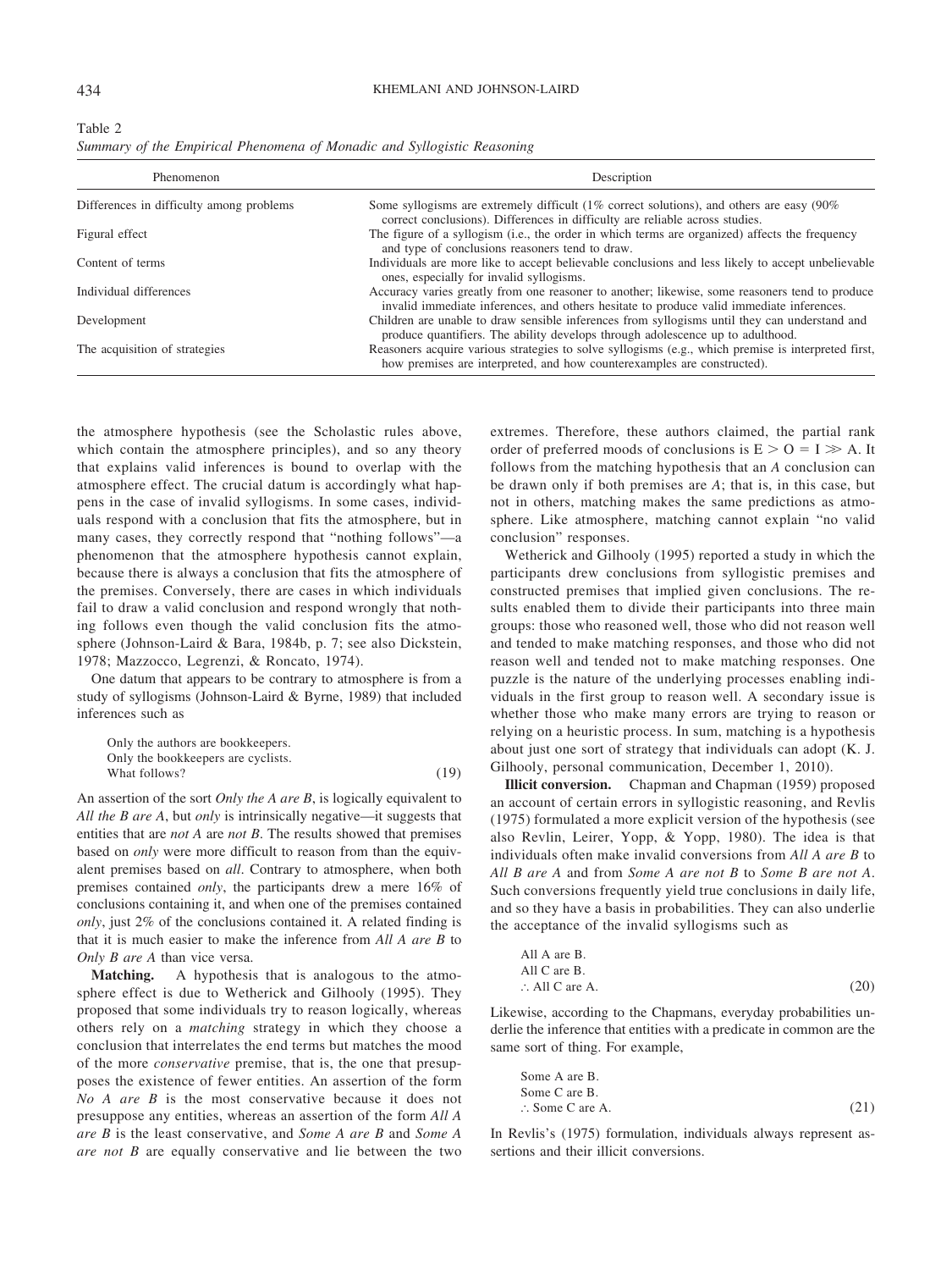Table 2
*Summary of the Empirical Phenomena of Monadic and Syllogistic Reasoning*

| Phenomenon | Description |
|---|---|
| Differences in difficulty among problems | Some syllogisms are extremely difficult (1% correct solutions), and others are easy (90% correct conclusions). Differences in difficulty are reliable across studies. |
| Figural effect | The figure of a syllogism (i.e., the order in which terms are organized) affects the frequency and type of conclusions reasoners tend to draw. |
| Content of terms | Individuals are more like to accept believable conclusions and less likely to accept unbelievable ones, especially for invalid syllogisms. |
| Individual differences | Accuracy varies greatly from one reasoner to another; likewise, some reasoners tend to produce invalid immediate inferences, and others hesitate to produce valid immediate inferences. |
| Development | Children are unable to draw sensible inferences from syllogisms until they can understand and produce quantifiers. The ability develops through adolescence up to adulthood. |
| The acquisition of strategies | Reasoners acquire various strategies to solve syllogisms (e.g., which premise is interpreted first, how premises are interpreted, and how counterexamples are constructed). |

the atmosphere hypothesis (see the Scholastic rules above, which contain the atmosphere principles), and so any theory that explains valid inferences is bound to overlap with the atmosphere effect. The crucial datum is accordingly what happens in the case of invalid syllogisms. In some cases, individuals respond with a conclusion that fits the atmosphere, but in many cases, they correctly respond that "nothing follows"—a phenomenon that the atmosphere hypothesis cannot explain, because there is always a conclusion that fits the atmosphere of the premises. Conversely, there are cases in which individuals fail to draw a valid conclusion and respond wrongly that nothing follows even though the valid conclusion fits the atmosphere (Johnson-Laird & Bara, 1984b, p. 7; see also Dickstein, 1978; Mazzocco, Legrenzi, & Roncato, 1974).

One datum that appears to be contrary to atmosphere is from a study of syllogisms (Johnson-Laird & Byrne, 1989) that included inferences such as

Only the authors are bookkeepers.
Only the bookkeepers are cyclists.
What follows? (19)

An assertion of the sort *Only the A are B*, is logically equivalent to *All the B are A*, but *only* is intrinsically negative—it suggests that entities that are *not A* are *not B*. The results showed that premises based on *only* were more difficult to reason from than the equivalent premises based on *all*. Contrary to atmosphere, when both premises contained *only*, the participants drew a mere 16% of conclusions containing it, and when one of the premises contained *only*, just 2% of the conclusions contained it. A related finding is that it is much easier to make the inference from *All A are B* to *Only B are A* than vice versa.

**Matching.** A hypothesis that is analogous to the atmosphere effect is due to Wetherick and Gilhooly (1995). They proposed that some individuals try to reason logically, whereas others rely on a *matching* strategy in which they choose a conclusion that interrelates the end terms but matches the mood of the more *conservative* premise, that is, the one that presupposes the existence of fewer entities. An assertion of the form *No A are B* is the most conservative because it does not presuppose any entities, whereas an assertion of the form *All A are B* is the least conservative, and *Some A are B* and *Some A are not B* are equally conservative and lie between the two extremes. Therefore, these authors claimed, the partial rank order of preferred moods of conclusions is $E > O = I \gg A$. It follows from the matching hypothesis that an *A* conclusion can be drawn only if both premises are *A*; that is, in this case, but not in others, matching makes the same predictions as atmosphere. Like atmosphere, matching cannot explain "no valid conclusion" responses.

Wetherick and Gilhooly (1995) reported a study in which the participants drew conclusions from syllogistic premises and constructed premises that implied given conclusions. The results enabled them to divide their participants into three main groups: those who reasoned well, those who did not reason well and tended to make matching responses, and those who did not reason well and tended not to make matching responses. One puzzle is the nature of the underlying processes enabling individuals in the first group to reason well. A secondary issue is whether those who make many errors are trying to reason or relying on a heuristic process. In sum, matching is a hypothesis about just one sort of strategy that individuals can adopt (K. J. Gilhooly, personal communication, December 1, 2010).

**Illicit conversion.** Chapman and Chapman (1959) proposed an account of certain errors in syllogistic reasoning, and Revlis (1975) formulated a more explicit version of the hypothesis (see also Revlin, Leirer, Yopp, & Yopp, 1980). The idea is that individuals often make invalid conversions from *All A are B* to *All B are A* and from *Some A are not B* to *Some B are not A*. Such conversions frequently yield true conclusions in daily life, and so they have a basis in probabilities. They can also underlie the acceptance of the invalid syllogisms such as

All A are B.
All C are B.
∴ All C are A. (20)

Likewise, according to the Chapmans, everyday probabilities underlie the inference that entities with a predicate in common are the same sort of thing. For example,

Some A are B.
Some C are B.
∴ Some C are A. (21)

In Revlis's (1975) formulation, individuals always represent assertions and their illicit conversions.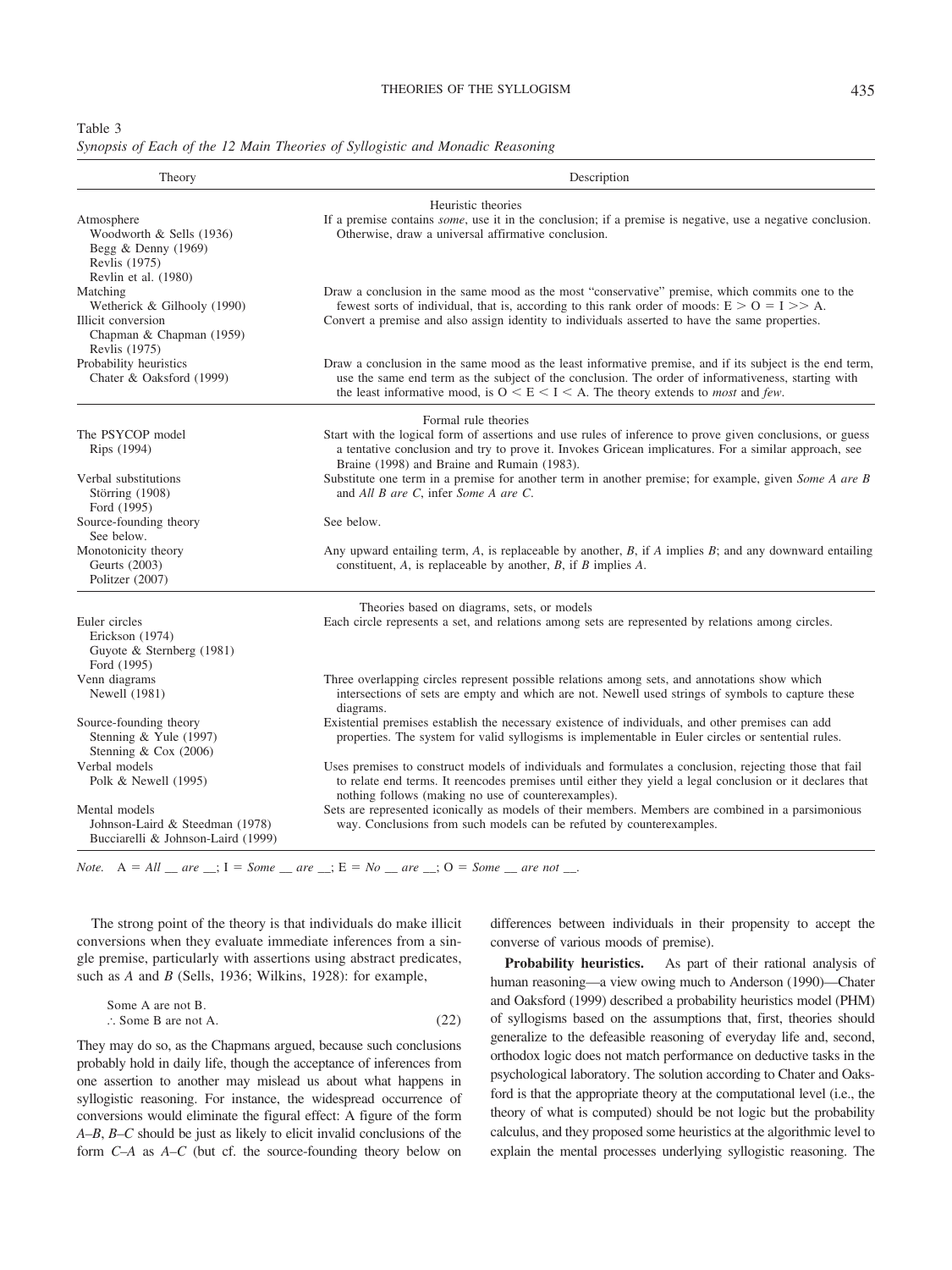Table 3
*Synopsis of Each of the 12 Main Theories of Syllogistic and Monadic Reasoning*

| Theory | Description |
|---|---|
| | Heuristic theories |
| Atmosphere<br>Woodworth & Sells (1936)<br>Begg & Denny (1969)<br>Revlis (1975)<br>Revlin et al. (1980) | If a premise contains *some*, use it in the conclusion; if a premise is negative, use a negative conclusion. Otherwise, draw a universal affirmative conclusion. |
| Matching<br>Wetherick & Gilhooly (1990) | Draw a conclusion in the same mood as the most "conservative" premise, which commits one to the fewest sorts of individual, that is, according to this rank order of moods: E > O = I >> A. |
| Illicit conversion<br>Chapman & Chapman (1959)<br>Revlis (1975) | Convert a premise and also assign identity to individuals asserted to have the same properties. |
| Probability heuristics<br>Chater & Oaksford (1999) | Draw a conclusion in the same mood as the least informative premise, and if its subject is the end term, use the same end term as the subject of the conclusion. The order of informativeness, starting with the least informative mood, is O < E < I < A. The theory extends to *most* and *few*. |
| | Formal rule theories |
| The PSYCOP model<br>Rips (1994) | Start with the logical form of assertions and use rules of inference to prove given conclusions, or guess a tentative conclusion and try to prove it. Invokes Gricean implicatures. For a similar approach, see Braine (1998) and Braine and Rumain (1983). |
| Verbal substitutions<br>Störring (1908)<br>Ford (1995) | Substitute one term in a premise for another term in another premise; for example, given *Some A are B* and *All B are C*, infer *Some A are C*. |
| Source-founding theory<br>See below. | See below. |
| Monotonicity theory<br>Geurts (2003)<br>Politzer (2007) | Any upward entailing term, *A*, is replaceable by another, *B*, if *A* implies *B*; and any downward entailing constituent, *A*, is replaceable by another, *B*, if *B* implies *A*. |
| | Theories based on diagrams, sets, or models |
| Euler circles<br>Erickson (1974)<br>Guyote & Sternberg (1981)<br>Ford (1995) | Each circle represents a set, and relations among sets are represented by relations among circles. |
| Venn diagrams<br>Newell (1981) | Three overlapping circles represent possible relations among sets, and annotations show which intersections of sets are empty and which are not. Newell used strings of symbols to capture these diagrams. |
| Source-founding theory<br>Stenning & Yule (1997)<br>Stenning & Cox (2006) | Existential premises establish the necessary existence of individuals, and other premises can add properties. The system for valid syllogisms is implementable in Euler circles or sentential rules. |
| Verbal models<br>Polk & Newell (1995) | Uses premises to construct models of individuals and formulates a conclusion, rejecting those that fail to relate end terms. It reencodes premises until either they yield a legal conclusion or it declares that nothing follows (making no use of counterexamples). |
| Mental models<br>Johnson-Laird & Steedman (1978)<br>Bucciarelli & Johnson-Laird (1999) | Sets are represented iconically as models of their members. Members are combined in a parsimonious way. Conclusions from such models can be refuted by counterexamples. |

*Note.* A = *All __ are __*; I = *Some __ are __*; E = *No __ are __*; O = *Some __ are not __*.

The strong point of the theory is that individuals do make illicit conversions when they evaluate immediate inferences from a single premise, particularly with assertions using abstract predicates, such as *A* and *B* (Sells, 1936; Wilkins, 1928): for example,

Some A are not B.
∴ Some B are not A. (22)

They may do so, as the Chapmans argued, because such conclusions probably hold in daily life, though the acceptance of inferences from one assertion to another may mislead us about what happens in syllogistic reasoning. For instance, the widespread occurrence of conversions would eliminate the figural effect: A figure of the form *A–B*, *B–C* should be just as likely to elicit invalid conclusions of the form *C–A* as *A–C* (but cf. the source-founding theory below on differences between individuals in their propensity to accept the converse of various moods of premise).

**Probability heuristics.** As part of their rational analysis of human reasoning—a view owing much to Anderson (1990)—Chater and Oaksford (1999) described a probability heuristics model (PHM) of syllogisms based on the assumptions that, first, theories should generalize to the defeasible reasoning of everyday life and, second, orthodox logic does not match performance on deductive tasks in the psychological laboratory. The solution according to Chater and Oaksford is that the appropriate theory at the computational level (i.e., the theory of what is computed) should be not logic but the probability calculus, and they proposed some heuristics at the algorithmic level to explain the mental processes underlying syllogistic reasoning. The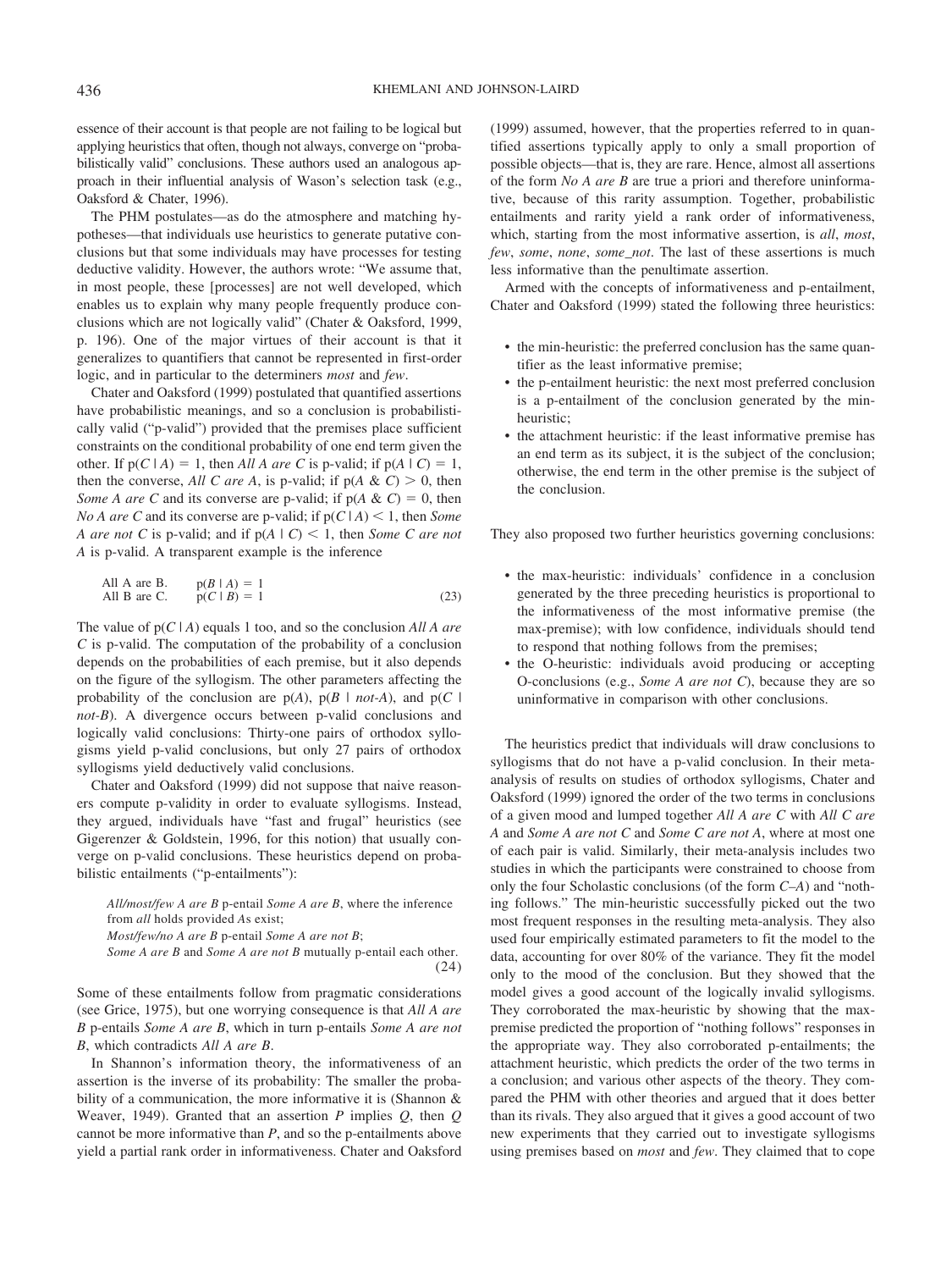essence of their account is that people are not failing to be logical but applying heuristics that often, though not always, converge on "probabilistically valid" conclusions. These authors used an analogous approach in their influential analysis of Wason's selection task (e.g., Oaksford & Chater, 1996).

The PHM postulates—as do the atmosphere and matching hypotheses—that individuals use heuristics to generate putative conclusions but that some individuals may have processes for testing deductive validity. However, the authors wrote: "We assume that, in most people, these [processes] are not well developed, which enables us to explain why many people frequently produce conclusions which are not logically valid" (Chater & Oaksford, 1999, p. 196). One of the major virtues of their account is that it generalizes to quantifiers that cannot be represented in first-order logic, and in particular to the determiners *most* and *few*.

Chater and Oaksford (1999) postulated that quantified assertions have probabilistic meanings, and so a conclusion is probabilistically valid ("p-valid") provided that the premises place sufficient constraints on the conditional probability of one end term given the other. If $p(C \mid A) = 1$, then *All A are C* is p-valid; if $p(A \mid C) = 1$, then the converse, *All C are A*, is p-valid; if $p(A \,\&\, C) > 0$, then *Some A are C* and its converse are p-valid; if $p(A \,\&\, C) = 0$, then *No A are C* and its converse are p-valid; if $p(C \mid A) < 1$, then *Some A are not C* is p-valid; and if $p(A \mid C) < 1$, then *Some C are not A* is p-valid. A transparent example is the inference

$$\begin{array}{ll} \text{All A are B.} & p(B \mid A) = 1 \\ \text{All B are C.} & p(C \mid B) = 1 \end{array} \tag{23}$$

The value of $p(C \mid A)$ equals 1 too, and so the conclusion *All A are C* is p-valid. The computation of the probability of a conclusion depends on the probabilities of each premise, but it also depends on the figure of the syllogism. The other parameters affecting the probability of the conclusion are $p(A)$, $p(B \mid \textit{not-}A)$, and $p(C \mid \textit{not-}B)$. A divergence occurs between p-valid conclusions and logically valid conclusions: Thirty-one pairs of orthodox syllogisms yield p-valid conclusions, but only 27 pairs of orthodox syllogisms yield deductively valid conclusions.

Chater and Oaksford (1999) did not suppose that naive reasoners compute p-validity in order to evaluate syllogisms. Instead, they argued, individuals have "fast and frugal" heuristics (see Gigerenzer & Goldstein, 1996, for this notion) that usually converge on p-valid conclusions. These heuristics depend on probabilistic entailments ("p-entailments"):

*All/most/few A are B* p-entail *Some A are B*, where the inference from *all* holds provided *A*s exist;
*Most/few/no A are B* p-entail *Some A are not B*;
*Some A are B* and *Some A are not B* mutually p-entail each other. (24)

Some of these entailments follow from pragmatic considerations (see Grice, 1975), but one worrying consequence is that *All A are B* p-entails *Some A are B*, which in turn p-entails *Some A are not B*, which contradicts *All A are B*.

In Shannon's information theory, the informativeness of an assertion is the inverse of its probability: The smaller the probability of a communication, the more informative it is (Shannon & Weaver, 1949). Granted that an assertion *P* implies *Q*, then *Q* cannot be more informative than *P*, and so the p-entailments above yield a partial rank order in informativeness. Chater and Oaksford (1999) assumed, however, that the properties referred to in quantified assertions typically apply to only a small proportion of possible objects—that is, they are rare. Hence, almost all assertions of the form *No A are B* are true a priori and therefore uninformative, because of this rarity assumption. Together, probabilistic entailments and rarity yield a rank order of informativeness, which, starting from the most informative assertion, is *all*, *most*, *few*, *some*, *none*, *some_not*. The last of these assertions is much less informative than the penultimate assertion.

Armed with the concepts of informativeness and p-entailment, Chater and Oaksford (1999) stated the following three heuristics:

- the min-heuristic: the preferred conclusion has the same quantifier as the least informative premise;
- the p-entailment heuristic: the next most preferred conclusion is a p-entailment of the conclusion generated by the min-heuristic;
- the attachment heuristic: if the least informative premise has an end term as its subject, it is the subject of the conclusion; otherwise, the end term in the other premise is the subject of the conclusion.

They also proposed two further heuristics governing conclusions:

- the max-heuristic: individuals' confidence in a conclusion generated by the three preceding heuristics is proportional to the informativeness of the most informative premise (the max-premise); with low confidence, individuals should tend to respond that nothing follows from the premises;
- the O-heuristic: individuals avoid producing or accepting O-conclusions (e.g., *Some A are not C*), because they are so uninformative in comparison with other conclusions.

The heuristics predict that individuals will draw conclusions to syllogisms that do not have a p-valid conclusion. In their meta-analysis of results on studies of orthodox syllogisms, Chater and Oaksford (1999) ignored the order of the two terms in conclusions of a given mood and lumped together *All A are C* with *All C are A* and *Some A are not C* and *Some C are not A*, where at most one of each pair is valid. Similarly, their meta-analysis includes two studies in which the participants were constrained to choose from only the four Scholastic conclusions (of the form *C–A*) and "nothing follows." The min-heuristic successfully picked out the two most frequent responses in the resulting meta-analysis. They also used four empirically estimated parameters to fit the model to the data, accounting for over 80% of the variance. They fit the model only to the mood of the conclusion. But they showed that the model gives a good account of the logically invalid syllogisms. They corroborated the max-heuristic by showing that the max-premise predicted the proportion of "nothing follows" responses in the appropriate way. They also corroborated p-entailments; the attachment heuristic, which predicts the order of the two terms in a conclusion; and various other aspects of the theory. They compared the PHM with other theories and argued that it does better than its rivals. They also argued that it gives a good account of two new experiments that they carried out to investigate syllogisms using premises based on *most* and *few*. They claimed that to cope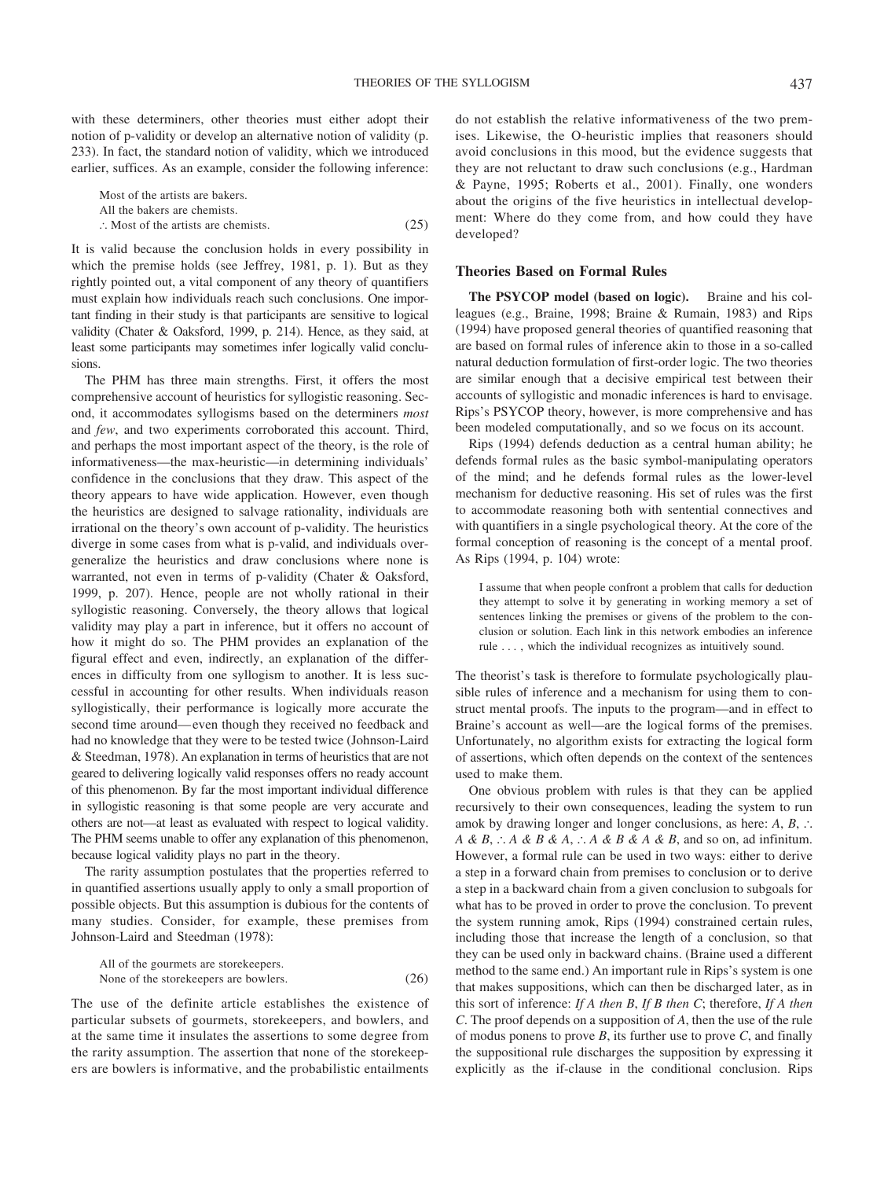with these determiners, other theories must either adopt their notion of p-validity or develop an alternative notion of validity (p. 233). In fact, the standard notion of validity, which we introduced earlier, suffices. As an example, consider the following inference:

> Most of the artists are bakers.
> All the bakers are chemists.
> ∴ Most of the artists are chemists. (25)

It is valid because the conclusion holds in every possibility in which the premise holds (see Jeffrey, 1981, p. 1). But as they rightly pointed out, a vital component of any theory of quantifiers must explain how individuals reach such conclusions. One important finding in their study is that participants are sensitive to logical validity (Chater & Oaksford, 1999, p. 214). Hence, as they said, at least some participants may sometimes infer logically valid conclusions.

The PHM has three main strengths. First, it offers the most comprehensive account of heuristics for syllogistic reasoning. Second, it accommodates syllogisms based on the determiners *most* and *few*, and two experiments corroborated this account. Third, and perhaps the most important aspect of the theory, is the role of informativeness—the max-heuristic—in determining individuals' confidence in the conclusions that they draw. This aspect of the theory appears to have wide application. However, even though the heuristics are designed to salvage rationality, individuals are irrational on the theory's own account of p-validity. The heuristics diverge in some cases from what is p-valid, and individuals overgeneralize the heuristics and draw conclusions where none is warranted, not even in terms of p-validity (Chater & Oaksford, 1999, p. 207). Hence, people are not wholly rational in their syllogistic reasoning. Conversely, the theory allows that logical validity may play a part in inference, but it offers no account of how it might do so. The PHM provides an explanation of the figural effect and even, indirectly, an explanation of the differences in difficulty from one syllogism to another. It is less successful in accounting for other results. When individuals reason syllogistically, their performance is logically more accurate the second time around—even though they received no feedback and had no knowledge that they were to be tested twice (Johnson-Laird & Steedman, 1978). An explanation in terms of heuristics that are not geared to delivering logically valid responses offers no ready account of this phenomenon. By far the most important individual difference in syllogistic reasoning is that some people are very accurate and others are not—at least as evaluated with respect to logical validity. The PHM seems unable to offer any explanation of this phenomenon, because logical validity plays no part in the theory.

The rarity assumption postulates that the properties referred to in quantified assertions usually apply to only a small proportion of possible objects. But this assumption is dubious for the contents of many studies. Consider, for example, these premises from Johnson-Laird and Steedman (1978):

> All of the gourmets are storekeepers.
> None of the storekeepers are bowlers. (26)

The use of the definite article establishes the existence of particular subsets of gourmets, storekeepers, and bowlers, and at the same time it insulates the assertions to some degree from the rarity assumption. The assertion that none of the storekeepers are bowlers is informative, and the probabilistic entailments do not establish the relative informativeness of the two premises. Likewise, the O-heuristic implies that reasoners should avoid conclusions in this mood, but the evidence suggests that they are not reluctant to draw such conclusions (e.g., Hardman & Payne, 1995; Roberts et al., 2001). Finally, one wonders about the origins of the five heuristics in intellectual development: Where do they come from, and how could they have developed?

## Theories Based on Formal Rules

**The PSYCOP model (based on logic).** Braine and his colleagues (e.g., Braine, 1998; Braine & Rumain, 1983) and Rips (1994) have proposed general theories of quantified reasoning that are based on formal rules of inference akin to those in a so-called natural deduction formulation of first-order logic. The two theories are similar enough that a decisive empirical test between their accounts of syllogistic and monadic inferences is hard to envisage. Rips's PSYCOP theory, however, is more comprehensive and has been modeled computationally, and so we focus on its account.

Rips (1994) defends deduction as a central human ability; he defends formal rules as the basic symbol-manipulating operators of the mind; and he defends formal rules as the lower-level mechanism for deductive reasoning. His set of rules was the first to accommodate reasoning both with sentential connectives and with quantifiers in a single psychological theory. At the core of the formal conception of reasoning is the concept of a mental proof. As Rips (1994, p. 104) wrote:

> I assume that when people confront a problem that calls for deduction they attempt to solve it by generating in working memory a set of sentences linking the premises or givens of the problem to the conclusion or solution. Each link in this network embodies an inference rule . . . , which the individual recognizes as intuitively sound.

The theorist's task is therefore to formulate psychologically plausible rules of inference and a mechanism for using them to construct mental proofs. The inputs to the program—and in effect to Braine's account as well—are the logical forms of the premises. Unfortunately, no algorithm exists for extracting the logical form of assertions, which often depends on the context of the sentences used to make them.

One obvious problem with rules is that they can be applied recursively to their own consequences, leading the system to run amok by drawing longer and longer conclusions, as here: *A*, *B*, ∴ *A & B*, ∴ *A & B & A*, ∴ *A & B & A & B*, and so on, ad infinitum. However, a formal rule can be used in two ways: either to derive a step in a forward chain from premises to conclusion or to derive a step in a backward chain from a given conclusion to subgoals for what has to be proved in order to prove the conclusion. To prevent the system running amok, Rips (1994) constrained certain rules, including those that increase the length of a conclusion, so that they can be used only in backward chains. (Braine used a different method to the same end.) An important rule in Rips's system is one that makes suppositions, which can then be discharged later, as in this sort of inference: *If A then B*, *If B then C*; therefore, *If A then C*. The proof depends on a supposition of *A*, then the use of the rule of modus ponens to prove *B*, its further use to prove *C*, and finally the suppositional rule discharges the supposition by expressing it explicitly as the if-clause in the conditional conclusion. Rips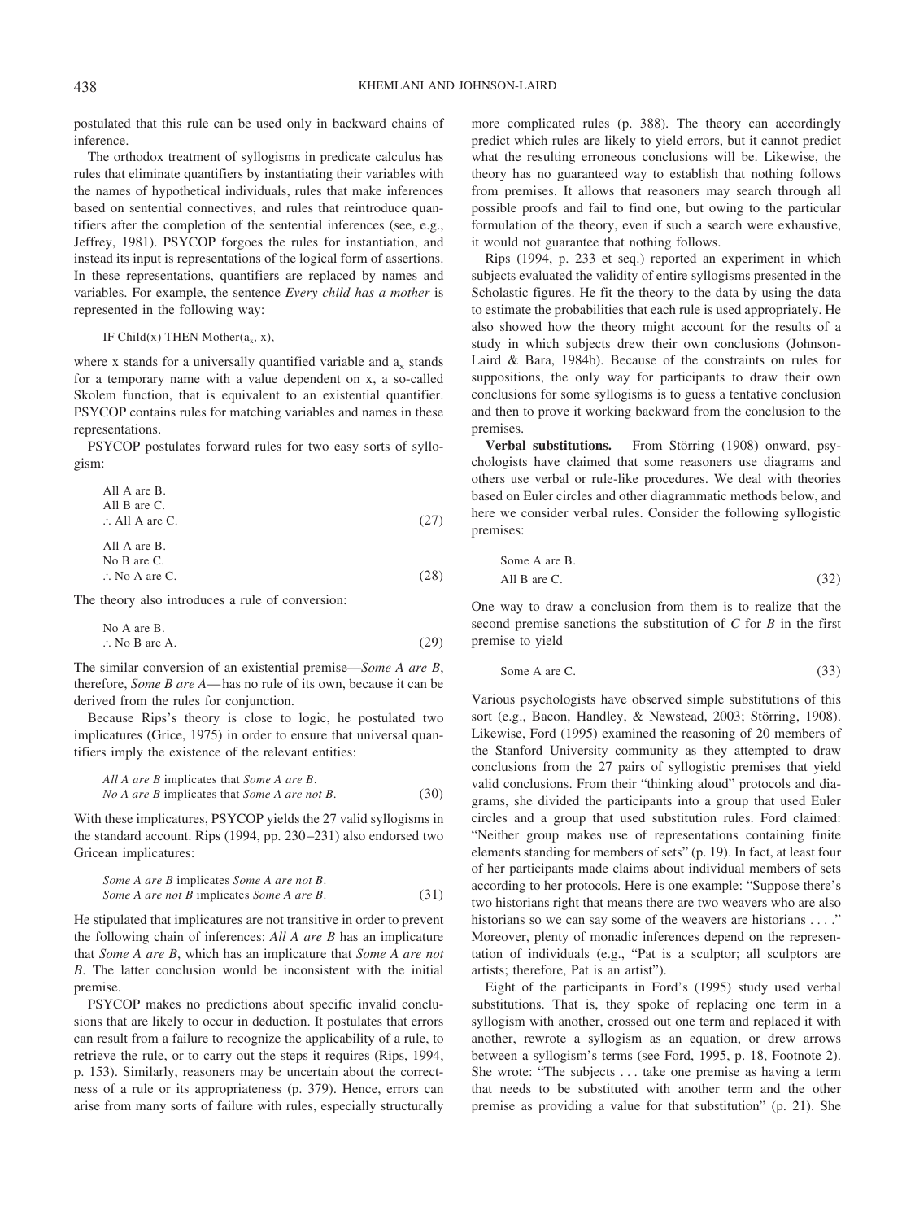postulated that this rule can be used only in backward chains of inference.

The orthodox treatment of syllogisms in predicate calculus has rules that eliminate quantifiers by instantiating their variables with the names of hypothetical individuals, rules that make inferences based on sentential connectives, and rules that reintroduce quantifiers after the completion of the sentential inferences (see, e.g., Jeffrey, 1981). PSYCOP forgoes the rules for instantiation, and instead its input is representations of the logical form of assertions. In these representations, quantifiers are replaced by names and variables. For example, the sentence *Every child has a mother* is represented in the following way:

IF Child(x) THEN Mother($a_x$, x),

where x stands for a universally quantified variable and $a_x$ stands for a temporary name with a value dependent on x, a so-called Skolem function, that is equivalent to an existential quantifier. PSYCOP contains rules for matching variables and names in these representations.

PSYCOP postulates forward rules for two easy sorts of syllogism:

All A are B.
All B are C.
∴ All A are C. (27)

All A are B.
No B are C.
∴ No A are C. (28)

The theory also introduces a rule of conversion:

No A are B.
∴ No B are A. (29)

The similar conversion of an existential premise—*Some A are B*, therefore, *Some B are A*—has no rule of its own, because it can be derived from the rules for conjunction.

Because Rips's theory is close to logic, he postulated two implicatures (Grice, 1975) in order to ensure that universal quantifiers imply the existence of the relevant entities:

*All A are B* implicates that *Some A are B*.
*No A are B* implicates that *Some A are not B*. (30)

With these implicatures, PSYCOP yields the 27 valid syllogisms in the standard account. Rips (1994, pp. 230–231) also endorsed two Gricean implicatures:

*Some A are B* implicates *Some A are not B*.
*Some A are not B* implicates *Some A are B*. (31)

He stipulated that implicatures are not transitive in order to prevent the following chain of inferences: *All A are B* has an implicature that *Some A are B*, which has an implicature that *Some A are not B*. The latter conclusion would be inconsistent with the initial premise.

PSYCOP makes no predictions about specific invalid conclusions that are likely to occur in deduction. It postulates that errors can result from a failure to recognize the applicability of a rule, to retrieve the rule, or to carry out the steps it requires (Rips, 1994, p. 153). Similarly, reasoners may be uncertain about the correctness of a rule or its appropriateness (p. 379). Hence, errors can arise from many sorts of failure with rules, especially structurally more complicated rules (p. 388). The theory can accordingly predict which rules are likely to yield errors, but it cannot predict what the resulting erroneous conclusions will be. Likewise, the theory has no guaranteed way to establish that nothing follows from premises. It allows that reasoners may search through all possible proofs and fail to find one, but owing to the particular formulation of the theory, even if such a search were exhaustive, it would not guarantee that nothing follows.

Rips (1994, p. 233 et seq.) reported an experiment in which subjects evaluated the validity of entire syllogisms presented in the Scholastic figures. He fit the theory to the data by using the data to estimate the probabilities that each rule is used appropriately. He also showed how the theory might account for the results of a study in which subjects drew their own conclusions (Johnson-Laird & Bara, 1984b). Because of the constraints on rules for suppositions, the only way for participants to draw their own conclusions for some syllogisms is to guess a tentative conclusion and then to prove it working backward from the conclusion to the premises.

**Verbal substitutions.** From Störring (1908) onward, psychologists have claimed that some reasoners use diagrams and others use verbal or rule-like procedures. We deal with theories based on Euler circles and other diagrammatic methods below, and here we consider verbal rules. Consider the following syllogistic premises:

Some A are B.
All B are C. (32)

One way to draw a conclusion from them is to realize that the second premise sanctions the substitution of *C* for *B* in the first premise to yield

Some A are C. (33)

Various psychologists have observed simple substitutions of this sort (e.g., Bacon, Handley, & Newstead, 2003; Störring, 1908). Likewise, Ford (1995) examined the reasoning of 20 members of the Stanford University community as they attempted to draw conclusions from the 27 pairs of syllogistic premises that yield valid conclusions. From their "thinking aloud" protocols and diagrams, she divided the participants into a group that used Euler circles and a group that used substitution rules. Ford claimed: "Neither group makes use of representations containing finite elements standing for members of sets" (p. 19). In fact, at least four of her participants made claims about individual members of sets according to her protocols. Here is one example: "Suppose there's two historians right that means there are two weavers who are also historians so we can say some of the weavers are historians . . . ." Moreover, plenty of monadic inferences depend on the representation of individuals (e.g., "Pat is a sculptor; all sculptors are artists; therefore, Pat is an artist").

Eight of the participants in Ford's (1995) study used verbal substitutions. That is, they spoke of replacing one term in a syllogism with another, crossed out one term and replaced it with another, rewrote a syllogism as an equation, or drew arrows between a syllogism's terms (see Ford, 1995, p. 18, Footnote 2). She wrote: "The subjects . . . take one premise as having a term that needs to be substituted with another term and the other premise as providing a value for that substitution" (p. 21). She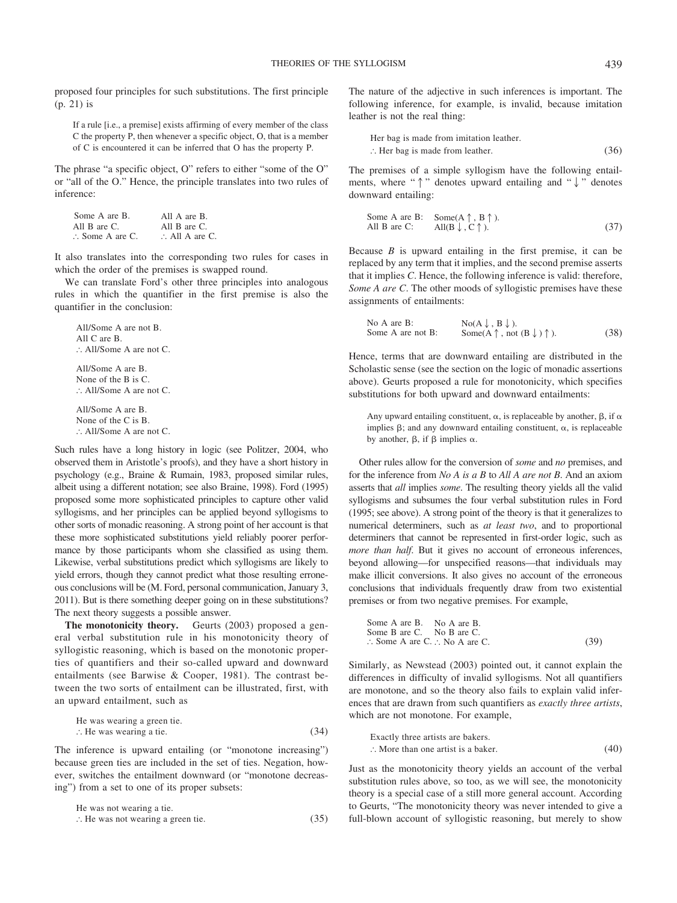proposed four principles for such substitutions. The first principle (p. 21) is

> If a rule [i.e., a premise] exists affirming of every member of the class C the property P, then whenever a specific object, O, that is a member of C is encountered it can be inferred that O has the property P.

The phrase "a specific object, O" refers to either "some of the O" or "all of the O." Hence, the principle translates into two rules of inference:

| | |
|---|---|
| Some A are B. | All A are B. |
| All B are C. | All B are C. |
| ∴ Some A are C. | ∴ All A are C. |

It also translates into the corresponding two rules for cases in which the order of the premises is swapped round.

We can translate Ford's other three principles into analogous rules in which the quantifier in the first premise is also the quantifier in the conclusion:

All/Some A are not B.
All C are B.
∴ All/Some A are not C.

All/Some A are B.
None of the B is C.
∴ All/Some A are not C.

All/Some A are B.
None of the C is B.
∴ All/Some A are not C.

Such rules have a long history in logic (see Politzer, 2004, who observed them in Aristotle's proofs), and they have a short history in psychology (e.g., Braine & Rumain, 1983, proposed similar rules, albeit using a different notation; see also Braine, 1998). Ford (1995) proposed some more sophisticated principles to capture other valid syllogisms, and her principles can be applied beyond syllogisms to other sorts of monadic reasoning. A strong point of her account is that these more sophisticated substitutions yield reliably poorer performance by those participants whom she classified as using them. Likewise, verbal substitutions predict which syllogisms are likely to yield errors, though they cannot predict what those resulting erroneous conclusions will be (M. Ford, personal communication, January 3, 2011). But is there something deeper going on in these substitutions? The next theory suggests a possible answer.

**The monotonicity theory.** Geurts (2003) proposed a general verbal substitution rule in his monotonicity theory of syllogistic reasoning, which is based on the monotonic properties of quantifiers and their so-called upward and downward entailments (see Barwise & Cooper, 1981). The contrast between the two sorts of entailment can be illustrated, first, with an upward entailment, such as

He was wearing a green tie.
∴ He was wearing a tie. (34)

The inference is upward entailing (or "monotone increasing") because green ties are included in the set of ties. Negation, however, switches the entailment downward (or "monotone decreasing") from a set to one of its proper subsets:

He was not wearing a tie.
∴ He was not wearing a green tie. (35)

The nature of the adjective in such inferences is important. The following inference, for example, is invalid, because imitation leather is not the real thing:

Her bag is made from imitation leather.
∴ Her bag is made from leather. (36)

The premises of a simple syllogism have the following entailments, where "↑" denotes upward entailing and "↓" denotes downward entailing:

Some A are B: Some(A ↑, B ↑).
All B are C: All(B ↓, C ↑). (37)

Because *B* is upward entailing in the first premise, it can be replaced by any term that it implies, and the second premise asserts that it implies *C*. Hence, the following inference is valid: therefore, *Some A are C*. The other moods of syllogistic premises have these assignments of entailments:

No A are B: No(A ↓, B ↓).
Some A are not B: Some(A ↑, not (B ↓) ↑). (38)

Hence, terms that are downward entailing are distributed in the Scholastic sense (see the section on the logic of monadic assertions above). Geurts proposed a rule for monotonicity, which specifies substitutions for both upward and downward entailments:

> Any upward entailing constituent, α, is replaceable by another, β, if α implies β; and any downward entailing constituent, α, is replaceable by another, β, if β implies α.

Other rules allow for the conversion of *some* and *no* premises, and for the inference from *No A is a B* to *All A are not B*. And an axiom asserts that *all* implies *some*. The resulting theory yields all the valid syllogisms and subsumes the four verbal substitution rules in Ford (1995; see above). A strong point of the theory is that it generalizes to numerical determiners, such as *at least two*, and to proportional determiners that cannot be represented in first-order logic, such as *more than half*. But it gives no account of erroneous inferences, beyond allowing—for unspecified reasons—that individuals may make illicit conversions. It also gives no account of the erroneous conclusions that individuals frequently draw from two existential premises or from two negative premises. For example,

| | |
|---|---|
| Some A are B. | No A are B. |
| Some B are C. | No B are C. |
| ∴ Some A are C. | ∴ No A are C. (39) |

Similarly, as Newstead (2003) pointed out, it cannot explain the differences in difficulty of invalid syllogisms. Not all quantifiers are monotone, and so the theory also fails to explain valid inferences that are drawn from such quantifiers as *exactly three artists*, which are not monotone. For example,

Exactly three artists are bakers.
∴ More than one artist is a baker. (40)

Just as the monotonicity theory yields an account of the verbal substitution rules above, so too, as we will see, the monotonicity theory is a special case of a still more general account. According to Geurts, "The monotonicity theory was never intended to give a full-blown account of syllogistic reasoning, but merely to show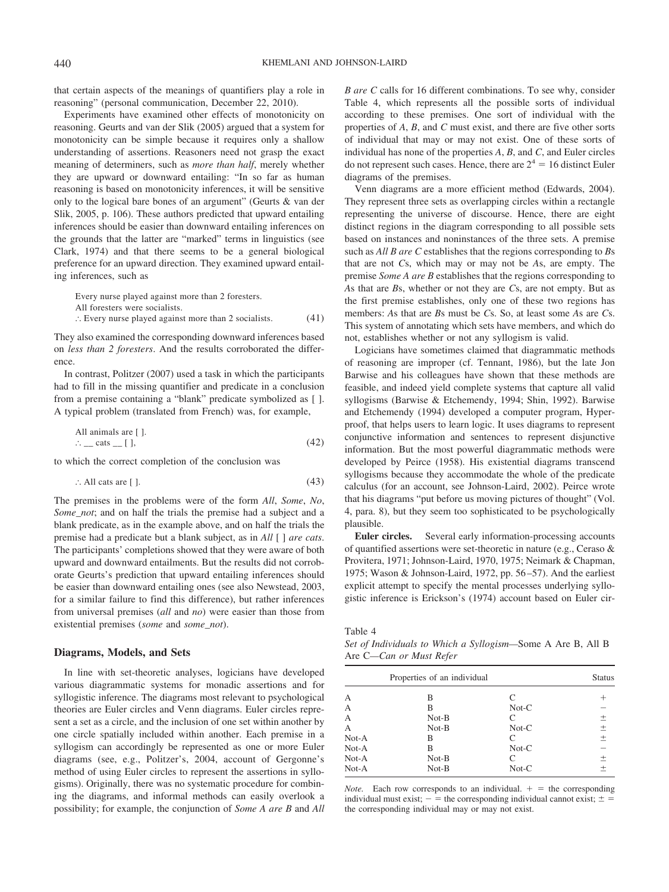that certain aspects of the meanings of quantifiers play a role in reasoning" (personal communication, December 22, 2010).

Experiments have examined other effects of monotonicity on reasoning. Geurts and van der Slik (2005) argued that a system for monotonicity can be simple because it requires only a shallow understanding of assertions. Reasoners need not grasp the exact meaning of determiners, such as *more than half*, merely whether they are upward or downward entailing: "In so far as human reasoning is based on monotonicity inferences, it will be sensitive only to the logical bare bones of an argument" (Geurts & van der Slik, 2005, p. 106). These authors predicted that upward entailing inferences should be easier than downward entailing inferences on the grounds that the latter are "marked" terms in linguistics (see Clark, 1974) and that there seems to be a general biological preference for an upward direction. They examined upward entailing inferences, such as

Every nurse played against more than 2 foresters.
All foresters were socialists.
∴ Every nurse played against more than 2 socialists. (41)

They also examined the corresponding downward inferences based on *less than 2 foresters*. And the results corroborated the difference.

In contrast, Politzer (2007) used a task in which the participants had to fill in the missing quantifier and predicate in a conclusion from a premise containing a "blank" predicate symbolized as [ ]. A typical problem (translated from French) was, for example,

All animals are [ ].
∴ __ cats __ [ ], (42)

to which the correct completion of the conclusion was

∴ All cats are [ ]. (43)

The premises in the problems were of the form *All*, *Some*, *No*, *Some_not*; and on half the trials the premise had a subject and a blank predicate, as in the example above, and on half the trials the premise had a predicate but a blank subject, as in *All* [ ] *are cats*. The participants' completions showed that they were aware of both upward and downward entailments. But the results did not corroborate Geurts's prediction that upward entailing inferences should be easier than downward entailing ones (see also Newstead, 2003, for a similar failure to find this difference), but rather inferences from universal premises (*all* and *no*) were easier than those from existential premises (*some* and *some_not*).

## Diagrams, Models, and Sets

In line with set-theoretic analyses, logicians have developed various diagrammatic systems for monadic assertions and for syllogistic inference. The diagrams most relevant to psychological theories are Euler circles and Venn diagrams. Euler circles represent a set as a circle, and the inclusion of one set within another by one circle spatially included within another. Each premise in a syllogism can accordingly be represented as one or more Euler diagrams (see, e.g., Politzer's, 2004, account of Gergonne's method of using Euler circles to represent the assertions in syllogisms). Originally, there was no systematic procedure for combining the diagrams, and informal methods can easily overlook a possibility; for example, the conjunction of *Some A are B* and *All B are C* calls for 16 different combinations. To see why, consider Table 4, which represents all the possible sorts of individual according to these premises. One sort of individual with the properties of *A*, *B*, and *C* must exist, and there are five other sorts of individual that may or may not exist. One of these sorts of individual has none of the properties *A*, *B*, and *C*, and Euler circles do not represent such cases. Hence, there are $2^4 = 16$ distinct Euler diagrams of the premises.

Venn diagrams are a more efficient method (Edwards, 2004). They represent three sets as overlapping circles within a rectangle representing the universe of discourse. Hence, there are eight distinct regions in the diagram corresponding to all possible sets based on instances and noninstances of the three sets. A premise such as *All B are C* establishes that the regions corresponding to *B*s that are not *C*s, which may or may not be *A*s, are empty. The premise *Some A are B* establishes that the regions corresponding to *A*s that are *B*s, whether or not they are *C*s, are not empty. But as the first premise establishes, only one of these two regions has members: *A*s that are *B*s must be *C*s. So, at least some *A*s are *C*s. This system of annotating which sets have members, and which do not, establishes whether or not any syllogism is valid.

Logicians have sometimes claimed that diagrammatic methods of reasoning are improper (cf. Tennant, 1986), but the late Jon Barwise and his colleagues have shown that these methods are feasible, and indeed yield complete systems that capture all valid syllogisms (Barwise & Etchemendy, 1994; Shin, 1992). Barwise and Etchemendy (1994) developed a computer program, Hyperproof, that helps users to learn logic. It uses diagrams to represent conjunctive information and sentences to represent disjunctive information. But the most powerful diagrammatic methods were developed by Peirce (1958). His existential diagrams transcend syllogisms because they accommodate the whole of the predicate calculus (for an account, see Johnson-Laird, 2002). Peirce wrote that his diagrams "put before us moving pictures of thought" (Vol. 4, para. 8), but they seem too sophisticated to be psychologically plausible.

**Euler circles.** Several early information-processing accounts of quantified assertions were set-theoretic in nature (e.g., Ceraso & Provitera, 1971; Johnson-Laird, 1970, 1975; Neimark & Chapman, 1975; Wason & Johnson-Laird, 1972, pp. 56–57). And the earliest explicit attempt to specify the mental processes underlying syllogistic inference is Erickson's (1974) account based on Euler cir-

Table 4
*Set of Individuals to Which a Syllogism—*Some A Are B, All B Are C*—Can or Must Refer*

| Properties of an individual | | | Status |
|---|---|---|---|
| A | B | C | + |
| A | B | Not-C | − |
| A | Not-B | C | ± |
| A | Not-B | Not-C | ± |
| Not-A | B | C | ± |
| Not-A | B | Not-C | − |
| Not-A | Not-B | C | ± |
| Not-A | Not-B | Not-C | ± |

*Note.* Each row corresponds to an individual. + = the corresponding individual must exist; − = the corresponding individual cannot exist; ± = the corresponding individual may or may not exist.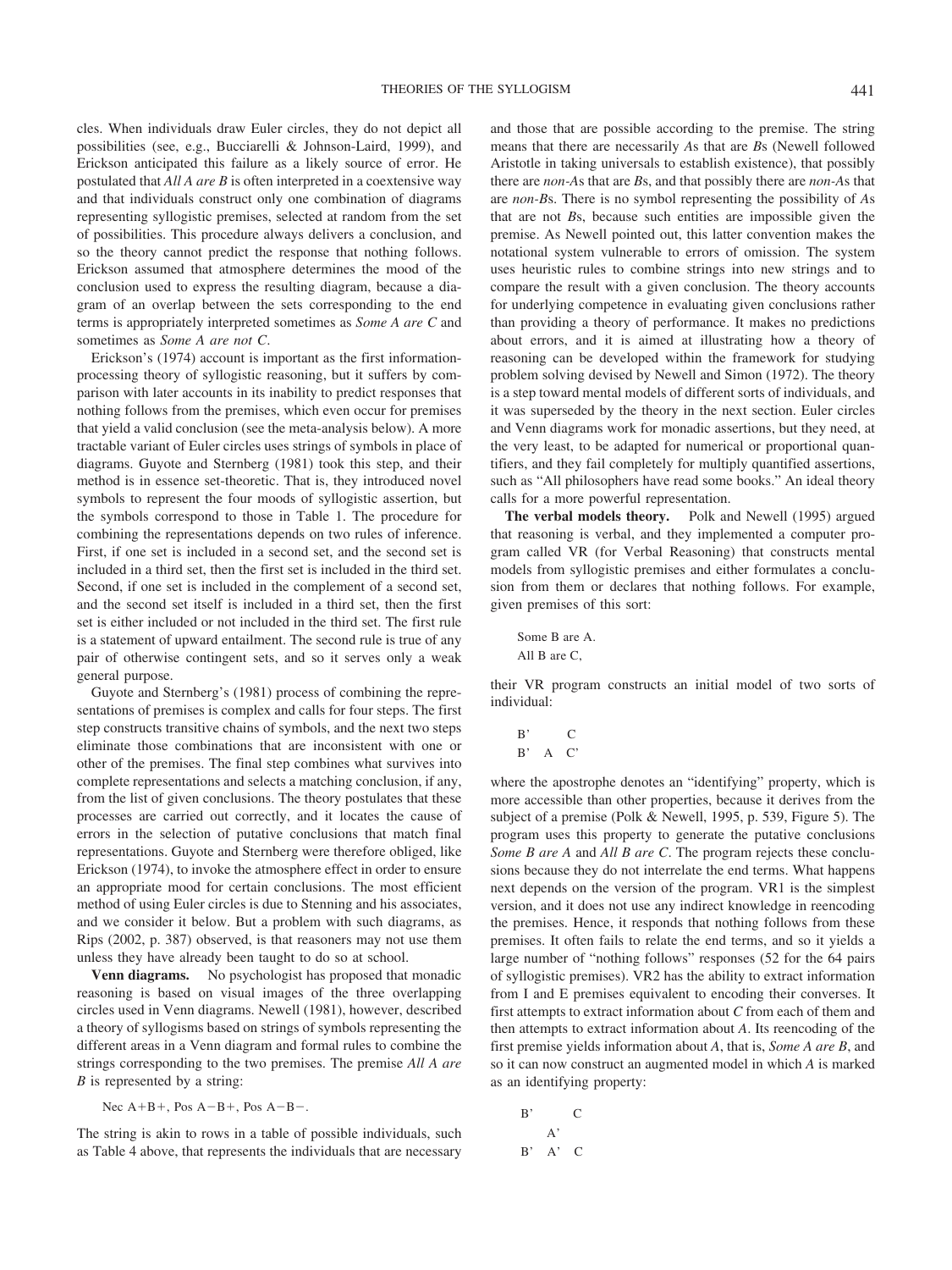cles. When individuals draw Euler circles, they do not depict all possibilities (see, e.g., Bucciarelli & Johnson-Laird, 1999), and Erickson anticipated this failure as a likely source of error. He postulated that *All A are B* is often interpreted in a coextensive way and that individuals construct only one combination of diagrams representing syllogistic premises, selected at random from the set of possibilities. This procedure always delivers a conclusion, and so the theory cannot predict the response that nothing follows. Erickson assumed that atmosphere determines the mood of the conclusion used to express the resulting diagram, because a diagram of an overlap between the sets corresponding to the end terms is appropriately interpreted sometimes as *Some A are C* and sometimes as *Some A are not C*.

Erickson's (1974) account is important as the first information-processing theory of syllogistic reasoning, but it suffers by comparison with later accounts in its inability to predict responses that nothing follows from the premises, which even occur for premises that yield a valid conclusion (see the meta-analysis below). A more tractable variant of Euler circles uses strings of symbols in place of diagrams. Guyote and Sternberg (1981) took this step, and their method is in essence set-theoretic. That is, they introduced novel symbols to represent the four moods of syllogistic assertion, but the symbols correspond to those in Table 1. The procedure for combining the representations depends on two rules of inference. First, if one set is included in a second set, and the second set is included in a third set, then the first set is included in the third set. Second, if one set is included in the complement of a second set, and the second set itself is included in a third set, then the first set is either included or not included in the third set. The first rule is a statement of upward entailment. The second rule is true of any pair of otherwise contingent sets, and so it serves only a weak general purpose.

Guyote and Sternberg's (1981) process of combining the representations of premises is complex and calls for four steps. The first step constructs transitive chains of symbols, and the next two steps eliminate those combinations that are inconsistent with one or other of the premises. The final step combines what survives into complete representations and selects a matching conclusion, if any, from the list of given conclusions. The theory postulates that these processes are carried out correctly, and it locates the cause of errors in the selection of putative conclusions that match final representations. Guyote and Sternberg were therefore obliged, like Erickson (1974), to invoke the atmosphere effect in order to ensure an appropriate mood for certain conclusions. The most efficient method of using Euler circles is due to Stenning and his associates, and we consider it below. But a problem with such diagrams, as Rips (2002, p. 387) observed, is that reasoners may not use them unless they have already been taught to do so at school.

**Venn diagrams.** No psychologist has proposed that monadic reasoning is based on visual images of the three overlapping circles used in Venn diagrams. Newell (1981), however, described a theory of syllogisms based on strings of symbols representing the different areas in a Venn diagram and formal rules to combine the strings corresponding to the two premises. The premise *All A are B* is represented by a string:

Nec A+B+, Pos A−B+, Pos A−B−.

The string is akin to rows in a table of possible individuals, such as Table 4 above, that represents the individuals that are necessary and those that are possible according to the premise. The string means that there are necessarily *A*s that are *B*s (Newell followed Aristotle in taking universals to establish existence), that possibly there are *non-A*s that are *B*s, and that possibly there are *non-A*s that are *non-B*s. There is no symbol representing the possibility of *A*s that are not *B*s, because such entities are impossible given the premise. As Newell pointed out, this latter convention makes the notational system vulnerable to errors of omission. The system uses heuristic rules to combine strings into new strings and to compare the result with a given conclusion. The theory accounts for underlying competence in evaluating given conclusions rather than providing a theory of performance. It makes no predictions about errors, and it is aimed at illustrating how a theory of reasoning can be developed within the framework for studying problem solving devised by Newell and Simon (1972). The theory is a step toward mental models of different sorts of individuals, and it was superseded by the theory in the next section. Euler circles and Venn diagrams work for monadic assertions, but they need, at the very least, to be adapted for numerical or proportional quantifiers, and they fail completely for multiply quantified assertions, such as "All philosophers have read some books." An ideal theory calls for a more powerful representation.

**The verbal models theory.** Polk and Newell (1995) argued that reasoning is verbal, and they implemented a computer program called VR (for Verbal Reasoning) that constructs mental models from syllogistic premises and either formulates a conclusion from them or declares that nothing follows. For example, given premises of this sort:

Some B are A.
All B are C,

their VR program constructs an initial model of two sorts of individual:

```
B'      C
B'  A   C'
```

where the apostrophe denotes an "identifying" property, which is more accessible than other properties, because it derives from the subject of a premise (Polk & Newell, 1995, p. 539, Figure 5). The program uses this property to generate the putative conclusions *Some B are A* and *All B are C*. The program rejects these conclusions because they do not interrelate the end terms. What happens next depends on the version of the program. VR1 is the simplest version, and it does not use any indirect knowledge in reencoding the premises. Hence, it responds that nothing follows from these premises. It often fails to relate the end terms, and so it yields a large number of "nothing follows" responses (52 for the 64 pairs of syllogistic premises). VR2 has the ability to extract information from I and E premises equivalent to encoding their converses. It first attempts to extract information about *C* from each of them and then attempts to extract information about *A*. Its reencoding of the first premise yields information about *A*, that is, *Some A are B*, and so it can now construct an augmented model in which *A* is marked as an identifying property:

```
B'      C
    A'
B'  A'  C
```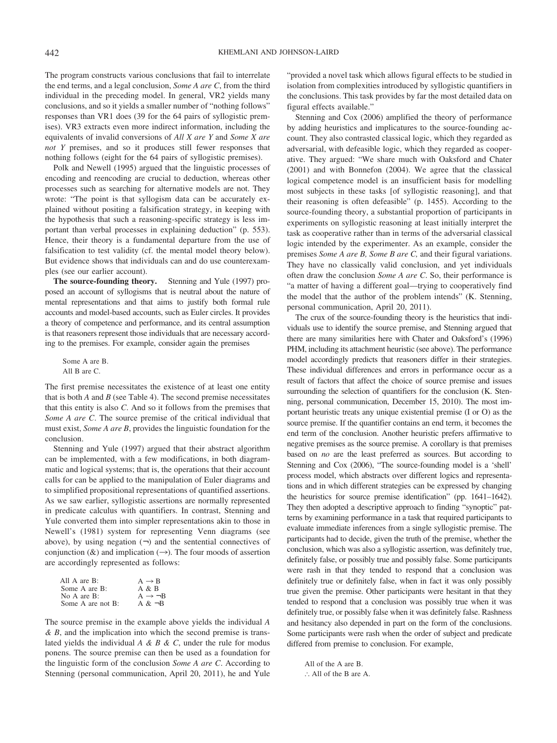The program constructs various conclusions that fail to interrelate the end terms, and a legal conclusion, *Some A are C*, from the third individual in the preceding model. In general, VR2 yields many conclusions, and so it yields a smaller number of "nothing follows" responses than VR1 does (39 for the 64 pairs of syllogistic premises). VR3 extracts even more indirect information, including the equivalents of invalid conversions of *All X are Y* and *Some X are not Y* premises, and so it produces still fewer responses that nothing follows (eight for the 64 pairs of syllogistic premises).

Polk and Newell (1995) argued that the linguistic processes of encoding and reencoding are crucial to deduction, whereas other processes such as searching for alternative models are not. They wrote: "The point is that syllogism data can be accurately explained without positing a falsification strategy, in keeping with the hypothesis that such a reasoning-specific strategy is less important than verbal processes in explaining deduction" (p. 553). Hence, their theory is a fundamental departure from the use of falsification to test validity (cf. the mental model theory below). But evidence shows that individuals can and do use counterexamples (see our earlier account).

**The source-founding theory.** Stenning and Yule (1997) proposed an account of syllogisms that is neutral about the nature of mental representations and that aims to justify both formal rule accounts and model-based accounts, such as Euler circles. It provides a theory of competence and performance, and its central assumption is that reasoners represent those individuals that are necessary according to the premises. For example, consider again the premises

Some A are B.
All B are C.

The first premise necessitates the existence of at least one entity that is both *A* and *B* (see Table 4). The second premise necessitates that this entity is also *C*. And so it follows from the premises that *Some A are C*. The source premise of the critical individual that must exist, *Some A are B*, provides the linguistic foundation for the conclusion.

Stenning and Yule (1997) argued that their abstract algorithm can be implemented, with a few modifications, in both diagrammatic and logical systems; that is, the operations that their account calls for can be applied to the manipulation of Euler diagrams and to simplified propositional representations of quantified assertions. As we saw earlier, syllogistic assertions are normally represented in predicate calculus with quantifiers. In contrast, Stenning and Yule converted them into simpler representations akin to those in Newell's (1981) system for representing Venn diagrams (see above), by using negation (¬) and the sentential connectives of conjunction (&) and implication (→). The four moods of assertion are accordingly represented as follows:

| | |
|---|---|
| All A are B: | A → B |
| Some A are B: | A & B |
| No A are B: | A → ¬B |
| Some A are not B: | A & ¬B |

The source premise in the example above yields the individual *A & B*, and the implication into which the second premise is translated yields the individual *A & B & C*, under the rule for modus ponens. The source premise can then be used as a foundation for the linguistic form of the conclusion *Some A are C*. According to Stenning (personal communication, April 20, 2011), he and Yule "provided a novel task which allows figural effects to be studied in isolation from complexities introduced by syllogistic quantifiers in the conclusions. This task provides by far the most detailed data on figural effects available."

Stenning and Cox (2006) amplified the theory of performance by adding heuristics and implicatures to the source-founding account. They also contrasted classical logic, which they regarded as adversarial, with defeasible logic, which they regarded as cooperative. They argued: "We share much with Oaksford and Chater (2001) and with Bonnefon (2004). We agree that the classical logical competence model is an insufficient basis for modelling most subjects in these tasks [of syllogistic reasoning], and that their reasoning is often defeasible" (p. 1455). According to the source-founding theory, a substantial proportion of participants in experiments on syllogistic reasoning at least initially interpret the task as cooperative rather than in terms of the adversarial classical logic intended by the experimenter. As an example, consider the premises *Some A are B, Some B are C,* and their figural variations. They have no classically valid conclusion, and yet individuals often draw the conclusion *Some A are C*. So, their performance is "a matter of having a different goal—trying to cooperatively find the model that the author of the problem intends" (K. Stenning, personal communication, April 20, 2011).

The crux of the source-founding theory is the heuristics that individuals use to identify the source premise, and Stenning argued that there are many similarities here with Chater and Oaksford's (1996) PHM, including its attachment heuristic (see above). The performance model accordingly predicts that reasoners differ in their strategies. These individual differences and errors in performance occur as a result of factors that affect the choice of source premise and issues surrounding the selection of quantifiers for the conclusion (K. Stenning, personal communication, December 15, 2010). The most important heuristic treats any unique existential premise (I or O) as the source premise. If the quantifier contains an end term, it becomes the end term of the conclusion. Another heuristic prefers affirmative to negative premises as the source premise. A corollary is that premises based on *no* are the least preferred as sources. But according to Stenning and Cox (2006), "The source-founding model is a 'shell' process model, which abstracts over different logics and representations and in which different strategies can be expressed by changing the heuristics for source premise identification" (pp. 1641–1642). They then adopted a descriptive approach to finding "synoptic" patterns by examining performance in a task that required participants to evaluate immediate inferences from a single syllogistic premise. The participants had to decide, given the truth of the premise, whether the conclusion, which was also a syllogistic assertion, was definitely true, definitely false, or possibly true and possibly false. Some participants were rash in that they tended to respond that a conclusion was definitely true or definitely false, when in fact it was only possibly true given the premise. Other participants were hesitant in that they tended to respond that a conclusion was possibly true when it was definitely true, or possibly false when it was definitely false. Rashness and hesitancy also depended in part on the form of the conclusions. Some participants were rash when the order of subject and predicate differed from premise to conclusion. For example,

All of the A are B.
∴ All of the B are A.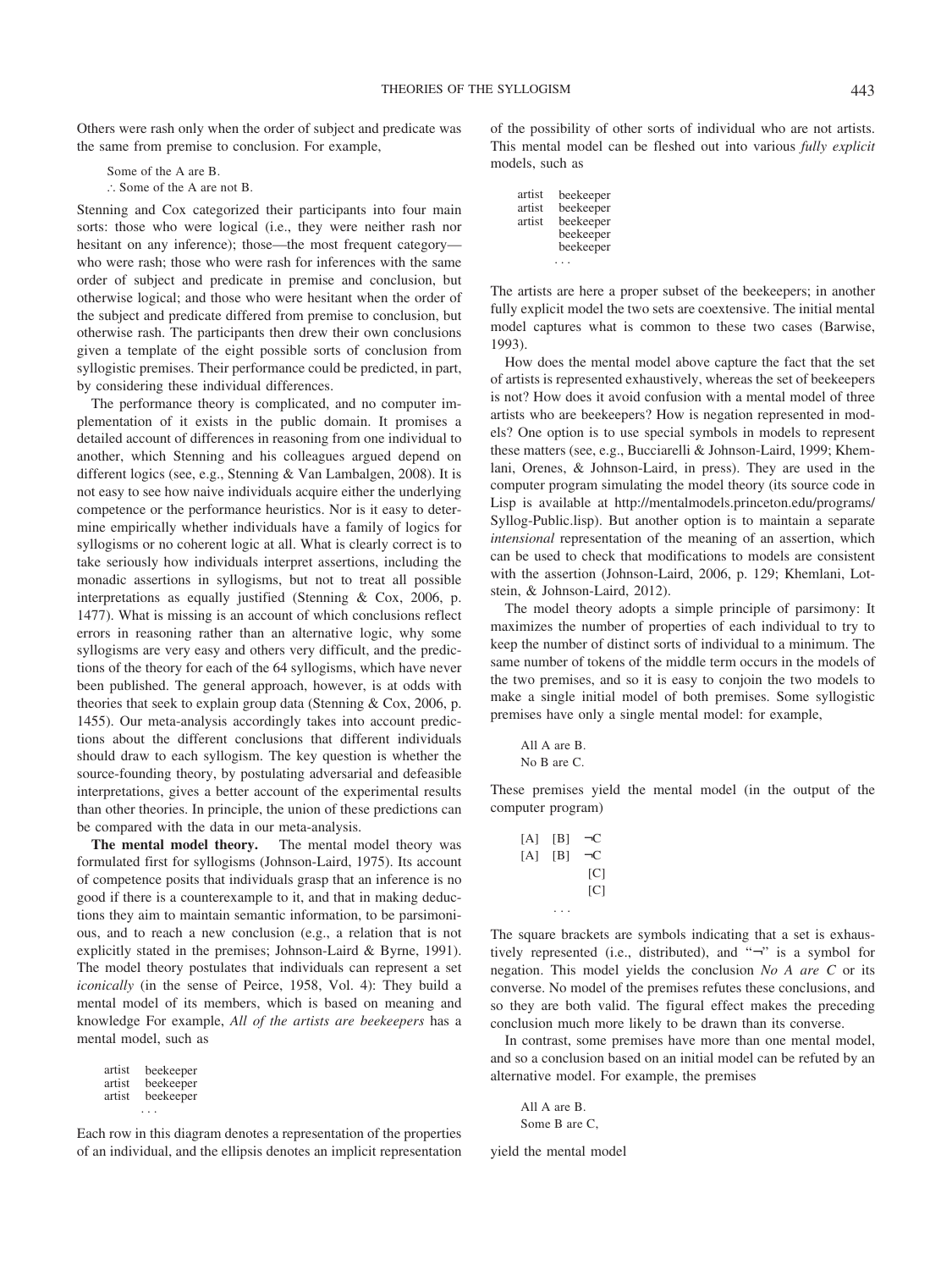Others were rash only when the order of subject and predicate was the same from premise to conclusion. For example,

Some of the A are B.
∴ Some of the A are not B.

Stenning and Cox categorized their participants into four main sorts: those who were logical (i.e., they were neither rash nor hesitant on any inference); those—the most frequent category—who were rash; those who were rash for inferences with the same order of subject and predicate in premise and conclusion, but otherwise logical; and those who were hesitant when the order of the subject and predicate differed from premise to conclusion, but otherwise rash. The participants then drew their own conclusions given a template of the eight possible sorts of conclusion from syllogistic premises. Their performance could be predicted, in part, by considering these individual differences.

The performance theory is complicated, and no computer implementation of it exists in the public domain. It promises a detailed account of differences in reasoning from one individual to another, which Stenning and his colleagues argued depend on different logics (see, e.g., Stenning & Van Lambalgen, 2008). It is not easy to see how naive individuals acquire either the underlying competence or the performance heuristics. Nor is it easy to determine empirically whether individuals have a family of logics for syllogisms or no coherent logic at all. What is clearly correct is to take seriously how individuals interpret assertions, including the monadic assertions in syllogisms, but not to treat all possible interpretations as equally justified (Stenning & Cox, 2006, p. 1477). What is missing is an account of which conclusions reflect errors in reasoning rather than an alternative logic, why some syllogisms are very easy and others very difficult, and the predictions of the theory for each of the 64 syllogisms, which have never been published. The general approach, however, is at odds with theories that seek to explain group data (Stenning & Cox, 2006, p. 1455). Our meta-analysis accordingly takes into account predictions about the different conclusions that different individuals should draw to each syllogism. The key question is whether the source-founding theory, by postulating adversarial and defeasible interpretations, gives a better account of the experimental results than other theories. In principle, the union of these predictions can be compared with the data in our meta-analysis.

**The mental model theory.** The mental model theory was formulated first for syllogisms (Johnson-Laird, 1975). Its account of competence posits that individuals grasp that an inference is no good if there is a counterexample to it, and that in making deductions they aim to maintain semantic information, to be parsimonious, and to reach a new conclusion (e.g., a relation that is not explicitly stated in the premises; Johnson-Laird & Byrne, 1991). The model theory postulates that individuals can represent a set *iconically* (in the sense of Peirce, 1958, Vol. 4): They build a mental model of its members, which is based on meaning and knowledge For example, *All of the artists are beekeepers* has a mental model, such as

```
artist   beekeeper
artist   beekeeper
artist   beekeeper
         . . .
```

Each row in this diagram denotes a representation of the properties of an individual, and the ellipsis denotes an implicit representation of the possibility of other sorts of individual who are not artists. This mental model can be fleshed out into various *fully explicit* models, such as

```
artist   beekeeper
artist   beekeeper
artist   beekeeper
         beekeeper
         beekeeper
         . . .
```

The artists are here a proper subset of the beekeepers; in another fully explicit model the two sets are coextensive. The initial mental model captures what is common to these two cases (Barwise, 1993).

How does the mental model above capture the fact that the set of artists is represented exhaustively, whereas the set of beekeepers is not? How does it avoid confusion with a mental model of three artists who are beekeepers? How is negation represented in models? One option is to use special symbols in models to represent these matters (see, e.g., Bucciarelli & Johnson-Laird, 1999; Khemlani, Orenes, & Johnson-Laird, in press). They are used in the computer program simulating the model theory (its source code in Lisp is available at http://mentalmodels.princeton.edu/programs/Syllog-Public.lisp). But another option is to maintain a separate *intensional* representation of the meaning of an assertion, which can be used to check that modifications to models are consistent with the assertion (Johnson-Laird, 2006, p. 129; Khemlani, Lotstein, & Johnson-Laird, 2012).

The model theory adopts a simple principle of parsimony: It maximizes the number of properties of each individual to try to keep the number of distinct sorts of individual to a minimum. The same number of tokens of the middle term occurs in the models of the two premises, and so it is easy to conjoin the two models to make a single initial model of both premises. Some syllogistic premises have only a single mental model: for example,

All A are B.
No B are C.

These premises yield the mental model (in the output of the computer program)

```
[A]  [B]  ¬C
[A]  [B]  ¬C
          [C]
          [C]
     . . .
```

The square brackets are symbols indicating that a set is exhaustively represented (i.e., distributed), and "¬" is a symbol for negation. This model yields the conclusion *No A are C* or its converse. No model of the premises refutes these conclusions, and so they are both valid. The figural effect makes the preceding conclusion much more likely to be drawn than its converse.

In contrast, some premises have more than one mental model, and so a conclusion based on an initial model can be refuted by an alternative model. For example, the premises

All A are B.
Some B are C,

yield the mental model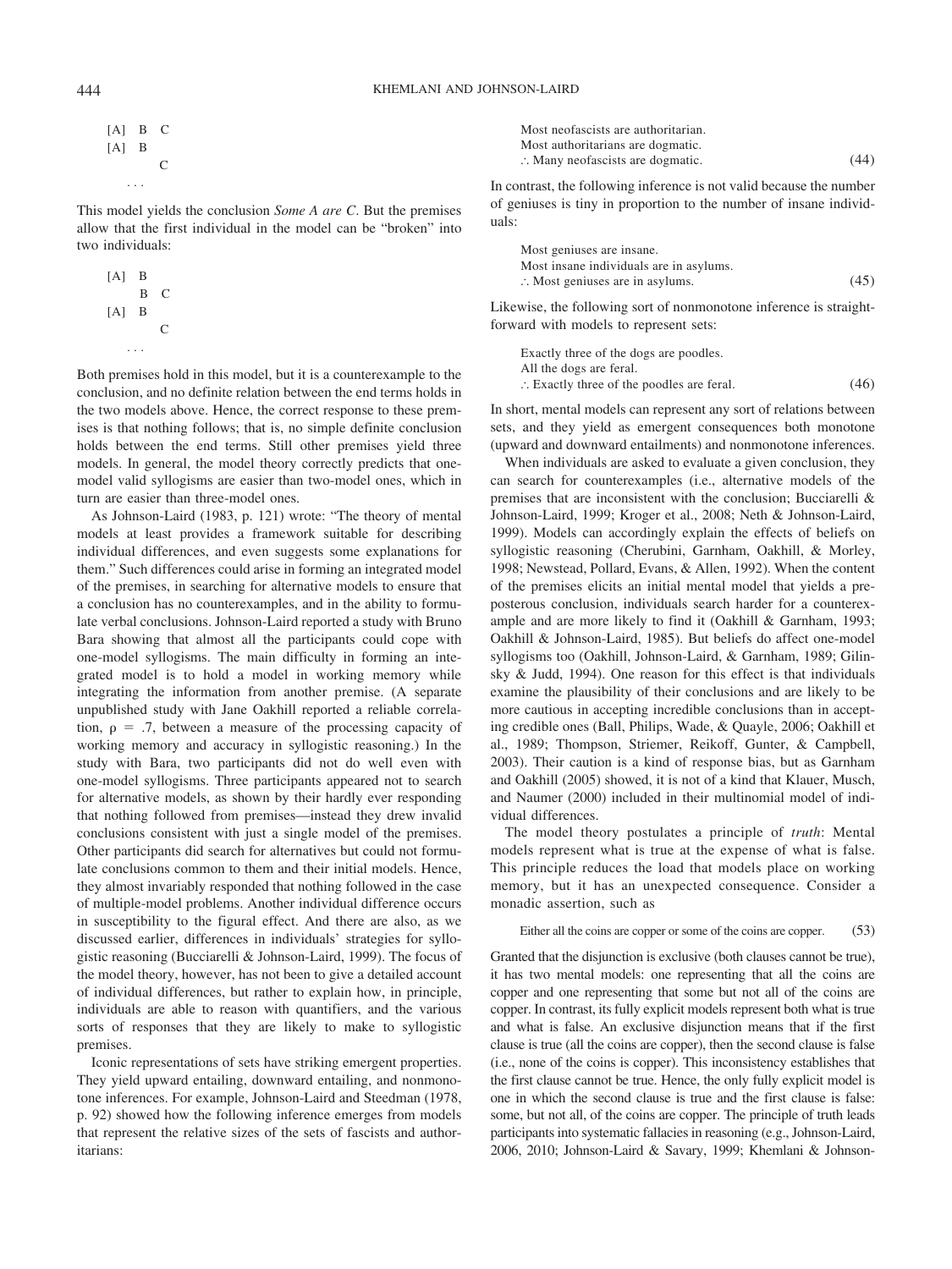```
[A]   B   C
[A]   B
          C
   . . .
```

This model yields the conclusion *Some A are C*. But the premises allow that the first individual in the model can be "broken" into two individuals:

```
[A]   B
      B   C
[A]   B
          C
   . . .
```

Both premises hold in this model, but it is a counterexample to the conclusion, and no definite relation between the end terms holds in the two models above. Hence, the correct response to these premises is that nothing follows; that is, no simple definite conclusion holds between the end terms. Still other premises yield three models. In general, the model theory correctly predicts that one-model valid syllogisms are easier than two-model ones, which in turn are easier than three-model ones.

As Johnson-Laird (1983, p. 121) wrote: "The theory of mental models at least provides a framework suitable for describing individual differences, and even suggests some explanations for them." Such differences could arise in forming an integrated model of the premises, in searching for alternative models to ensure that a conclusion has no counterexamples, and in the ability to formulate verbal conclusions. Johnson-Laird reported a study with Bruno Bara showing that almost all the participants could cope with one-model syllogisms. The main difficulty in forming an integrated model is to hold a model in working memory while integrating the information from another premise. (A separate unpublished study with Jane Oakhill reported a reliable correlation, $\rho = .7$, between a measure of the processing capacity of working memory and accuracy in syllogistic reasoning.) In the study with Bara, two participants did not do well even with one-model syllogisms. Three participants appeared not to search for alternative models, as shown by their hardly ever responding that nothing followed from premises—instead they drew invalid conclusions consistent with just a single model of the premises. Other participants did search for alternatives but could not formulate conclusions common to them and their initial models. Hence, they almost invariably responded that nothing followed in the case of multiple-model problems. Another individual difference occurs in susceptibility to the figural effect. And there are also, as we discussed earlier, differences in individuals' strategies for syllogistic reasoning (Bucciarelli & Johnson-Laird, 1999). The focus of the model theory, however, has not been to give a detailed account of individual differences, but rather to explain how, in principle, individuals are able to reason with quantifiers, and the various sorts of responses that they are likely to make to syllogistic premises.

Iconic representations of sets have striking emergent properties. They yield upward entailing, downward entailing, and nonmonotone inferences. For example, Johnson-Laird and Steedman (1978, p. 92) showed how the following inference emerges from models that represent the relative sizes of the sets of fascists and authoritarians:

> Most neofascists are authoritarian.
> Most authoritarians are dogmatic.
> ∴ Many neofascists are dogmatic. (44)

In contrast, the following inference is not valid because the number of geniuses is tiny in proportion to the number of insane individuals:

> Most geniuses are insane.
> Most insane individuals are in asylums.
> ∴ Most geniuses are in asylums. (45)

Likewise, the following sort of nonmonotone inference is straightforward with models to represent sets:

> Exactly three of the dogs are poodles.
> All the dogs are feral.
> ∴ Exactly three of the poodles are feral. (46)

In short, mental models can represent any sort of relations between sets, and they yield as emergent consequences both monotone (upward and downward entailments) and nonmonotone inferences.

When individuals are asked to evaluate a given conclusion, they can search for counterexamples (i.e., alternative models of the premises that are inconsistent with the conclusion; Bucciarelli & Johnson-Laird, 1999; Kroger et al., 2008; Neth & Johnson-Laird, 1999). Models can accordingly explain the effects of beliefs on syllogistic reasoning (Cherubini, Garnham, Oakhill, & Morley, 1998; Newstead, Pollard, Evans, & Allen, 1992). When the content of the premises elicits an initial mental model that yields a preposterous conclusion, individuals search harder for a counterexample and are more likely to find it (Oakhill & Garnham, 1993; Oakhill & Johnson-Laird, 1985). But beliefs do affect one-model syllogisms too (Oakhill, Johnson-Laird, & Garnham, 1989; Gilinsky & Judd, 1994). One reason for this effect is that individuals examine the plausibility of their conclusions and are likely to be more cautious in accepting incredible conclusions than in accepting credible ones (Ball, Philips, Wade, & Quayle, 2006; Oakhill et al., 1989; Thompson, Striemer, Reikoff, Gunter, & Campbell, 2003). Their caution is a kind of response bias, but as Garnham and Oakhill (2005) showed, it is not of a kind that Klauer, Musch, and Naumer (2000) included in their multinomial model of individual differences.

The model theory postulates a principle of *truth*: Mental models represent what is true at the expense of what is false. This principle reduces the load that models place on working memory, but it has an unexpected consequence. Consider a monadic assertion, such as

> Either all the coins are copper or some of the coins are copper. (53)

Granted that the disjunction is exclusive (both clauses cannot be true), it has two mental models: one representing that all the coins are copper and one representing that some but not all of the coins are copper. In contrast, its fully explicit models represent both what is true and what is false. An exclusive disjunction means that if the first clause is true (all the coins are copper), then the second clause is false (i.e., none of the coins is copper). This inconsistency establishes that the first clause cannot be true. Hence, the only fully explicit model is one in which the second clause is true and the first clause is false: some, but not all, of the coins are copper. The principle of truth leads participants into systematic fallacies in reasoning (e.g., Johnson-Laird, 2006, 2010; Johnson-Laird & Savary, 1999; Khemlani & Johnson-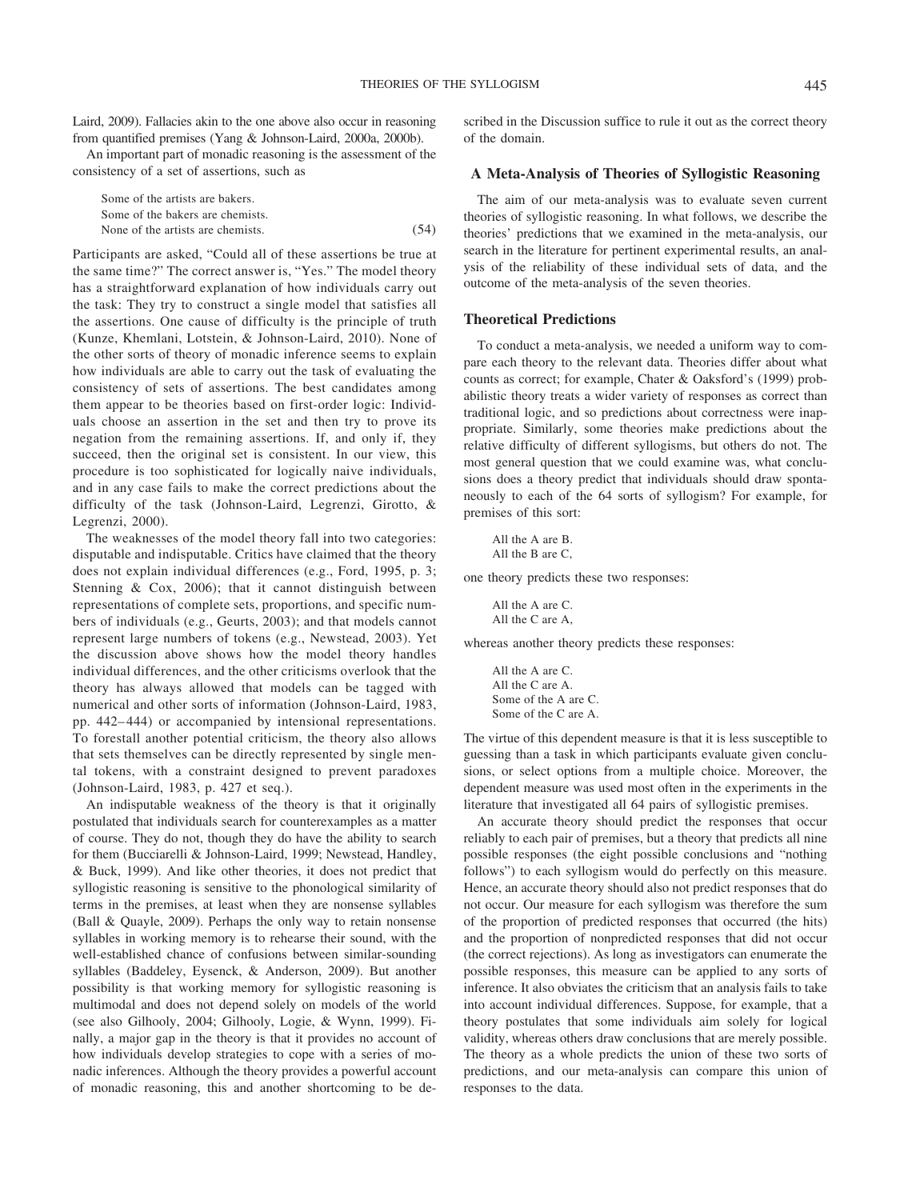Laird, 2009). Fallacies akin to the one above also occur in reasoning from quantified premises (Yang & Johnson-Laird, 2000a, 2000b).

An important part of monadic reasoning is the assessment of the consistency of a set of assertions, such as

> Some of the artists are bakers.
> Some of the bakers are chemists.
> None of the artists are chemists. (54)

Participants are asked, "Could all of these assertions be true at the same time?" The correct answer is, "Yes." The model theory has a straightforward explanation of how individuals carry out the task: They try to construct a single model that satisfies all the assertions. One cause of difficulty is the principle of truth (Kunze, Khemlani, Lotstein, & Johnson-Laird, 2010). None of the other sorts of theory of monadic inference seems to explain how individuals are able to carry out the task of evaluating the consistency of sets of assertions. The best candidates among them appear to be theories based on first-order logic: Individuals choose an assertion in the set and then try to prove its negation from the remaining assertions. If, and only if, they succeed, then the original set is consistent. In our view, this procedure is too sophisticated for logically naive individuals, and in any case fails to make the correct predictions about the difficulty of the task (Johnson-Laird, Legrenzi, Girotto, & Legrenzi, 2000).

The weaknesses of the model theory fall into two categories: disputable and indisputable. Critics have claimed that the theory does not explain individual differences (e.g., Ford, 1995, p. 3; Stenning & Cox, 2006); that it cannot distinguish between representations of complete sets, proportions, and specific numbers of individuals (e.g., Geurts, 2003); and that models cannot represent large numbers of tokens (e.g., Newstead, 2003). Yet the discussion above shows how the model theory handles individual differences, and the other criticisms overlook that the theory has always allowed that models can be tagged with numerical and other sorts of information (Johnson-Laird, 1983, pp. 442–444) or accompanied by intensional representations. To forestall another potential criticism, the theory also allows that sets themselves can be directly represented by single mental tokens, with a constraint designed to prevent paradoxes (Johnson-Laird, 1983, p. 427 et seq.).

An indisputable weakness of the theory is that it originally postulated that individuals search for counterexamples as a matter of course. They do not, though they do have the ability to search for them (Bucciarelli & Johnson-Laird, 1999; Newstead, Handley, & Buck, 1999). And like other theories, it does not predict that syllogistic reasoning is sensitive to the phonological similarity of terms in the premises, at least when they are nonsense syllables (Ball & Quayle, 2009). Perhaps the only way to retain nonsense syllables in working memory is to rehearse their sound, with the well-established chance of confusions between similar-sounding syllables (Baddeley, Eysenck, & Anderson, 2009). But another possibility is that working memory for syllogistic reasoning is multimodal and does not depend solely on models of the world (see also Gilhooly, 2004; Gilhooly, Logie, & Wynn, 1999). Finally, a major gap in the theory is that it provides no account of how individuals develop strategies to cope with a series of monadic inferences. Although the theory provides a powerful account of monadic reasoning, this and another shortcoming to be described in the Discussion suffice to rule it out as the correct theory of the domain.

## A Meta-Analysis of Theories of Syllogistic Reasoning

The aim of our meta-analysis was to evaluate seven current theories of syllogistic reasoning. In what follows, we describe the theories' predictions that we examined in the meta-analysis, our search in the literature for pertinent experimental results, an analysis of the reliability of these individual sets of data, and the outcome of the meta-analysis of the seven theories.

### Theoretical Predictions

To conduct a meta-analysis, we needed a uniform way to compare each theory to the relevant data. Theories differ about what counts as correct; for example, Chater & Oaksford's (1999) probabilistic theory treats a wider variety of responses as correct than traditional logic, and so predictions about correctness were inappropriate. Similarly, some theories make predictions about the relative difficulty of different syllogisms, but others do not. The most general question that we could examine was, what conclusions does a theory predict that individuals should draw spontaneously to each of the 64 sorts of syllogism? For example, for premises of this sort:

> All the A are B.
> All the B are C,

one theory predicts these two responses:

> All the A are C.
> All the C are A,

whereas another theory predicts these responses:

> All the A are C.
> All the C are A.
> Some of the A are C.
> Some of the C are A.

The virtue of this dependent measure is that it is less susceptible to guessing than a task in which participants evaluate given conclusions, or select options from a multiple choice. Moreover, the dependent measure was used most often in the experiments in the literature that investigated all 64 pairs of syllogistic premises.

An accurate theory should predict the responses that occur reliably to each pair of premises, but a theory that predicts all nine possible responses (the eight possible conclusions and "nothing follows") to each syllogism would do perfectly on this measure. Hence, an accurate theory should also not predict responses that do not occur. Our measure for each syllogism was therefore the sum of the proportion of predicted responses that occurred (the hits) and the proportion of nonpredicted responses that did not occur (the correct rejections). As long as investigators can enumerate the possible responses, this measure can be applied to any sorts of inference. It also obviates the criticism that an analysis fails to take into account individual differences. Suppose, for example, that a theory postulates that some individuals aim solely for logical validity, whereas others draw conclusions that are merely possible. The theory as a whole predicts the union of these two sorts of predictions, and our meta-analysis can compare this union of responses to the data.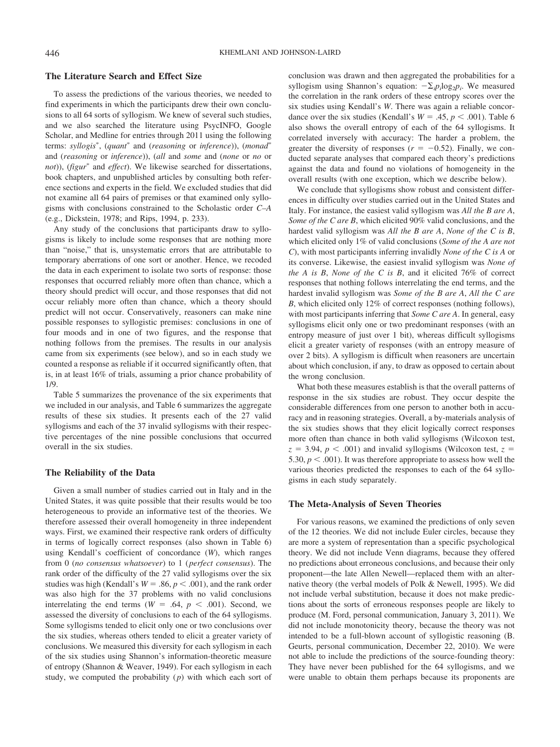## The Literature Search and Effect Size

To assess the predictions of the various theories, we needed to find experiments in which the participants drew their own conclusions to all 64 sorts of syllogism. We knew of several such studies, and we also searched the literature using PsycINFO, Google Scholar, and Medline for entries through 2011 using the following terms: *syllogis*\*, (*quant*\* and (*reasoning* or *inference*)), (*monad*\* and (*reasoning* or *inference*)), (*all* and *some* and (*none* or *no* or *not*)), (*figur*\* and *effect*). We likewise searched for dissertations, book chapters, and unpublished articles by consulting both reference sections and experts in the field. We excluded studies that did not examine all 64 pairs of premises or that examined only syllogisms with conclusions constrained to the Scholastic order *C–A* (e.g., Dickstein, 1978; and Rips, 1994, p. 233).

Any study of the conclusions that participants draw to syllogisms is likely to include some responses that are nothing more than "noise," that is, unsystematic errors that are attributable to temporary aberrations of one sort or another. Hence, we recoded the data in each experiment to isolate two sorts of response: those responses that occurred reliably more often than chance, which a theory should predict will occur, and those responses that did not occur reliably more often than chance, which a theory should predict will not occur. Conservatively, reasoners can make nine possible responses to syllogistic premises: conclusions in one of four moods and in one of two figures, and the response that nothing follows from the premises. The results in our analysis came from six experiments (see below), and so in each study we counted a response as reliable if it occurred significantly often, that is, in at least 16% of trials, assuming a prior chance probability of 1/9.

Table 5 summarizes the provenance of the six experiments that we included in our analysis, and Table 6 summarizes the aggregate results of these six studies. It presents each of the 27 valid syllogisms and each of the 37 invalid syllogisms with their respective percentages of the nine possible conclusions that occurred overall in the six studies.

## The Reliability of the Data

Given a small number of studies carried out in Italy and in the United States, it was quite possible that their results would be too heterogeneous to provide an informative test of the theories. We therefore assessed their overall homogeneity in three independent ways. First, we examined their respective rank orders of difficulty in terms of logically correct responses (also shown in Table 6) using Kendall's coefficient of concordance ($W$), which ranges from 0 (*no consensus whatsoever*) to 1 (*perfect consensus*). The rank order of the difficulty of the 27 valid syllogisms over the six studies was high (Kendall's $W = .86$, $p < .001$), and the rank order was also high for the 37 problems with no valid conclusions interrelating the end terms ($W = .64$, $p < .001$). Second, we assessed the diversity of conclusions to each of the 64 syllogisms. Some syllogisms tended to elicit only one or two conclusions over the six studies, whereas others tended to elicit a greater variety of conclusions. We measured this diversity for each syllogism in each of the six studies using Shannon's information-theoretic measure of entropy (Shannon & Weaver, 1949). For each syllogism in each study, we computed the probability ($p$) with which each sort of conclusion was drawn and then aggregated the probabilities for a syllogism using Shannon's equation: $-\Sigma_i p_i \log_2 p_i$. We measured the correlation in the rank orders of these entropy scores over the six studies using Kendall's $W$. There was again a reliable concordance over the six studies (Kendall's $W = .45$, $p < .001$). Table 6 also shows the overall entropy of each of the 64 syllogisms. It correlated inversely with accuracy: The harder a problem, the greater the diversity of responses ($r = -0.52$). Finally, we conducted separate analyses that compared each theory's predictions against the data and found no violations of homogeneity in the overall results (with one exception, which we describe below).

We conclude that syllogisms show robust and consistent differences in difficulty over studies carried out in the United States and Italy. For instance, the easiest valid syllogism was *All the B are A*, *Some of the C are B*, which elicited 90% valid conclusions, and the hardest valid syllogism was *All the B are A*, *None of the C is B*, which elicited only 1% of valid conclusions (*Some of the A are not C*), with most participants inferring invalidly *None of the C is A* or its converse. Likewise, the easiest invalid syllogism was *None of the A is B*, *None of the C is B*, and it elicited 76% of correct responses that nothing follows interrelating the end terms, and the hardest invalid syllogism was *Some of the B are A*, *All the C are B*, which elicited only 12% of correct responses (nothing follows), with most participants inferring that *Some C are A*. In general, easy syllogisms elicit only one or two predominant responses (with an entropy measure of just over 1 bit), whereas difficult syllogisms elicit a greater variety of responses (with an entropy measure of over 2 bits). A syllogism is difficult when reasoners are uncertain about which conclusion, if any, to draw as opposed to certain about the wrong conclusion.

What both these measures establish is that the overall patterns of response in the six studies are robust. They occur despite the considerable differences from one person to another both in accuracy and in reasoning strategies. Overall, a by-materials analysis of the six studies shows that they elicit logically correct responses more often than chance in both valid syllogisms (Wilcoxon test, $z = 3.94$, $p < .001$) and invalid syllogisms (Wilcoxon test, $z = 5.30$, $p < .001$). It was therefore appropriate to assess how well the various theories predicted the responses to each of the 64 syllogisms in each study separately.

## The Meta-Analysis of Seven Theories

For various reasons, we examined the predictions of only seven of the 12 theories. We did not include Euler circles, because they are more a system of representation than a specific psychological theory. We did not include Venn diagrams, because they offered no predictions about erroneous conclusions, and because their only proponent—the late Allen Newell—replaced them with an alternative theory (the verbal models of Polk & Newell, 1995). We did not include verbal substitution, because it does not make predictions about the sorts of erroneous responses people are likely to produce (M. Ford, personal communication, January 3, 2011). We did not include monotonicity theory, because the theory was not intended to be a full-blown account of syllogistic reasoning (B. Geurts, personal communication, December 22, 2010). We were not able to include the predictions of the source-founding theory: They have never been published for the 64 syllogisms, and we were unable to obtain them perhaps because its proponents are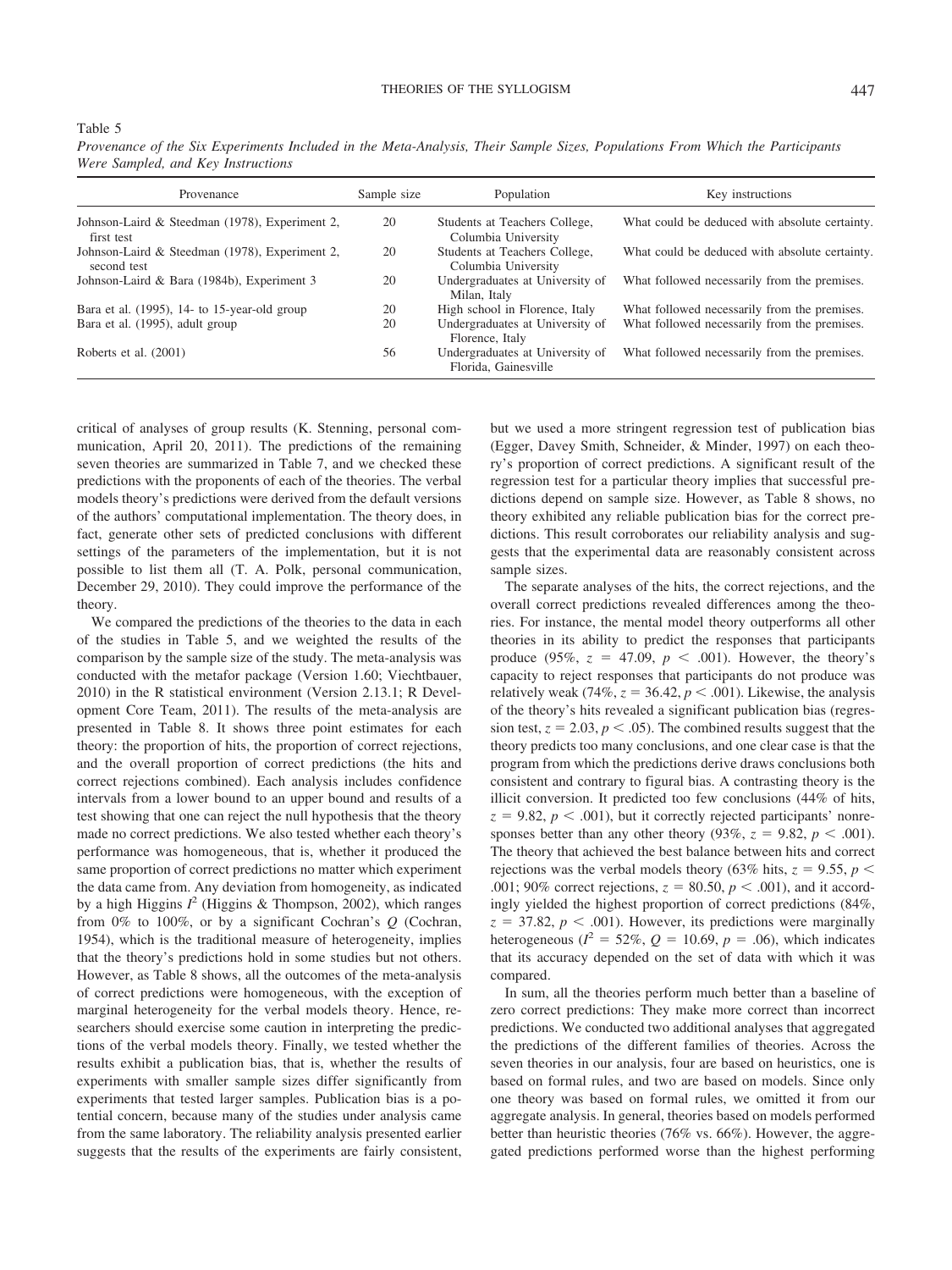Table 5
*Provenance of the Six Experiments Included in the Meta-Analysis, Their Sample Sizes, Populations From Which the Participants Were Sampled, and Key Instructions*

| Provenance | Sample size | Population | Key instructions |
|---|---|---|---|
| Johnson-Laird & Steedman (1978), Experiment 2, first test | 20 | Students at Teachers College, Columbia University | What could be deduced with absolute certainty. |
| Johnson-Laird & Steedman (1978), Experiment 2, second test | 20 | Students at Teachers College, Columbia University | What could be deduced with absolute certainty. |
| Johnson-Laird & Bara (1984b), Experiment 3 | 20 | Undergraduates at University of Milan, Italy | What followed necessarily from the premises. |
| Bara et al. (1995), 14- to 15-year-old group | 20 | High school in Florence, Italy | What followed necessarily from the premises. |
| Bara et al. (1995), adult group | 20 | Undergraduates at University of Florence, Italy | What followed necessarily from the premises. |
| Roberts et al. (2001) | 56 | Undergraduates at University of Florida, Gainesville | What followed necessarily from the premises. |

critical of analyses of group results (K. Stenning, personal communication, April 20, 2011). The predictions of the remaining seven theories are summarized in Table 7, and we checked these predictions with the proponents of each of the theories. The verbal models theory's predictions were derived from the default versions of the authors' computational implementation. The theory does, in fact, generate other sets of predicted conclusions with different settings of the parameters of the implementation, but it is not possible to list them all (T. A. Polk, personal communication, December 29, 2010). They could improve the performance of the theory.

We compared the predictions of the theories to the data in each of the studies in Table 5, and we weighted the results of the comparison by the sample size of the study. The meta-analysis was conducted with the metafor package (Version 1.60; Viechtbauer, 2010) in the R statistical environment (Version 2.13.1; R Development Core Team, 2011). The results of the meta-analysis are presented in Table 8. It shows three point estimates for each theory: the proportion of hits, the proportion of correct rejections, and the overall proportion of correct predictions (the hits and correct rejections combined). Each analysis includes confidence intervals from a lower bound to an upper bound and results of a test showing that one can reject the null hypothesis that the theory made no correct predictions. We also tested whether each theory's performance was homogeneous, that is, whether it produced the same proportion of correct predictions no matter which experiment the data came from. Any deviation from homogeneity, as indicated by a high Higgins $I^2$ (Higgins & Thompson, 2002), which ranges from 0% to 100%, or by a significant Cochran's $Q$ (Cochran, 1954), which is the traditional measure of heterogeneity, implies that the theory's predictions hold in some studies but not others. However, as Table 8 shows, all the outcomes of the meta-analysis of correct predictions were homogeneous, with the exception of marginal heterogeneity for the verbal models theory. Hence, researchers should exercise some caution in interpreting the predictions of the verbal models theory. Finally, we tested whether the results exhibit a publication bias, that is, whether the results of experiments with smaller sample sizes differ significantly from experiments that tested larger samples. Publication bias is a potential concern, because many of the studies under analysis came from the same laboratory. The reliability analysis presented earlier suggests that the results of the experiments are fairly consistent, but we used a more stringent regression test of publication bias (Egger, Davey Smith, Schneider, & Minder, 1997) on each theory's proportion of correct predictions. A significant result of the regression test for a particular theory implies that successful predictions depend on sample size. However, as Table 8 shows, no theory exhibited any reliable publication bias for the correct predictions. This result corroborates our reliability analysis and suggests that the experimental data are reasonably consistent across sample sizes.

The separate analyses of the hits, the correct rejections, and the overall correct predictions revealed differences among the theories. For instance, the mental model theory outperforms all other theories in its ability to predict the responses that participants produce (95%, $z = 47.09$, $p < .001$). However, the theory's capacity to reject responses that participants do not produce was relatively weak (74%, $z = 36.42$, $p < .001$). Likewise, the analysis of the theory's hits revealed a significant publication bias (regression test, $z = 2.03$, $p < .05$). The combined results suggest that the theory predicts too many conclusions, and one clear case is that the program from which the predictions derive draws conclusions both consistent and contrary to figural bias. A contrasting theory is the illicit conversion. It predicted too few conclusions (44% of hits, $z = 9.82$, $p < .001$), but it correctly rejected participants' nonresponses better than any other theory (93%, $z = 9.82$, $p < .001$). The theory that achieved the best balance between hits and correct rejections was the verbal models theory (63% hits, $z = 9.55$, $p < .001$; 90% correct rejections, $z = 80.50$, $p < .001$), and it accordingly yielded the highest proportion of correct predictions (84%, $z = 37.82$, $p < .001$). However, its predictions were marginally heterogeneous ($I^2 = 52\%$, $Q = 10.69$, $p = .06$), which indicates that its accuracy depended on the set of data with which it was compared.

In sum, all the theories perform much better than a baseline of zero correct predictions: They make more correct than incorrect predictions. We conducted two additional analyses that aggregated the predictions of the different families of theories. Across the seven theories in our analysis, four are based on heuristics, one is based on formal rules, and two are based on models. Since only one theory was based on formal rules, we omitted it from our aggregate analysis. In general, theories based on models performed better than heuristic theories (76% vs. 66%). However, the aggregated predictions performed worse than the highest performing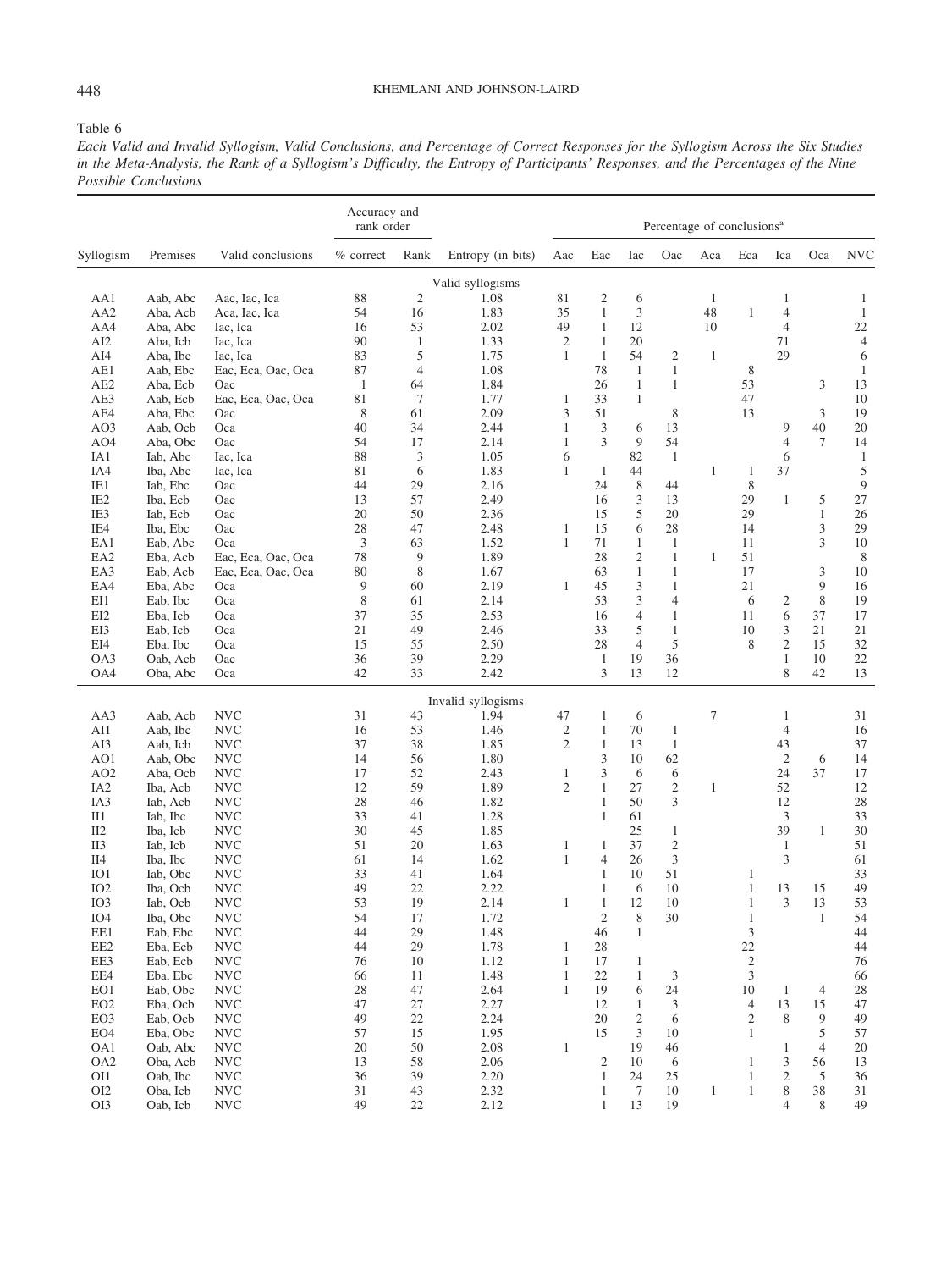Table 6

*Each Valid and Invalid Syllogism, Valid Conclusions, and Percentage of Correct Responses for the Syllogism Across the Six Studies in the Meta-Analysis, the Rank of a Syllogism's Difficulty, the Entropy of Participants' Responses, and the Percentages of the Nine Possible Conclusions*

| | | | Accuracy and rank order | | | Percentage of conclusions[a] | | | | | | | | |
|---|---|---|---|---|---|---|---|---|---|---|---|---|---|---|
| Syllogism | Premises | Valid conclusions | % correct | Rank | Entropy (in bits) | Aac | Eac | Iac | Oac | Aca | Eca | Ica | Oca | NVC |
| | | | | | Valid syllogisms | | | | | | | | | |
| AA1 | Aab, Abc | Aac, Iac, Ica | 88 | 2 | 1.08 | 81 | 2 | 6 | | 1 | | 1 | | 1 |
| AA2 | Aba, Acb | Aca, Iac, Ica | 54 | 16 | 1.83 | 35 | 1 | 3 | | 48 | 1 | 4 | | 1 |
| AA4 | Aba, Abc | Iac, Ica | 16 | 53 | 2.02 | 49 | 1 | 12 | | 10 | | 4 | | 22 |
| AI2 | Aba, Icb | Iac, Ica | 90 | 1 | 1.33 | 2 | 1 | 20 | | | | 71 | | 4 |
| AI4 | Aba, Ibc | Iac, Ica | 83 | 5 | 1.75 | 1 | 1 | 54 | 2 | 1 | | 29 | | 6 |
| AE1 | Aab, Ebc | Eac, Eca, Oac, Oca | 87 | 4 | 1.08 | | 78 | 1 | 1 | | 8 | | | 1 |
| AE2 | Aba, Ecb | Oac | 1 | 64 | 1.84 | | 26 | 1 | 1 | | 53 | | 3 | 13 |
| AE3 | Aab, Ecb | Eac, Eca, Oac, Oca | 81 | 7 | 1.77 | 1 | 33 | 1 | | | 47 | | | 10 |
| AE4 | Aba, Ebc | Oac | 8 | 61 | 2.09 | 3 | 51 | | 8 | | 13 | | 3 | 19 |
| AO3 | Aab, Ocb | Oca | 40 | 34 | 2.44 | 1 | 3 | 6 | 13 | | | 9 | 40 | 20 |
| AO4 | Aba, Obc | Oac | 54 | 17 | 2.14 | 1 | 3 | 9 | 54 | | | 4 | 7 | 14 |
| IA1 | Iab, Abc | Iac, Ica | 88 | 3 | 1.05 | 6 | | 82 | 1 | | | 6 | | 1 |
| IA4 | Iba, Abc | Iac, Ica | 81 | 6 | 1.83 | 1 | 1 | 44 | | 1 | 1 | 37 | | 5 |
| IE1 | Iab, Ebc | Oac | 44 | 29 | 2.16 | | 24 | 8 | 44 | | 8 | | | 9 |
| IE2 | Iba, Ecb | Oac | 13 | 57 | 2.49 | | 16 | 3 | 13 | | 29 | 1 | 5 | 27 |
| IE3 | Iab, Ecb | Oac | 20 | 50 | 2.36 | | 15 | 5 | 20 | | 29 | | 1 | 26 |
| IE4 | Iba, Ebc | Oac | 28 | 47 | 2.48 | 1 | 15 | 6 | 28 | | 14 | | 3 | 29 |
| EA1 | Eab, Abc | Oca | 3 | 63 | 1.52 | 1 | 71 | 1 | 1 | | 11 | | 3 | 10 |
| EA2 | Eba, Acb | Eac, Eca, Oac, Oca | 78 | 9 | 1.89 | | 28 | 2 | 1 | 1 | 51 | | | 8 |
| EA3 | Eab, Acb | Eac, Eca, Oac, Oca | 80 | 8 | 1.67 | | 63 | 1 | 1 | | 17 | | 3 | 10 |
| EA4 | Eba, Abc | Oca | 9 | 60 | 2.19 | 1 | 45 | 3 | 1 | | 21 | | 9 | 16 |
| EI1 | Eab, Ibc | Oca | 8 | 61 | 2.14 | | 53 | 3 | 4 | | 6 | 2 | 8 | 19 |
| EI2 | Eba, Icb | Oca | 37 | 35 | 2.53 | | 16 | 4 | 1 | | 11 | 6 | 37 | 17 |
| EI3 | Eab, Icb | Oca | 21 | 49 | 2.46 | | 33 | 5 | 1 | | 10 | 3 | 21 | 21 |
| EI4 | Eba, Ibc | Oca | 15 | 55 | 2.50 | | 28 | 4 | 5 | | 8 | 2 | 15 | 32 |
| OA3 | Oab, Acb | Oac | 36 | 39 | 2.29 | | 1 | 19 | 36 | | | 1 | 10 | 22 |
| OA4 | Oba, Abc | Oca | 42 | 33 | 2.42 | | 3 | 13 | 12 | | | 8 | 42 | 13 |
| | | | | | Invalid syllogisms | | | | | | | | | |
| AA3 | Aab, Acb | NVC | 31 | 43 | 1.94 | 47 | 1 | 6 | | 7 | | 1 | | 31 |
| AI1 | Aab, Ibc | NVC | 16 | 53 | 1.46 | 2 | 1 | 70 | 1 | | | 4 | | 16 |
| AI3 | Aab, Icb | NVC | 37 | 38 | 1.85 | 2 | 1 | 13 | 1 | | | 43 | | 37 |
| AO1 | Aab, Obc | NVC | 14 | 56 | 1.80 | | 3 | 10 | 62 | | | 2 | 6 | 14 |
| AO2 | Aba, Ocb | NVC | 17 | 52 | 2.43 | 1 | 3 | 6 | 6 | | | 24 | 37 | 17 |
| IA2 | Iba, Acb | NVC | 12 | 59 | 1.89 | 2 | 1 | 27 | 2 | 1 | | 52 | | 12 |
| IA3 | Iab, Acb | NVC | 28 | 46 | 1.82 | | 1 | 50 | 3 | | | 12 | | 28 |
| II1 | Iab, Ibc | NVC | 33 | 41 | 1.28 | | 1 | 61 | | | | 3 | | 33 |
| II2 | Iba, Icb | NVC | 30 | 45 | 1.85 | | | 25 | 1 | | | 39 | 1 | 30 |
| II3 | Iab, Icb | NVC | 51 | 20 | 1.63 | 1 | 1 | 37 | 2 | | | 1 | | 51 |
| II4 | Iba, Ibc | NVC | 61 | 14 | 1.62 | 1 | 4 | 26 | 3 | | | 3 | | 61 |
| IO1 | Iab, Obc | NVC | 33 | 41 | 1.64 | | 1 | 10 | 51 | | 1 | | | 33 |
| IO2 | Iba, Ocb | NVC | 49 | 22 | 2.22 | | 1 | 6 | 10 | | 1 | 13 | 15 | 49 |
| IO3 | Iab, Ocb | NVC | 53 | 19 | 2.14 | 1 | 1 | 12 | 10 | | 1 | 3 | 13 | 53 |
| IO4 | Iba, Obc | NVC | 54 | 17 | 1.72 | | 2 | 8 | 30 | | 1 | | 1 | 54 |
| EE1 | Eab, Ebc | NVC | 44 | 29 | 1.48 | | 46 | 1 | | | 3 | | | 44 |
| EE2 | Eba, Ecb | NVC | 44 | 29 | 1.78 | 1 | 28 | | | | 22 | | | 44 |
| EE3 | Eab, Ecb | NVC | 76 | 10 | 1.12 | 1 | 17 | 1 | | | 2 | | | 76 |
| EE4 | Eba, Ebc | NVC | 66 | 11 | 1.48 | 1 | 22 | 1 | 3 | | 3 | | | 66 |
| EO1 | Eab, Obc | NVC | 28 | 47 | 2.64 | 1 | 19 | 6 | 24 | | 10 | 1 | 4 | 28 |
| EO2 | Eba, Ocb | NVC | 47 | 27 | 2.27 | | 12 | 1 | 3 | | 4 | 13 | 15 | 47 |
| EO3 | Eab, Ocb | NVC | 49 | 22 | 2.24 | | 20 | 2 | 6 | | 2 | 8 | 9 | 49 |
| EO4 | Eba, Obc | NVC | 57 | 15 | 1.95 | | 15 | 3 | 10 | | 1 | | 5 | 57 |
| OA1 | Oab, Abc | NVC | 20 | 50 | 2.08 | 1 | | 19 | 46 | | | 1 | 4 | 20 |
| OA2 | Oba, Acb | NVC | 13 | 58 | 2.06 | | 2 | 10 | 6 | | 1 | 3 | 56 | 13 |
| OI1 | Oab, Ibc | NVC | 36 | 39 | 2.20 | | 1 | 24 | 25 | | 1 | 2 | 5 | 36 |
| OI2 | Oba, Icb | NVC | 31 | 43 | 2.32 | | 1 | 7 | 10 | 1 | 1 | 8 | 38 | 31 |
| OI3 | Oab, Icb | NVC | 49 | 22 | 2.12 | | 1 | 13 | 19 | | | 4 | 8 | 49 |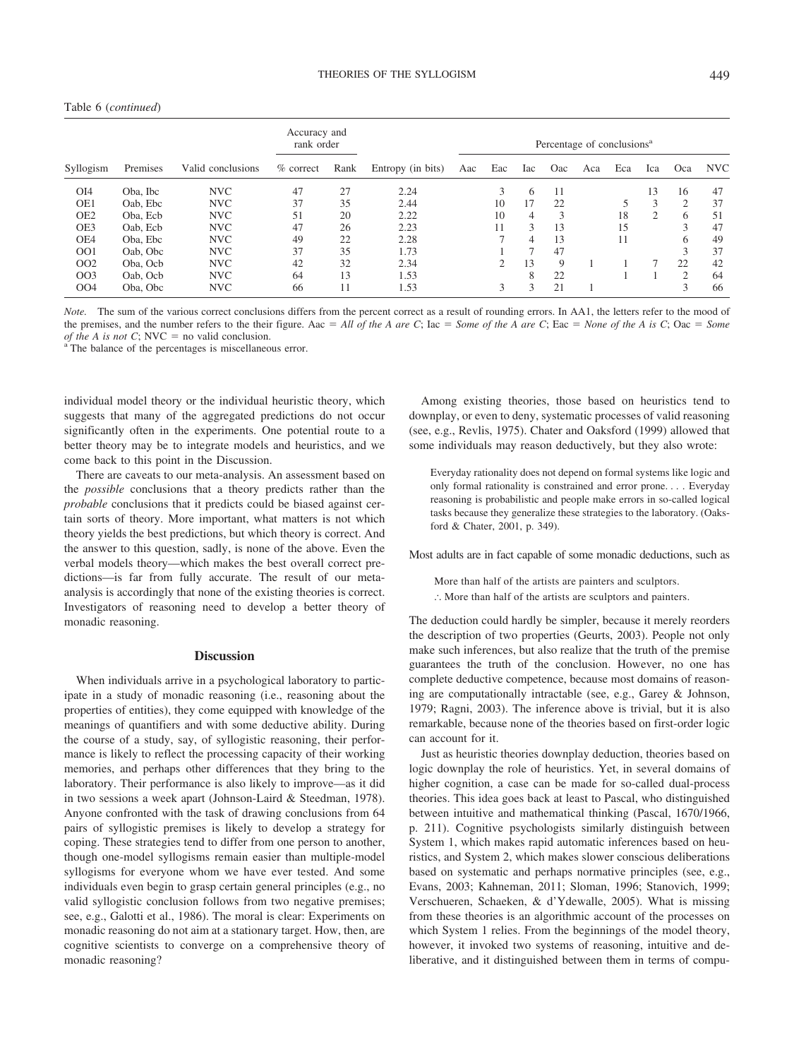Table 6 (*continued*)

| Syllogism | Premises | Valid conclusions | Accuracy and rank order | | Entropy (in bits) | Percentage of conclusions[a] | | | | | | | | |
|---|---|---|---|---|---|---|---|---|---|---|---|---|---|---|
| | | | % correct | Rank | | Aac | Eac | Iac | Oac | Aca | Eca | Ica | Oca | NVC |
| OI4 | Oba, Ibc | NVC | 47 | 27 | 2.24 | | 3 | 6 | 11 | | | 13 | 16 | 47 |
| OE1 | Oab, Ebc | NVC | 37 | 35 | 2.44 | | 10 | 17 | 22 | | 5 | 3 | 2 | 37 |
| OE2 | Oba, Ecb | NVC | 51 | 20 | 2.22 | | 10 | 4 | 3 | | 18 | 2 | 6 | 51 |
| OE3 | Oab, Ecb | NVC | 47 | 26 | 2.23 | | 11 | 3 | 13 | | 15 | | 3 | 47 |
| OE4 | Oba, Ebc | NVC | 49 | 22 | 2.28 | | 7 | 4 | 13 | | 11 | | 6 | 49 |
| OO1 | Oab, Obc | NVC | 37 | 35 | 1.73 | | 1 | 7 | 47 | | | | 3 | 37 |
| OO2 | Oba, Ocb | NVC | 42 | 32 | 2.34 | | 2 | 13 | 9 | 1 | 1 | 7 | 22 | 42 |
| OO3 | Oab, Ocb | NVC | 64 | 13 | 1.53 | | | 8 | 22 | | 1 | 1 | 2 | 64 |
| OO4 | Oba, Obc | NVC | 66 | 11 | 1.53 | | 3 | 3 | 21 | 1 | | | 3 | 66 |

*Note.* The sum of the various correct conclusions differs from the percent correct as a result of rounding errors. In AA1, the letters refer to the mood of the premises, and the number refers to the their figure. Aac = *All of the A are C*; Iac = *Some of the A are C*; Eac = *None of the A is C*; Oac = *Some of the A is not C*; NVC = no valid conclusion.
[a] The balance of the percentages is miscellaneous error.

individual model theory or the individual heuristic theory, which suggests that many of the aggregated predictions do not occur significantly often in the experiments. One potential route to a better theory may be to integrate models and heuristics, and we come back to this point in the Discussion.

There are caveats to our meta-analysis. An assessment based on the *possible* conclusions that a theory predicts rather than the *probable* conclusions that it predicts could be biased against certain sorts of theory. More important, what matters is not which theory yields the best predictions, but which theory is correct. And the answer to this question, sadly, is none of the above. Even the verbal models theory—which makes the best overall correct predictions—is far from fully accurate. The result of our meta-analysis is accordingly that none of the existing theories is correct. Investigators of reasoning need to develop a better theory of monadic reasoning.

## Discussion

When individuals arrive in a psychological laboratory to participate in a study of monadic reasoning (i.e., reasoning about the properties of entities), they come equipped with knowledge of the meanings of quantifiers and with some deductive ability. During the course of a study, say, of syllogistic reasoning, their performance is likely to reflect the processing capacity of their working memories, and perhaps other differences that they bring to the laboratory. Their performance is also likely to improve—as it did in two sessions a week apart (Johnson-Laird & Steedman, 1978). Anyone confronted with the task of drawing conclusions from 64 pairs of syllogistic premises is likely to develop a strategy for coping. These strategies tend to differ from one person to another, though one-model syllogisms remain easier than multiple-model syllogisms for everyone whom we have ever tested. And some individuals even begin to grasp certain general principles (e.g., no valid syllogistic conclusion follows from two negative premises; see, e.g., Galotti et al., 1986). The moral is clear: Experiments on monadic reasoning do not aim at a stationary target. How, then, are cognitive scientists to converge on a comprehensive theory of monadic reasoning?

Among existing theories, those based on heuristics tend to downplay, or even to deny, systematic processes of valid reasoning (see, e.g., Revlis, 1975). Chater and Oaksford (1999) allowed that some individuals may reason deductively, but they also wrote:

> Everyday rationality does not depend on formal systems like logic and only formal rationality is constrained and error prone. . . . Everyday reasoning is probabilistic and people make errors in so-called logical tasks because they generalize these strategies to the laboratory. (Oaksford & Chater, 2001, p. 349).

Most adults are in fact capable of some monadic deductions, such as

> More than half of the artists are painters and sculptors.
> ∴ More than half of the artists are sculptors and painters.

The deduction could hardly be simpler, because it merely reorders the description of two properties (Geurts, 2003). People not only make such inferences, but also realize that the truth of the premise guarantees the truth of the conclusion. However, no one has complete deductive competence, because most domains of reasoning are computationally intractable (see, e.g., Garey & Johnson, 1979; Ragni, 2003). The inference above is trivial, but it is also remarkable, because none of the theories based on first-order logic can account for it.

Just as heuristic theories downplay deduction, theories based on logic downplay the role of heuristics. Yet, in several domains of higher cognition, a case can be made for so-called dual-process theories. This idea goes back at least to Pascal, who distinguished between intuitive and mathematical thinking (Pascal, 1670/1966, p. 211). Cognitive psychologists similarly distinguish between System 1, which makes rapid automatic inferences based on heuristics, and System 2, which makes slower conscious deliberations based on systematic and perhaps normative principles (see, e.g., Evans, 2003; Kahneman, 2011; Sloman, 1996; Stanovich, 1999; Verschueren, Schaeken, & d'Ydewalle, 2005). What is missing from these theories is an algorithmic account of the processes on which System 1 relies. From the beginnings of the model theory, however, it invoked two systems of reasoning, intuitive and deliberative, and it distinguished between them in terms of compu-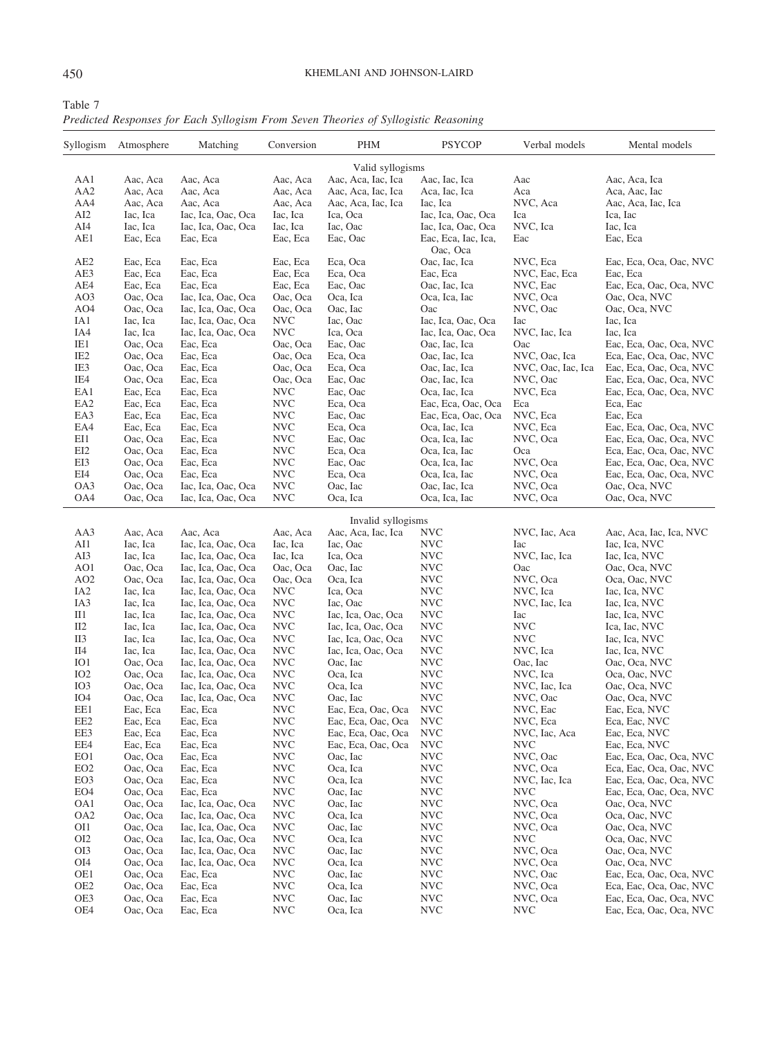Table 7
*Predicted Responses for Each Syllogism From Seven Theories of Syllogistic Reasoning*

| Syllogism | Atmosphere | Matching | Conversion | PHM | PSYCOP | Verbal models | Mental models |
|---|---|---|---|---|---|---|---|
| | | | | Valid syllogisms | | | |
| AA1 | Aac, Aca | Aac, Aca | Aac, Aca | Aac, Aca, Iac, Ica | Aac, Iac, Ica | Aac | Aac, Aca, Ica |
| AA2 | Aac, Aca | Aac, Aca | Aac, Aca | Aac, Aca, Iac, Ica | Aca, Iac, Ica | Aca | Aca, Aac, Iac |
| AA4 | Aac, Aca | Aac, Aca | Aac, Aca | Aac, Aca, Iac, Ica | Iac, Ica | NVC, Aca | Aac, Aca, Iac, Ica |
| AI2 | Iac, Ica | Iac, Ica, Oac, Oca | Iac, Ica | Ica, Oca | Iac, Ica, Oac, Oca | Ica | Ica, Iac |
| AI4 | Iac, Ica | Iac, Ica, Oac, Oca | Iac, Ica | Iac, Oac | Iac, Ica, Oac, Oca | NVC, Ica | Iac, Ica |
| AE1 | Eac, Eca | Eac, Eca | Eac, Eca | Eac, Oac | Eac, Eca, Iac, Ica, Oac, Oca | Eac | Eac, Eca |
| AE2 | Eac, Eca | Eac, Eca | Eac, Eca | Eca, Oca | Oac, Iac, Ica | NVC, Eca | Eac, Eca, Oca, Oac, NVC |
| AE3 | Eac, Eca | Eac, Eca | Eac, Eca | Eca, Oca | Eac, Eca | NVC, Eac, Eca | Eac, Eca |
| AE4 | Eac, Eca | Eac, Eca | Eac, Eca | Eac, Oac | Oac, Iac, Ica | NVC, Eac | Eac, Eca, Oac, Oca, NVC |
| AO3 | Oac, Oca | Iac, Ica, Oac, Oca | Oac, Oca | Oca, Ica | Oca, Ica, Iac | NVC, Oca | Oac, Oca, NVC |
| AO4 | Oac, Oca | Iac, Ica, Oac, Oca | Oac, Oca | Oac, Iac | Oac | NVC, Oac | Oac, Oca, NVC |
| IA1 | Iac, Ica | Iac, Ica, Oac, Oca | NVC | Iac, Oac | Iac, Ica, Oac, Oca | Iac | Iac, Ica |
| IA4 | Iac, Ica | Iac, Ica, Oac, Oca | NVC | Ica, Oca | Iac, Ica, Oac, Oca | NVC, Iac, Ica | Iac, Ica |
| IE1 | Oac, Oca | Eac, Eca | Oac, Oca | Eac, Oac | Oac, Iac, Ica | Oac | Eac, Eca, Oac, Oca, NVC |
| IE2 | Oac, Oca | Eac, Eca | Oac, Oca | Eca, Oca | Oac, Iac, Ica | NVC, Oac, Ica | Eca, Eac, Oca, Oac, NVC |
| IE3 | Oac, Oca | Eac, Eca | Oac, Oca | Eca, Oca | Oac, Iac, Ica | NVC, Oac, Iac, Ica | Eac, Eca, Oac, Oca, NVC |
| IE4 | Oac, Oca | Eac, Eca | Oac, Oca | Eac, Oac | Oac, Iac, Ica | NVC, Oac | Eac, Eca, Oac, Oca, NVC |
| EA1 | Eac, Eca | Eac, Eca | NVC | Eac, Oac | Oca, Iac, Ica | NVC, Eca | Eac, Eca, Oac, Oca, NVC |
| EA2 | Eac, Eca | Eac, Eca | NVC | Eca, Oca | Eac, Eca, Oac, Oca | Eca | Eca, Eac |
| EA3 | Eac, Eca | Eac, Eca | NVC | Eac, Oac | Eac, Eca, Oac, Oca | NVC, Eca | Eac, Eca |
| EA4 | Eac, Eca | Eac, Eca | NVC | Eca, Oca | Oca, Iac, Ica | NVC, Eca | Eac, Eca, Oac, Oca, NVC |
| EI1 | Oac, Oca | Eac, Eca | NVC | Eac, Oac | Oca, Ica, Iac | NVC, Oca | Eac, Eca, Oac, Oca, NVC |
| EI2 | Oac, Oca | Eac, Eca | NVC | Eca, Oca | Oca, Ica, Iac | Oca | Eca, Eac, Oca, Oac, NVC |
| EI3 | Oac, Oca | Eac, Eca | NVC | Eac, Oac | Oca, Ica, Iac | NVC, Oca | Eac, Eca, Oac, Oca, NVC |
| EI4 | Oac, Oca | Eac, Eca | NVC | Eca, Oca | Oca, Ica, Iac | NVC, Oca | Eac, Eca, Oac, Oca, NVC |
| OA3 | Oac, Oca | Iac, Ica, Oac, Oca | NVC | Oac, Iac | Oac, Iac, Ica | NVC, Oca | Oac, Oca, NVC |
| OA4 | Oac, Oca | Iac, Ica, Oac, Oca | NVC | Oca, Ica | Oca, Ica, Iac | NVC, Oca | Oac, Oca, NVC |
| | | | | Invalid syllogisms | | | |
| AA3 | Aac, Aca | Aac, Aca | Aac, Aca | Aac, Aca, Iac, Ica | NVC | NVC, Iac, Aca | Aac, Aca, Iac, Ica, NVC |
| AI1 | Iac, Ica | Iac, Ica, Oac, Oca | Iac, Ica | Iac, Oac | NVC | Iac | Iac, Ica, NVC |
| AI3 | Iac, Ica | Iac, Ica, Oac, Oca | Iac, Ica | Ica, Oca | NVC | NVC, Iac, Ica | Iac, Ica, NVC |
| AO1 | Oac, Oca | Iac, Ica, Oac, Oca | Oac, Oca | Oac, Iac | NVC | Oac | Oac, Oca, NVC |
| AO2 | Oac, Oca | Iac, Ica, Oac, Oca | Oac, Oca | Oca, Ica | NVC | NVC, Oca | Oca, Oac, NVC |
| IA2 | Iac, Ica | Iac, Ica, Oac, Oca | NVC | Ica, Oca | NVC | NVC, Ica | Iac, Ica, NVC |
| IA3 | Iac, Ica | Iac, Ica, Oac, Oca | NVC | Iac, Oac | NVC | NVC, Iac, Ica | Iac, Ica, NVC |
| II1 | Iac, Ica | Iac, Ica, Oac, Oca | NVC | Iac, Ica, Oac, Oca | NVC | Iac | Iac, Ica, NVC |
| II2 | Iac, Ica | Iac, Ica, Oac, Oca | NVC | Iac, Ica, Oac, Oca | NVC | NVC | Ica, Iac, NVC |
| II3 | Iac, Ica | Iac, Ica, Oac, Oca | NVC | Iac, Ica, Oac, Oca | NVC | NVC | Iac, Ica, NVC |
| II4 | Iac, Ica | Iac, Ica, Oac, Oca | NVC | Iac, Ica, Oac, Oca | NVC | NVC, Ica | Iac, Ica, NVC |
| IO1 | Oac, Oca | Iac, Ica, Oac, Oca | NVC | Oac, Iac | NVC | Oac, Iac | Oac, Oca, NVC |
| IO2 | Oac, Oca | Iac, Ica, Oac, Oca | NVC | Oca, Ica | NVC | NVC, Ica | Oca, Oac, NVC |
| IO3 | Oac, Oca | Iac, Ica, Oac, Oca | NVC | Oca, Ica | NVC | NVC, Iac, Ica | Oac, Oca, NVC |
| IO4 | Oac, Oca | Iac, Ica, Oac, Oca | NVC | Oac, Iac | NVC | NVC, Oac | Oac, Oca, NVC |
| EE1 | Eac, Eca | Eac, Eca | NVC | Eac, Eca, Oac, Oca | NVC | NVC, Eac | Eac, Eca, NVC |
| EE2 | Eac, Eca | Eac, Eca | NVC | Eac, Eca, Oac, Oca | NVC | NVC, Eca | Eca, Eac, NVC |
| EE3 | Eac, Eca | Eac, Eca | NVC | Eac, Eca, Oac, Oca | NVC | NVC, Iac, Aca | Eac, Eca, NVC |
| EE4 | Eac, Eca | Eac, Eca | NVC | Eac, Eca, Oac, Oca | NVC | NVC | Eac, Eca, NVC |
| EO1 | Oac, Oca | Eac, Eca | NVC | Oac, Iac | NVC | NVC, Oac | Eac, Eca, Oac, Oca, NVC |
| EO2 | Oac, Oca | Eac, Eca | NVC | Oca, Ica | NVC | NVC, Oca | Eca, Eac, Oca, Oac, NVC |
| EO3 | Oac, Oca | Eac, Eca | NVC | Oca, Ica | NVC | NVC, Iac, Ica | Eac, Eca, Oac, Oca, NVC |
| EO4 | Oac, Oca | Eac, Eca | NVC | Oac, Iac | NVC | NVC | Eac, Eca, Oac, Oca, NVC |
| OA1 | Oac, Oca | Iac, Ica, Oac, Oca | NVC | Oac, Iac | NVC | NVC, Oca | Oac, Oca, NVC |
| OA2 | Oac, Oca | Iac, Ica, Oac, Oca | NVC | Oca, Ica | NVC | NVC, Oca | Oca, Oac, NVC |
| OI1 | Oac, Oca | Iac, Ica, Oac, Oca | NVC | Oac, Iac | NVC | NVC, Oca | Oac, Oca, NVC |
| OI2 | Oac, Oca | Iac, Ica, Oac, Oca | NVC | Oca, Ica | NVC | NVC | Oca, Oac, NVC |
| OI3 | Oac, Oca | Iac, Ica, Oac, Oca | NVC | Oac, Iac | NVC | NVC, Oca | Oac, Oca, NVC |
| OI4 | Oac, Oca | Iac, Ica, Oac, Oca | NVC | Oca, Ica | NVC | NVC, Oca | Oac, Oca, NVC |
| OE1 | Oac, Oca | Eac, Eca | NVC | Oac, Iac | NVC | NVC, Oac | Eac, Eca, Oac, Oca, NVC |
| OE2 | Oac, Oca | Eac, Eca | NVC | Oca, Ica | NVC | NVC, Oca | Eca, Eac, Oca, Oac, NVC |
| OE3 | Oac, Oca | Eac, Eca | NVC | Oac, Iac | NVC | NVC, Oca | Eac, Eca, Oac, Oca, NVC |
| OE4 | Oac, Oca | Eac, Eca | NVC | Oca, Ica | NVC | NVC | Eac, Eca, Oac, Oca, NVC |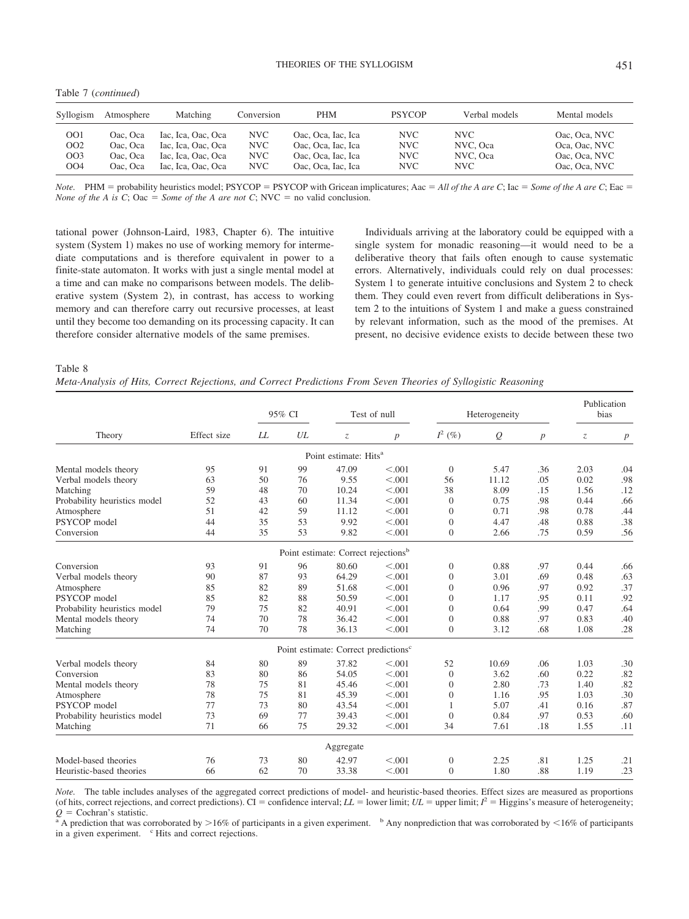Table 7 (*continued*)

| Syllogism | Atmosphere | Matching | Conversion | PHM | PSYCOP | Verbal models | Mental models |
|---|---|---|---|---|---|---|---|
| OO1 | Oac, Oca | Iac, Ica, Oac, Oca | NVC | Oac, Oca, Iac, Ica | NVC | NVC | Oac, Oca, NVC |
| OO2 | Oac, Oca | Iac, Ica, Oac, Oca | NVC | Oac, Oca, Iac, Ica | NVC | NVC, Oca | Oca, Oac, NVC |
| OO3 | Oac, Oca | Iac, Ica, Oac, Oca | NVC | Oac, Oca, Iac, Ica | NVC | NVC, Oca | Oac, Oca, NVC |
| OO4 | Oac, Oca | Iac, Ica, Oac, Oca | NVC | Oac, Oca, Iac, Ica | NVC | NVC | Oac, Oca, NVC |

*Note.* PHM = probability heuristics model; PSYCOP = PSYCOP with Gricean implicatures; Aac = *All of the A are C*; Iac = *Some of the A are C*; Eac = *None of the A is C*; Oac = *Some of the A are not C*; NVC = no valid conclusion.

tational power (Johnson-Laird, 1983, Chapter 6). The intuitive system (System 1) makes no use of working memory for intermediate computations and is therefore equivalent in power to a finite-state automaton. It works with just a single mental model at a time and can make no comparisons between models. The deliberative system (System 2), in contrast, has access to working memory and can therefore carry out recursive processes, at least until they become too demanding on its processing capacity. It can therefore consider alternative models of the same premises.

Individuals arriving at the laboratory could be equipped with a single system for monadic reasoning—it would need to be a deliberative theory that fails often enough to cause systematic errors. Alternatively, individuals could rely on dual processes: System 1 to generate intuitive conclusions and System 2 to check them. They could even revert from difficult deliberations in System 2 to the intuitions of System 1 and make a guess constrained by relevant information, such as the mood of the premises. At present, no decisive evidence exists to decide between these two

Table 8
*Meta-Analysis of Hits, Correct Rejections, and Correct Predictions From Seven Theories of Syllogistic Reasoning*

| Theory | Effect size | 95% CI | | Test of null | | Heterogeneity | | | Publication bias | |
|---|---|---|---|---|---|---|---|---|---|---|
| | | *LL* | *UL* | *z* | *p* | $I^2$ (%) | *Q* | *p* | *z* | *p* |
| **Point estimate: Hits[a]** | | | | | | | | | | |
| Mental models theory | 95 | 91 | 99 | 47.09 | <.001 | 0 | 5.47 | .36 | 2.03 | .04 |
| Verbal models theory | 63 | 50 | 76 | 9.55 | <.001 | 56 | 11.12 | .05 | 0.02 | .98 |
| Matching | 59 | 48 | 70 | 10.24 | <.001 | 38 | 8.09 | .15 | 1.56 | .12 |
| Probability heuristics model | 52 | 43 | 60 | 11.34 | <.001 | 0 | 0.75 | .98 | 0.44 | .66 |
| Atmosphere | 51 | 42 | 59 | 11.12 | <.001 | 0 | 0.71 | .98 | 0.78 | .44 |
| PSYCOP model | 44 | 35 | 53 | 9.92 | <.001 | 0 | 4.47 | .48 | 0.88 | .38 |
| Conversion | 44 | 35 | 53 | 9.82 | <.001 | 0 | 2.66 | .75 | 0.59 | .56 |
| **Point estimate: Correct rejections[b]** | | | | | | | | | | |
| Conversion | 93 | 91 | 96 | 80.60 | <.001 | 0 | 0.88 | .97 | 0.44 | .66 |
| Verbal models theory | 90 | 87 | 93 | 64.29 | <.001 | 0 | 3.01 | .69 | 0.48 | .63 |
| Atmosphere | 85 | 82 | 89 | 51.68 | <.001 | 0 | 0.96 | .97 | 0.92 | .37 |
| PSYCOP model | 85 | 82 | 88 | 50.59 | <.001 | 0 | 1.17 | .95 | 0.11 | .92 |
| Probability heuristics model | 79 | 75 | 82 | 40.91 | <.001 | 0 | 0.64 | .99 | 0.47 | .64 |
| Mental models theory | 74 | 70 | 78 | 36.42 | <.001 | 0 | 0.88 | .97 | 0.83 | .40 |
| Matching | 74 | 70 | 78 | 36.13 | <.001 | 0 | 3.12 | .68 | 1.08 | .28 |
| **Point estimate: Correct predictions[c]** | | | | | | | | | | |
| Verbal models theory | 84 | 80 | 89 | 37.82 | <.001 | 52 | 10.69 | .06 | 1.03 | .30 |
| Conversion | 83 | 80 | 86 | 54.05 | <.001 | 0 | 3.62 | .60 | 0.22 | .82 |
| Mental models theory | 78 | 75 | 81 | 45.46 | <.001 | 0 | 2.80 | .73 | 1.40 | .82 |
| Atmosphere | 78 | 75 | 81 | 45.39 | <.001 | 0 | 1.16 | .95 | 1.03 | .30 |
| PSYCOP model | 77 | 73 | 80 | 43.54 | <.001 | 1 | 5.07 | .41 | 0.16 | .87 |
| Probability heuristics model | 73 | 69 | 77 | 39.43 | <.001 | 0 | 0.84 | .97 | 0.53 | .60 |
| Matching | 71 | 66 | 75 | 29.32 | <.001 | 34 | 7.61 | .18 | 1.55 | .11 |
| **Aggregate** | | | | | | | | | | |
| Model-based theories | 76 | 73 | 80 | 42.97 | <.001 | 0 | 2.25 | .81 | 1.25 | .21 |
| Heuristic-based theories | 66 | 62 | 70 | 33.38 | <.001 | 0 | 1.80 | .88 | 1.19 | .23 |

*Note.* The table includes analyses of the aggregated correct predictions of model- and heuristic-based theories. Effect sizes are measured as proportions (of hits, correct rejections, and correct predictions). CI = confidence interval; *LL* = lower limit; *UL* = upper limit; $I^2$ = Higgins's measure of heterogeneity; *Q* = Cochran's statistic.
[a] A prediction that was corroborated by >16% of participants in a given experiment. [b] Any nonprediction that was corroborated by <16% of participants in a given experiment. [c] Hits and correct rejections.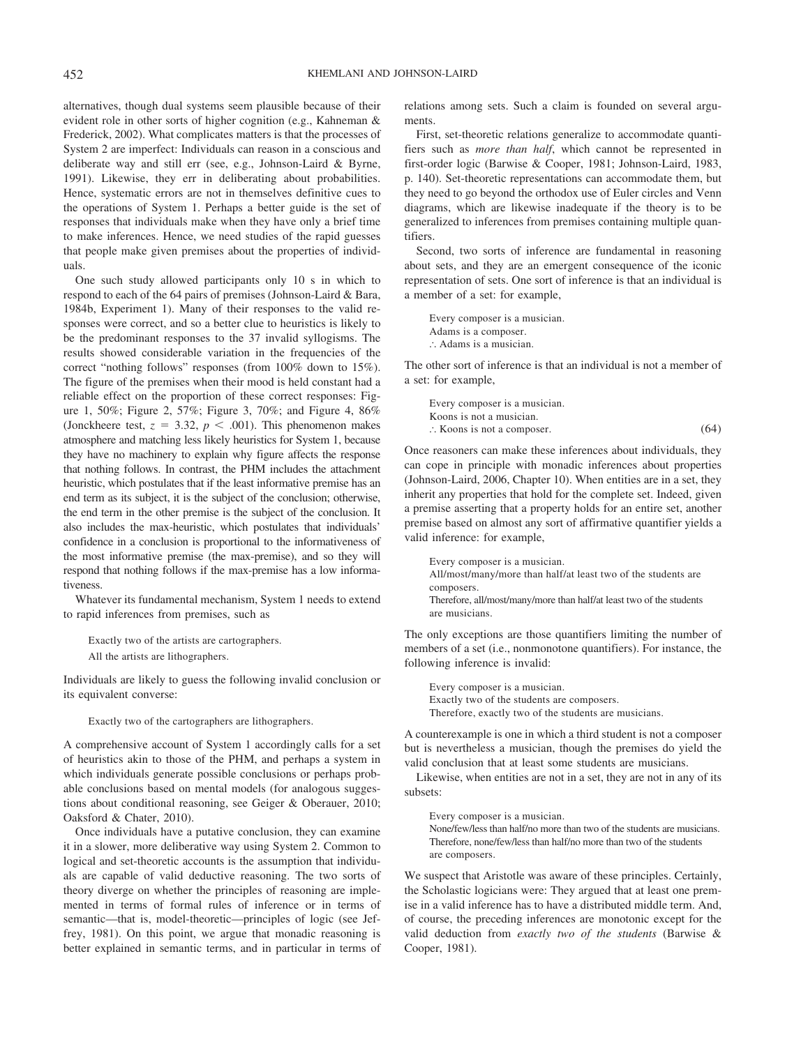alternatives, though dual systems seem plausible because of their evident role in other sorts of higher cognition (e.g., Kahneman & Frederick, 2002). What complicates matters is that the processes of System 2 are imperfect: Individuals can reason in a conscious and deliberate way and still err (see, e.g., Johnson-Laird & Byrne, 1991). Likewise, they err in deliberating about probabilities. Hence, systematic errors are not in themselves definitive cues to the operations of System 1. Perhaps a better guide is the set of responses that individuals make when they have only a brief time to make inferences. Hence, we need studies of the rapid guesses that people make given premises about the properties of individuals.

One such study allowed participants only 10 s in which to respond to each of the 64 pairs of premises (Johnson-Laird & Bara, 1984b, Experiment 1). Many of their responses to the valid responses were correct, and so a better clue to heuristics is likely to be the predominant responses to the 37 invalid syllogisms. The results showed considerable variation in the frequencies of the correct "nothing follows" responses (from 100% down to 15%). The figure of the premises when their mood is held constant had a reliable effect on the proportion of these correct responses: Figure 1, 50%; Figure 2, 57%; Figure 3, 70%; and Figure 4, 86% (Jonckheere test, $z = 3.32$, $p < .001$). This phenomenon makes atmosphere and matching less likely heuristics for System 1, because they have no machinery to explain why figure affects the response that nothing follows. In contrast, the PHM includes the attachment heuristic, which postulates that if the least informative premise has an end term as its subject, it is the subject of the conclusion; otherwise, the end term in the other premise is the subject of the conclusion. It also includes the max-heuristic, which postulates that individuals' confidence in a conclusion is proportional to the informativeness of the most informative premise (the max-premise), and so they will respond that nothing follows if the max-premise has a low informativeness.

Whatever its fundamental mechanism, System 1 needs to extend to rapid inferences from premises, such as

> Exactly two of the artists are cartographers.
> All the artists are lithographers.

Individuals are likely to guess the following invalid conclusion or its equivalent converse:

> Exactly two of the cartographers are lithographers.

A comprehensive account of System 1 accordingly calls for a set of heuristics akin to those of the PHM, and perhaps a system in which individuals generate possible conclusions or perhaps probable conclusions based on mental models (for analogous suggestions about conditional reasoning, see Geiger & Oberauer, 2010; Oaksford & Chater, 2010).

Once individuals have a putative conclusion, they can examine it in a slower, more deliberative way using System 2. Common to logical and set-theoretic accounts is the assumption that individuals are capable of valid deductive reasoning. The two sorts of theory diverge on whether the principles of reasoning are implemented in terms of formal rules of inference or in terms of semantic—that is, model-theoretic—principles of logic (see Jeffrey, 1981). On this point, we argue that monadic reasoning is better explained in semantic terms, and in particular in terms of relations among sets. Such a claim is founded on several arguments.

First, set-theoretic relations generalize to accommodate quantifiers such as *more than half*, which cannot be represented in first-order logic (Barwise & Cooper, 1981; Johnson-Laird, 1983, p. 140). Set-theoretic representations can accommodate them, but they need to go beyond the orthodox use of Euler circles and Venn diagrams, which are likewise inadequate if the theory is to be generalized to inferences from premises containing multiple quantifiers.

Second, two sorts of inference are fundamental in reasoning about sets, and they are an emergent consequence of the iconic representation of sets. One sort of inference is that an individual is a member of a set: for example,

> Every composer is a musician.
> Adams is a composer.
> ∴ Adams is a musician.

The other sort of inference is that an individual is not a member of a set: for example,

> Every composer is a musician.
> Koons is not a musician.
> ∴ Koons is not a composer. (64)

Once reasoners can make these inferences about individuals, they can cope in principle with monadic inferences about properties (Johnson-Laird, 2006, Chapter 10). When entities are in a set, they inherit any properties that hold for the complete set. Indeed, given a premise asserting that a property holds for an entire set, another premise based on almost any sort of affirmative quantifier yields a valid inference: for example,

> Every composer is a musician.
> All/most/many/more than half/at least two of the students are composers.
> Therefore, all/most/many/more than half/at least two of the students are musicians.

The only exceptions are those quantifiers limiting the number of members of a set (i.e., nonmonotone quantifiers). For instance, the following inference is invalid:

> Every composer is a musician.
> Exactly two of the students are composers.
> Therefore, exactly two of the students are musicians.

A counterexample is one in which a third student is not a composer but is nevertheless a musician, though the premises do yield the valid conclusion that at least some students are musicians.

Likewise, when entities are not in a set, they are not in any of its subsets:

> Every composer is a musician.
> None/few/less than half/no more than two of the students are musicians.
> Therefore, none/few/less than half/no more than two of the students are composers.

We suspect that Aristotle was aware of these principles. Certainly, the Scholastic logicians were: They argued that at least one premise in a valid inference has to have a distributed middle term. And, of course, the preceding inferences are monotonic except for the valid deduction from *exactly two of the students* (Barwise & Cooper, 1981).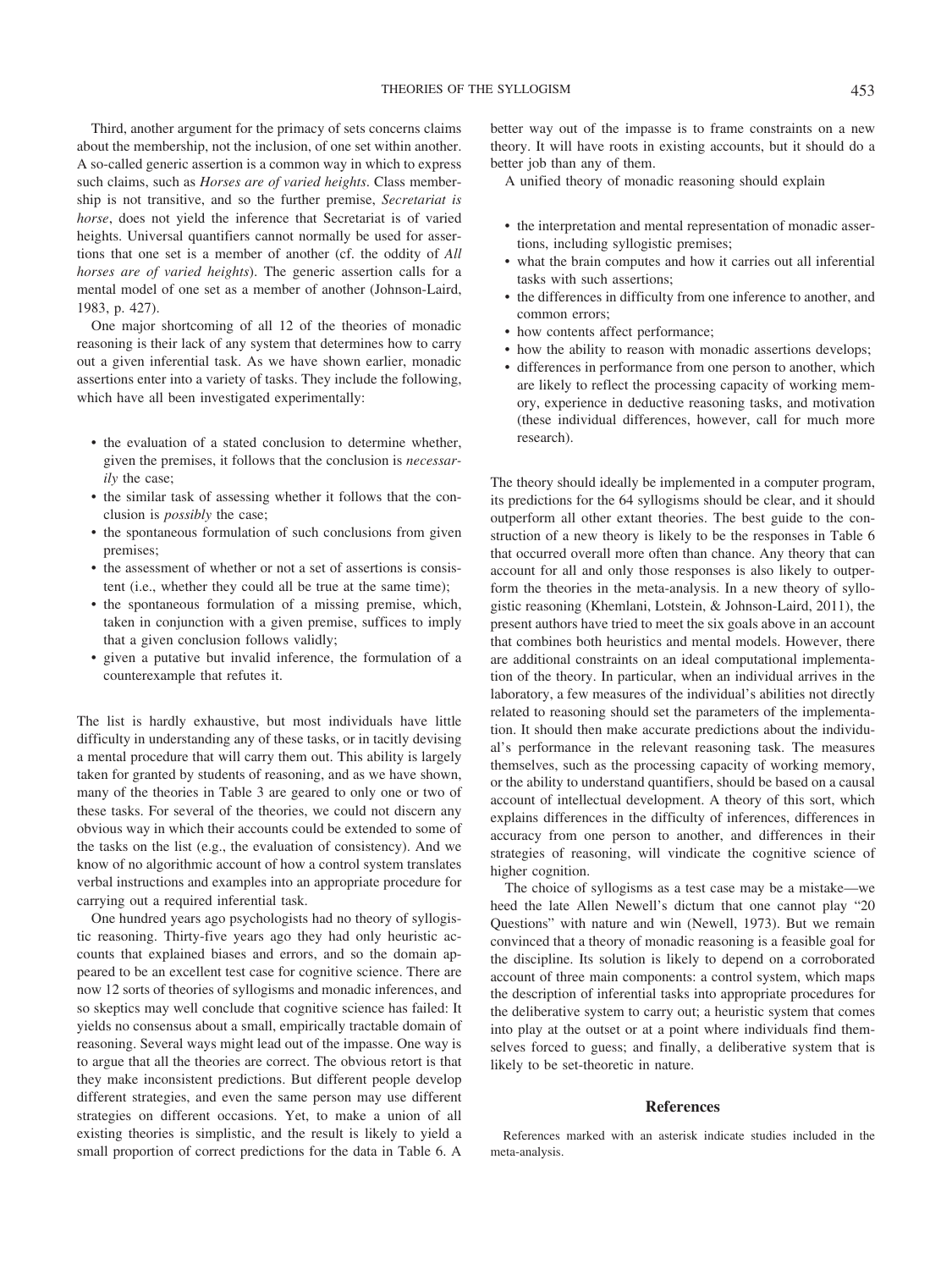Third, another argument for the primacy of sets concerns claims about the membership, not the inclusion, of one set within another. A so-called generic assertion is a common way in which to express such claims, such as *Horses are of varied heights*. Class membership is not transitive, and so the further premise, *Secretariat is horse*, does not yield the inference that Secretariat is of varied heights. Universal quantifiers cannot normally be used for assertions that one set is a member of another (cf. the oddity of *All horses are of varied heights*). The generic assertion calls for a mental model of one set as a member of another (Johnson-Laird, 1983, p. 427).

One major shortcoming of all 12 of the theories of monadic reasoning is their lack of any system that determines how to carry out a given inferential task. As we have shown earlier, monadic assertions enter into a variety of tasks. They include the following, which have all been investigated experimentally:

- the evaluation of a stated conclusion to determine whether, given the premises, it follows that the conclusion is *necessarily* the case;
- the similar task of assessing whether it follows that the conclusion is *possibly* the case;
- the spontaneous formulation of such conclusions from given premises;
- the assessment of whether or not a set of assertions is consistent (i.e., whether they could all be true at the same time);
- the spontaneous formulation of a missing premise, which, taken in conjunction with a given premise, suffices to imply that a given conclusion follows validly;
- given a putative but invalid inference, the formulation of a counterexample that refutes it.

The list is hardly exhaustive, but most individuals have little difficulty in understanding any of these tasks, or in tacitly devising a mental procedure that will carry them out. This ability is largely taken for granted by students of reasoning, and as we have shown, many of the theories in Table 3 are geared to only one or two of these tasks. For several of the theories, we could not discern any obvious way in which their accounts could be extended to some of the tasks on the list (e.g., the evaluation of consistency). And we know of no algorithmic account of how a control system translates verbal instructions and examples into an appropriate procedure for carrying out a required inferential task.

One hundred years ago psychologists had no theory of syllogistic reasoning. Thirty-five years ago they had only heuristic accounts that explained biases and errors, and so the domain appeared to be an excellent test case for cognitive science. There are now 12 sorts of theories of syllogisms and monadic inferences, and so skeptics may well conclude that cognitive science has failed: It yields no consensus about a small, empirically tractable domain of reasoning. Several ways might lead out of the impasse. One way is to argue that all the theories are correct. The obvious retort is that they make inconsistent predictions. But different people develop different strategies, and even the same person may use different strategies on different occasions. Yet, to make a union of all existing theories is simplistic, and the result is likely to yield a small proportion of correct predictions for the data in Table 6. A better way out of the impasse is to frame constraints on a new theory. It will have roots in existing accounts, but it should do a better job than any of them.

A unified theory of monadic reasoning should explain

- the interpretation and mental representation of monadic assertions, including syllogistic premises;
- what the brain computes and how it carries out all inferential tasks with such assertions;
- the differences in difficulty from one inference to another, and common errors;
- how contents affect performance;
- how the ability to reason with monadic assertions develops;
- differences in performance from one person to another, which are likely to reflect the processing capacity of working memory, experience in deductive reasoning tasks, and motivation (these individual differences, however, call for much more research).

The theory should ideally be implemented in a computer program, its predictions for the 64 syllogisms should be clear, and it should outperform all other extant theories. The best guide to the construction of a new theory is likely to be the responses in Table 6 that occurred overall more often than chance. Any theory that can account for all and only those responses is also likely to outperform the theories in the meta-analysis. In a new theory of syllogistic reasoning (Khemlani, Lotstein, & Johnson-Laird, 2011), the present authors have tried to meet the six goals above in an account that combines both heuristics and mental models. However, there are additional constraints on an ideal computational implementation of the theory. In particular, when an individual arrives in the laboratory, a few measures of the individual's abilities not directly related to reasoning should set the parameters of the implementation. It should then make accurate predictions about the individual's performance in the relevant reasoning task. The measures themselves, such as the processing capacity of working memory, or the ability to understand quantifiers, should be based on a causal account of intellectual development. A theory of this sort, which explains differences in the difficulty of inferences, differences in accuracy from one person to another, and differences in their strategies of reasoning, will vindicate the cognitive science of higher cognition.

The choice of syllogisms as a test case may be a mistake—we heed the late Allen Newell's dictum that one cannot play "20 Questions" with nature and win (Newell, 1973). But we remain convinced that a theory of monadic reasoning is a feasible goal for the discipline. Its solution is likely to depend on a corroborated account of three main components: a control system, which maps the description of inferential tasks into appropriate procedures for the deliberative system to carry out; a heuristic system that comes into play at the outset or at a point where individuals find themselves forced to guess; and finally, a deliberative system that is likely to be set-theoretic in nature.

## References

References marked with an asterisk indicate studies included in the meta-analysis.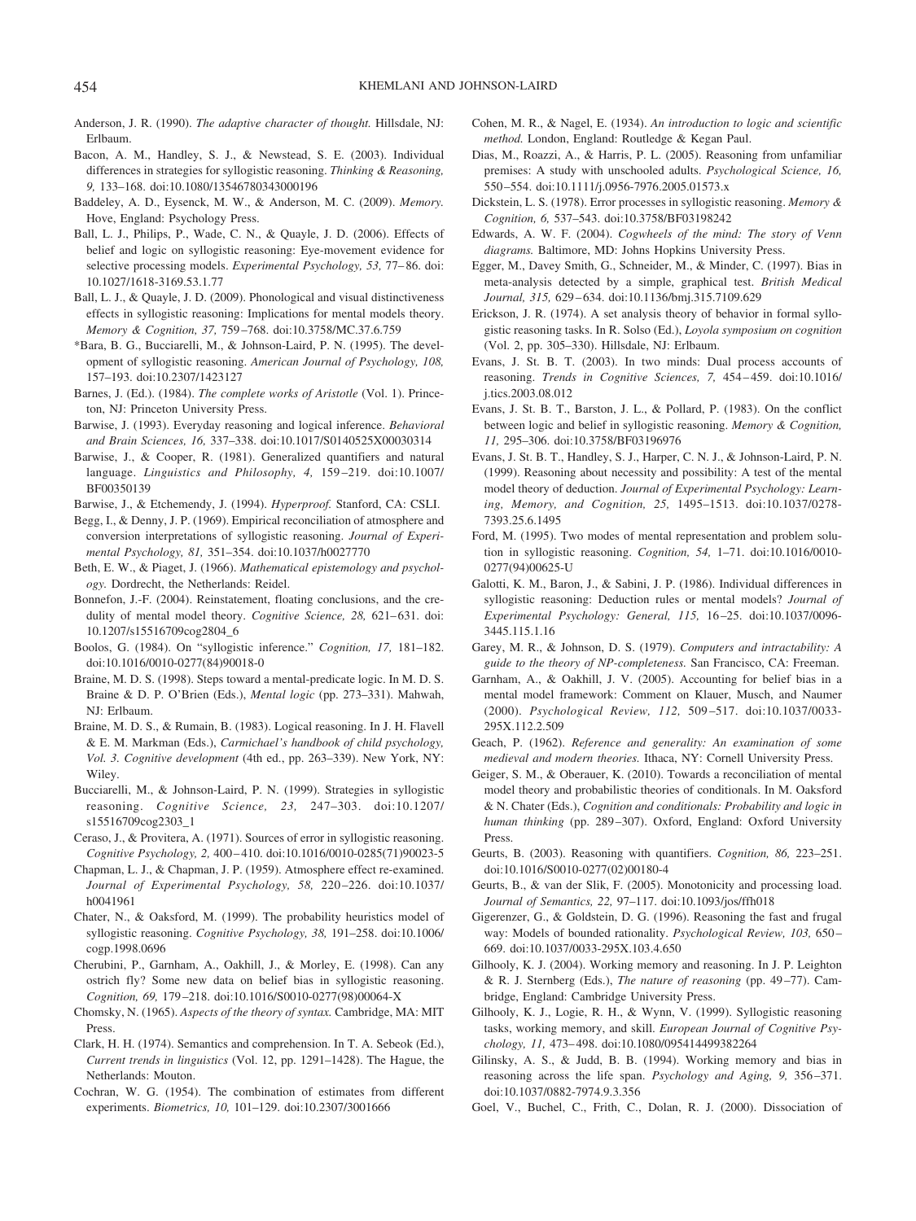Anderson, J. R. (1990). *The adaptive character of thought.* Hillsdale, NJ: Erlbaum.

Bacon, A. M., Handley, S. J., & Newstead, S. E. (2003). Individual differences in strategies for syllogistic reasoning. *Thinking & Reasoning, 9,* 133–168. doi:10.1080/13546780343000196

Baddeley, A. D., Eysenck, M. W., & Anderson, M. C. (2009). *Memory.* Hove, England: Psychology Press.

Ball, L. J., Philips, P., Wade, C. N., & Quayle, J. D. (2006). Effects of belief and logic on syllogistic reasoning: Eye-movement evidence for selective processing models. *Experimental Psychology, 53,* 77–86. doi:10.1027/1618-3169.53.1.77

Ball, L. J., & Quayle, J. D. (2009). Phonological and visual distinctiveness effects in syllogistic reasoning: Implications for mental models theory. *Memory & Cognition, 37,* 759–768. doi:10.3758/MC.37.6.759

*Bara, B. G., Bucciarelli, M., & Johnson-Laird, P. N. (1995). The development of syllogistic reasoning. *American Journal of Psychology, 108,* 157–193. doi:10.2307/1423127

Barnes, J. (Ed.). (1984). *The complete works of Aristotle* (Vol. 1). Princeton, NJ: Princeton University Press.

Barwise, J. (1993). Everyday reasoning and logical inference. *Behavioral and Brain Sciences, 16,* 337–338. doi:10.1017/S0140525X00030314

Barwise, J., & Cooper, R. (1981). Generalized quantifiers and natural language. *Linguistics and Philosophy, 4,* 159–219. doi:10.1007/BF00350139

Barwise, J., & Etchemendy, J. (1994). *Hyperproof.* Stanford, CA: CSLI.

Begg, I., & Denny, J. P. (1969). Empirical reconciliation of atmosphere and conversion interpretations of syllogistic reasoning. *Journal of Experimental Psychology, 81,* 351–354. doi:10.1037/h0027770

Beth, E. W., & Piaget, J. (1966). *Mathematical epistemology and psychology.* Dordrecht, the Netherlands: Reidel.

Bonnefon, J.-F. (2004). Reinstatement, floating conclusions, and the credulity of mental model theory. *Cognitive Science, 28,* 621–631. doi:10.1207/s15516709cog2804_6

Boolos, G. (1984). On "syllogistic inference." *Cognition, 17,* 181–182. doi:10.1016/0010-0277(84)90018-0

Braine, M. D. S. (1998). Steps toward a mental-predicate logic. In M. D. S. Braine & D. P. O'Brien (Eds.), *Mental logic* (pp. 273–331). Mahwah, NJ: Erlbaum.

Braine, M. D. S., & Rumain, B. (1983). Logical reasoning. In J. H. Flavell & E. M. Markman (Eds.), *Carmichael's handbook of child psychology, Vol. 3. Cognitive development* (4th ed., pp. 263–339). New York, NY: Wiley.

Bucciarelli, M., & Johnson-Laird, P. N. (1999). Strategies in syllogistic reasoning. *Cognitive Science, 23,* 247–303. doi:10.1207/s15516709cog2303_1

Ceraso, J., & Provitera, A. (1971). Sources of error in syllogistic reasoning. *Cognitive Psychology, 2,* 400–410. doi:10.1016/0010-0285(71)90023-5

Chapman, L. J., & Chapman, J. P. (1959). Atmosphere effect re-examined. *Journal of Experimental Psychology, 58,* 220–226. doi:10.1037/h0041961

Chater, N., & Oaksford, M. (1999). The probability heuristics model of syllogistic reasoning. *Cognitive Psychology, 38,* 191–258. doi:10.1006/cogp.1998.0696

Cherubini, P., Garnham, A., Oakhill, J., & Morley, E. (1998). Can any ostrich fly? Some new data on belief bias in syllogistic reasoning. *Cognition, 69,* 179–218. doi:10.1016/S0010-0277(98)00064-X

Chomsky, N. (1965). *Aspects of the theory of syntax.* Cambridge, MA: MIT Press.

Clark, H. H. (1974). Semantics and comprehension. In T. A. Sebeok (Ed.), *Current trends in linguistics* (Vol. 12, pp. 1291–1428). The Hague, the Netherlands: Mouton.

Cochran, W. G. (1954). The combination of estimates from different experiments. *Biometrics, 10,* 101–129. doi:10.2307/3001666

Cohen, M. R., & Nagel, E. (1934). *An introduction to logic and scientific method.* London, England: Routledge & Kegan Paul.

Dias, M., Roazzi, A., & Harris, P. L. (2005). Reasoning from unfamiliar premises: A study with unschooled adults. *Psychological Science, 16,* 550–554. doi:10.1111/j.0956-7976.2005.01573.x

Dickstein, L. S. (1978). Error processes in syllogistic reasoning. *Memory & Cognition, 6,* 537–543. doi:10.3758/BF03198242

Edwards, A. W. F. (2004). *Cogwheels of the mind: The story of Venn diagrams.* Baltimore, MD: Johns Hopkins University Press.

Egger, M., Davey Smith, G., Schneider, M., & Minder, C. (1997). Bias in meta-analysis detected by a simple, graphical test. *British Medical Journal, 315,* 629–634. doi:10.1136/bmj.315.7109.629

Erickson, J. R. (1974). A set analysis theory of behavior in formal syllogistic reasoning tasks. In R. Solso (Ed.), *Loyola symposium on cognition* (Vol. 2, pp. 305–330). Hillsdale, NJ: Erlbaum.

Evans, J. St. B. T. (2003). In two minds: Dual process accounts of reasoning. *Trends in Cognitive Sciences, 7,* 454–459. doi:10.1016/j.tics.2003.08.012

Evans, J. St. B. T., Barston, J. L., & Pollard, P. (1983). On the conflict between logic and belief in syllogistic reasoning. *Memory & Cognition, 11,* 295–306. doi:10.3758/BF03196976

Evans, J. St. B. T., Handley, S. J., Harper, C. N. J., & Johnson-Laird, P. N. (1999). Reasoning about necessity and possibility: A test of the mental model theory of deduction. *Journal of Experimental Psychology: Learning, Memory, and Cognition, 25,* 1495–1513. doi:10.1037/0278-7393.25.6.1495

Ford, M. (1995). Two modes of mental representation and problem solution in syllogistic reasoning. *Cognition, 54,* 1–71. doi:10.1016/0010-0277(94)00625-U

Galotti, K. M., Baron, J., & Sabini, J. P. (1986). Individual differences in syllogistic reasoning: Deduction rules or mental models? *Journal of Experimental Psychology: General, 115,* 16–25. doi:10.1037/0096-3445.115.1.16

Garey, M. R., & Johnson, D. S. (1979). *Computers and intractability: A guide to the theory of NP-completeness.* San Francisco, CA: Freeman.

Garnham, A., & Oakhill, J. V. (2005). Accounting for belief bias in a mental model framework: Comment on Klauer, Musch, and Naumer (2000). *Psychological Review, 112,* 509–517. doi:10.1037/0033-295X.112.2.509

Geach, P. (1962). *Reference and generality: An examination of some medieval and modern theories.* Ithaca, NY: Cornell University Press.

Geiger, S. M., & Oberauer, K. (2010). Towards a reconciliation of mental model theory and probabilistic theories of conditionals. In M. Oaksford & N. Chater (Eds.), *Cognition and conditionals: Probability and logic in human thinking* (pp. 289–307). Oxford, England: Oxford University Press.

Geurts, B. (2003). Reasoning with quantifiers. *Cognition, 86,* 223–251. doi:10.1016/S0010-0277(02)00180-4

Geurts, B., & van der Slik, F. (2005). Monotonicity and processing load. *Journal of Semantics, 22,* 97–117. doi:10.1093/jos/ffh018

Gigerenzer, G., & Goldstein, D. G. (1996). Reasoning the fast and frugal way: Models of bounded rationality. *Psychological Review, 103,* 650–669. doi:10.1037/0033-295X.103.4.650

Gilhooly, K. J. (2004). Working memory and reasoning. In J. P. Leighton & R. J. Sternberg (Eds.), *The nature of reasoning* (pp. 49–77). Cambridge, England: Cambridge University Press.

Gilhooly, K. J., Logie, R. H., & Wynn, V. (1999). Syllogistic reasoning tasks, working memory, and skill. *European Journal of Cognitive Psychology, 11,* 473–498. doi:10.1080/095414499382264

Gilinsky, A. S., & Judd, B. B. (1994). Working memory and bias in reasoning across the life span. *Psychology and Aging, 9,* 356–371. doi:10.1037/0882-7974.9.3.356

Goel, V., Buchel, C., Frith, C., Dolan, R. J. (2000). Dissociation of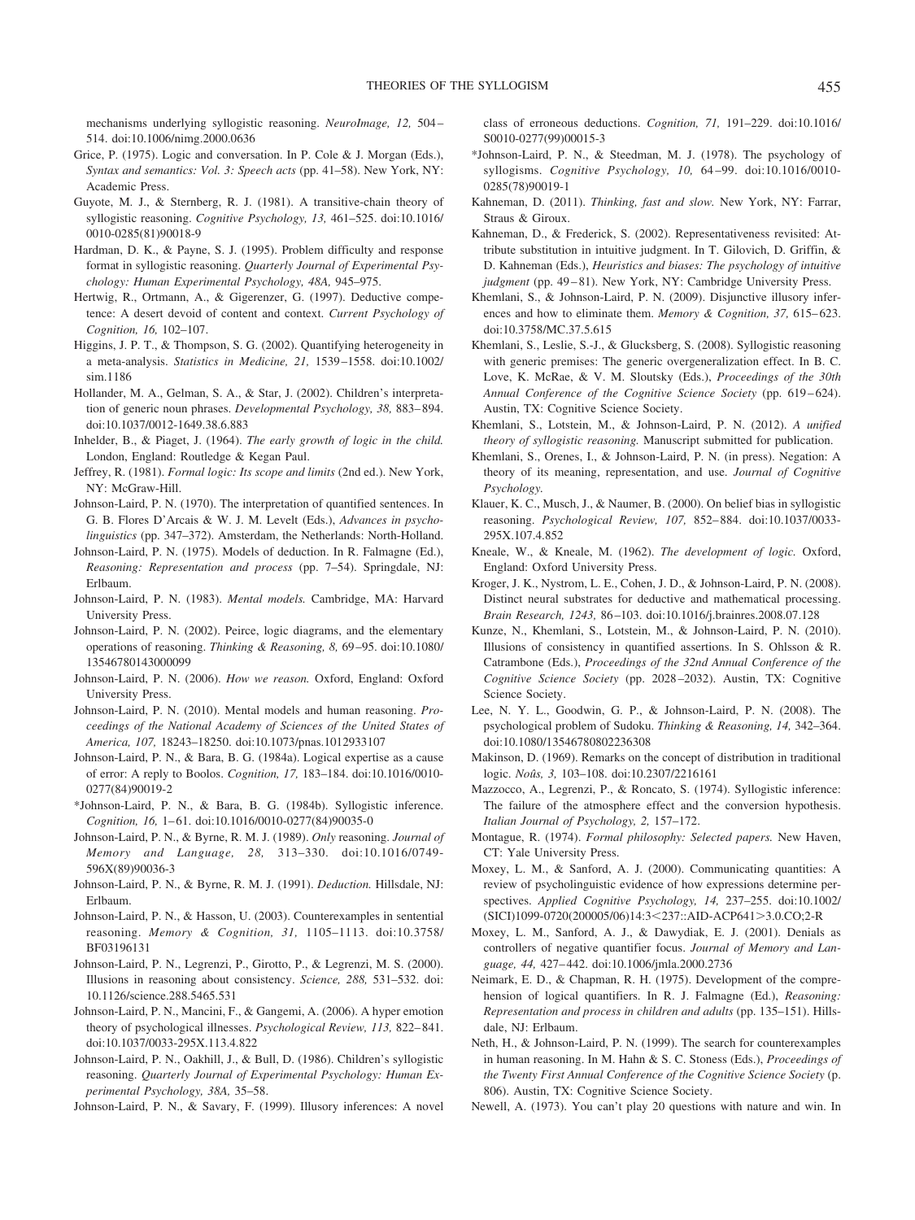mechanisms underlying syllogistic reasoning. *NeuroImage, 12,* 504–514. doi:10.1006/nimg.2000.0636

Grice, P. (1975). Logic and conversation. In P. Cole & J. Morgan (Eds.), *Syntax and semantics: Vol. 3: Speech acts* (pp. 41–58). New York, NY: Academic Press.

Guyote, M. J., & Sternberg, R. J. (1981). A transitive-chain theory of syllogistic reasoning. *Cognitive Psychology, 13,* 461–525. doi:10.1016/0010-0285(81)90018-9

Hardman, D. K., & Payne, S. J. (1995). Problem difficulty and response format in syllogistic reasoning. *Quarterly Journal of Experimental Psychology: Human Experimental Psychology, 48A,* 945–975.

Hertwig, R., Ortmann, A., & Gigerenzer, G. (1997). Deductive competence: A desert devoid of content and context. *Current Psychology of Cognition, 16,* 102–107.

Higgins, J. P. T., & Thompson, S. G. (2002). Quantifying heterogeneity in a meta-analysis. *Statistics in Medicine, 21,* 1539–1558. doi:10.1002/sim.1186

Hollander, M. A., Gelman, S. A., & Star, J. (2002). Children's interpretation of generic noun phrases. *Developmental Psychology, 38,* 883–894. doi:10.1037/0012-1649.38.6.883

Inhelder, B., & Piaget, J. (1964). *The early growth of logic in the child.* London, England: Routledge & Kegan Paul.

Jeffrey, R. (1981). *Formal logic: Its scope and limits* (2nd ed.). New York, NY: McGraw-Hill.

Johnson-Laird, P. N. (1970). The interpretation of quantified sentences. In G. B. Flores D'Arcais & W. J. M. Levelt (Eds.), *Advances in psycholinguistics* (pp. 347–372). Amsterdam, the Netherlands: North-Holland.

Johnson-Laird, P. N. (1975). Models of deduction. In R. Falmagne (Ed.), *Reasoning: Representation and process* (pp. 7–54). Springdale, NJ: Erlbaum.

Johnson-Laird, P. N. (1983). *Mental models.* Cambridge, MA: Harvard University Press.

Johnson-Laird, P. N. (2002). Peirce, logic diagrams, and the elementary operations of reasoning. *Thinking & Reasoning, 8,* 69–95. doi:10.1080/13546780143000099

Johnson-Laird, P. N. (2006). *How we reason.* Oxford, England: Oxford University Press.

Johnson-Laird, P. N. (2010). Mental models and human reasoning. *Proceedings of the National Academy of Sciences of the United States of America, 107,* 18243–18250. doi:10.1073/pnas.1012933107

Johnson-Laird, P. N., & Bara, B. G. (1984a). Logical expertise as a cause of error: A reply to Boolos. *Cognition, 17,* 183–184. doi:10.1016/0010-0277(84)90019-2

*Johnson-Laird, P. N., & Bara, B. G. (1984b). Syllogistic inference. *Cognition, 16,* 1–61. doi:10.1016/0010-0277(84)90035-0

Johnson-Laird, P. N., & Byrne, R. M. J. (1989). *Only* reasoning. *Journal of Memory and Language, 28,* 313–330. doi:10.1016/0749-596X(89)90036-3

Johnson-Laird, P. N., & Byrne, R. M. J. (1991). *Deduction.* Hillsdale, NJ: Erlbaum.

Johnson-Laird, P. N., & Hasson, U. (2003). Counterexamples in sentential reasoning. *Memory & Cognition, 31,* 1105–1113. doi:10.3758/BF03196131

Johnson-Laird, P. N., Legrenzi, P., Girotto, P., & Legrenzi, M. S. (2000). Illusions in reasoning about consistency. *Science, 288,* 531–532. doi:10.1126/science.288.5465.531

Johnson-Laird, P. N., Mancini, F., & Gangemi, A. (2006). A hyper emotion theory of psychological illnesses. *Psychological Review, 113,* 822–841. doi:10.1037/0033-295X.113.4.822

Johnson-Laird, P. N., Oakhill, J., & Bull, D. (1986). Children's syllogistic reasoning. *Quarterly Journal of Experimental Psychology: Human Experimental Psychology, 38A,* 35–58.

Johnson-Laird, P. N., & Savary, F. (1999). Illusory inferences: A novel class of erroneous deductions. *Cognition, 71,* 191–229. doi:10.1016/S0010-0277(99)00015-3

*Johnson-Laird, P. N., & Steedman, M. J. (1978). The psychology of syllogisms. *Cognitive Psychology, 10,* 64–99. doi:10.1016/0010-0285(78)90019-1

Kahneman, D. (2011). *Thinking, fast and slow.* New York, NY: Farrar, Straus & Giroux.

Kahneman, D., & Frederick, S. (2002). Representativeness revisited: Attribute substitution in intuitive judgment. In T. Gilovich, D. Griffin, & D. Kahneman (Eds.), *Heuristics and biases: The psychology of intuitive judgment* (pp. 49–81). New York, NY: Cambridge University Press.

Khemlani, S., & Johnson-Laird, P. N. (2009). Disjunctive illusory inferences and how to eliminate them. *Memory & Cognition, 37,* 615–623. doi:10.3758/MC.37.5.615

Khemlani, S., Leslie, S.-J., & Glucksberg, S. (2008). Syllogistic reasoning with generic premises: The generic overgeneralization effect. In B. C. Love, K. McRae, & V. M. Sloutsky (Eds.), *Proceedings of the 30th Annual Conference of the Cognitive Science Society* (pp. 619–624). Austin, TX: Cognitive Science Society.

Khemlani, S., Lotstein, M., & Johnson-Laird, P. N. (2012). *A unified theory of syllogistic reasoning.* Manuscript submitted for publication.

Khemlani, S., Orenes, I., & Johnson-Laird, P. N. (in press). Negation: A theory of its meaning, representation, and use. *Journal of Cognitive Psychology.*

Klauer, K. C., Musch, J., & Naumer, B. (2000). On belief bias in syllogistic reasoning. *Psychological Review, 107,* 852–884. doi:10.1037/0033-295X.107.4.852

Kneale, W., & Kneale, M. (1962). *The development of logic.* Oxford, England: Oxford University Press.

Kroger, J. K., Nystrom, L. E., Cohen, J. D., & Johnson-Laird, P. N. (2008). Distinct neural substrates for deductive and mathematical processing. *Brain Research, 1243,* 86–103. doi:10.1016/j.brainres.2008.07.128

Kunze, N., Khemlani, S., Lotstein, M., & Johnson-Laird, P. N. (2010). Illusions of consistency in quantified assertions. In S. Ohlsson & R. Catrambone (Eds.), *Proceedings of the 32nd Annual Conference of the Cognitive Science Society* (pp. 2028–2032). Austin, TX: Cognitive Science Society.

Lee, N. Y. L., Goodwin, G. P., & Johnson-Laird, P. N. (2008). The psychological problem of Sudoku. *Thinking & Reasoning, 14,* 342–364. doi:10.1080/13546780802236308

Makinson, D. (1969). Remarks on the concept of distribution in traditional logic. *Noûs, 3,* 103–108. doi:10.2307/2216161

Mazzocco, A., Legrenzi, P., & Roncato, S. (1974). Syllogistic inference: The failure of the atmosphere effect and the conversion hypothesis. *Italian Journal of Psychology, 2,* 157–172.

Montague, R. (1974). *Formal philosophy: Selected papers.* New Haven, CT: Yale University Press.

Moxey, L. M., & Sanford, A. J. (2000). Communicating quantities: A review of psycholinguistic evidence of how expressions determine perspectives. *Applied Cognitive Psychology, 14,* 237–255. doi:10.1002/(SICI)1099-0720(200005/06)14:3<237::AID-ACP641>3.0.CO;2-R

Moxey, L. M., Sanford, A. J., & Dawydiak, E. J. (2001). Denials as controllers of negative quantifier focus. *Journal of Memory and Language, 44,* 427–442. doi:10.1006/jmla.2000.2736

Neimark, E. D., & Chapman, R. H. (1975). Development of the comprehension of logical quantifiers. In R. J. Falmagne (Ed.), *Reasoning: Representation and process in children and adults* (pp. 135–151). Hillsdale, NJ: Erlbaum.

Neth, H., & Johnson-Laird, P. N. (1999). The search for counterexamples in human reasoning. In M. Hahn & S. C. Stoness (Eds.), *Proceedings of the Twenty First Annual Conference of the Cognitive Science Society* (p. 806). Austin, TX: Cognitive Science Society.

Newell, A. (1973). You can't play 20 questions with nature and win. In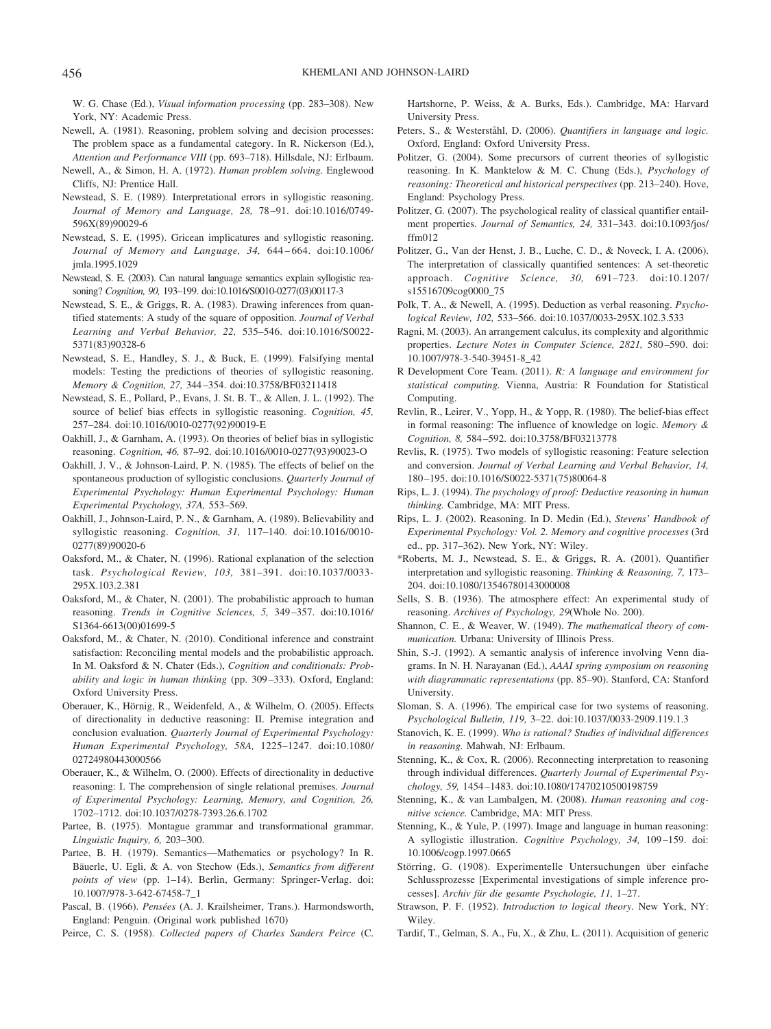W. G. Chase (Ed.), *Visual information processing* (pp. 283–308). New York, NY: Academic Press.

Newell, A. (1981). Reasoning, problem solving and decision processes: The problem space as a fundamental category. In R. Nickerson (Ed.), *Attention and Performance VIII* (pp. 693–718). Hillsdale, NJ: Erlbaum.

Newell, A., & Simon, H. A. (1972). *Human problem solving.* Englewood Cliffs, NJ: Prentice Hall.

Newstead, S. E. (1989). Interpretational errors in syllogistic reasoning. *Journal of Memory and Language, 28,* 78–91. doi:10.1016/0749-596X(89)90029-6

Newstead, S. E. (1995). Gricean implicatures and syllogistic reasoning. *Journal of Memory and Language, 34,* 644–664. doi:10.1006/jmla.1995.1029

Newstead, S. E. (2003). Can natural language semantics explain syllogistic reasoning? *Cognition, 90,* 193–199. doi:10.1016/S0010-0277(03)00117-3

Newstead, S. E., & Griggs, R. A. (1983). Drawing inferences from quantified statements: A study of the square of opposition. *Journal of Verbal Learning and Verbal Behavior, 22,* 535–546. doi:10.1016/S0022-5371(83)90328-6

Newstead, S. E., Handley, S. J., & Buck, E. (1999). Falsifying mental models: Testing the predictions of theories of syllogistic reasoning. *Memory & Cognition, 27,* 344–354. doi:10.3758/BF03211418

Newstead, S. E., Pollard, P., Evans, J. St. B. T., & Allen, J. L. (1992). The source of belief bias effects in syllogistic reasoning. *Cognition, 45,* 257–284. doi:10.1016/0010-0277(92)90019-E

Oakhill, J., & Garnham, A. (1993). On theories of belief bias in syllogistic reasoning. *Cognition, 46,* 87–92. doi:10.1016/0010-0277(93)90023-O

Oakhill, J. V., & Johnson-Laird, P. N. (1985). The effects of belief on the spontaneous production of syllogistic conclusions. *Quarterly Journal of Experimental Psychology: Human Experimental Psychology: Human Experimental Psychology, 37A,* 553–569.

Oakhill, J., Johnson-Laird, P. N., & Garnham, A. (1989). Believability and syllogistic reasoning. *Cognition, 31,* 117–140. doi:10.1016/0010-0277(89)90020-6

Oaksford, M., & Chater, N. (1996). Rational explanation of the selection task. *Psychological Review, 103,* 381–391. doi:10.1037/0033-295X.103.2.381

Oaksford, M., & Chater, N. (2001). The probabilistic approach to human reasoning. *Trends in Cognitive Sciences, 5,* 349–357. doi:10.1016/S1364-6613(00)01699-5

Oaksford, M., & Chater, N. (2010). Conditional inference and constraint satisfaction: Reconciling mental models and the probabilistic approach. In M. Oaksford & N. Chater (Eds.), *Cognition and conditionals: Probability and logic in human thinking* (pp. 309–333). Oxford, England: Oxford University Press.

Oberauer, K., Hörnig, R., Weidenfeld, A., & Wilhelm, O. (2005). Effects of directionality in deductive reasoning: II. Premise integration and conclusion evaluation. *Quarterly Journal of Experimental Psychology: Human Experimental Psychology, 58A,* 1225–1247. doi:10.1080/02724980443000566

Oberauer, K., & Wilhelm, O. (2000). Effects of directionality in deductive reasoning: I. The comprehension of single relational premises. *Journal of Experimental Psychology: Learning, Memory, and Cognition, 26,* 1702–1712. doi:10.1037/0278-7393.26.6.1702

Partee, B. (1975). Montague grammar and transformational grammar. *Linguistic Inquiry, 6,* 203–300.

Partee, B. H. (1979). Semantics—Mathematics or psychology? In R. Bäuerle, U. Egli, & A. von Stechow (Eds.), *Semantics from different points of view* (pp. 1–14). Berlin, Germany: Springer-Verlag. doi:10.1007/978-3-642-67458-7_1

Pascal, B. (1966). *Pensées* (A. J. Krailsheimer, Trans.). Harmondsworth, England: Penguin. (Original work published 1670)

Peirce, C. S. (1958). *Collected papers of Charles Sanders Peirce* (C. Hartshorne, P. Weiss, & A. Burks, Eds.). Cambridge, MA: Harvard University Press.

Peters, S., & Westerståhl, D. (2006). *Quantifiers in language and logic.* Oxford, England: Oxford University Press.

Politzer, G. (2004). Some precursors of current theories of syllogistic reasoning. In K. Manktelow & M. C. Chung (Eds.), *Psychology of reasoning: Theoretical and historical perspectives* (pp. 213–240). Hove, England: Psychology Press.

Politzer, G. (2007). The psychological reality of classical quantifier entailment properties. *Journal of Semantics, 24,* 331–343. doi:10.1093/jos/ffm012

Politzer, G., Van der Henst, J. B., Luche, C. D., & Noveck, I. A. (2006). The interpretation of classically quantified sentences: A set-theoretic approach. *Cognitive Science, 30,* 691–723. doi:10.1207/s15516709cog0000_75

Polk, T. A., & Newell, A. (1995). Deduction as verbal reasoning. *Psychological Review, 102,* 533–566. doi:10.1037/0033-295X.102.3.533

Ragni, M. (2003). An arrangement calculus, its complexity and algorithmic properties. *Lecture Notes in Computer Science, 2821,* 580–590. doi:10.1007/978-3-540-39451-8_42

R Development Core Team. (2011). *R: A language and environment for statistical computing.* Vienna, Austria: R Foundation for Statistical Computing.

Revlin, R., Leirer, V., Yopp, H., & Yopp, R. (1980). The belief-bias effect in formal reasoning: The influence of knowledge on logic. *Memory & Cognition, 8,* 584–592. doi:10.3758/BF03213778

Revlis, R. (1975). Two models of syllogistic reasoning: Feature selection and conversion. *Journal of Verbal Learning and Verbal Behavior, 14,* 180–195. doi:10.1016/S0022-5371(75)80064-8

Rips, L. J. (1994). *The psychology of proof: Deductive reasoning in human thinking.* Cambridge, MA: MIT Press.

Rips, L. J. (2002). Reasoning. In D. Medin (Ed.), *Stevens' Handbook of Experimental Psychology: Vol. 2. Memory and cognitive processes* (3rd ed., pp. 317–362). New York, NY: Wiley.

*Roberts, M. J., Newstead, S. E., & Griggs, R. A. (2001). Quantifier interpretation and syllogistic reasoning. *Thinking & Reasoning, 7,* 173–204. doi:10.1080/13546780143000008

Sells, S. B. (1936). The atmosphere effect: An experimental study of reasoning. *Archives of Psychology, 29*(Whole No. 200).

Shannon, C. E., & Weaver, W. (1949). *The mathematical theory of communication.* Urbana: University of Illinois Press.

Shin, S.-J. (1992). A semantic analysis of inference involving Venn diagrams. In N. H. Narayanan (Ed.), *AAAI spring symposium on reasoning with diagrammatic representations* (pp. 85–90). Stanford, CA: Stanford University.

Sloman, S. A. (1996). The empirical case for two systems of reasoning. *Psychological Bulletin, 119,* 3–22. doi:10.1037/0033-2909.119.1.3

Stanovich, K. E. (1999). *Who is rational? Studies of individual differences in reasoning.* Mahwah, NJ: Erlbaum.

Stenning, K., & Cox, R. (2006). Reconnecting interpretation to reasoning through individual differences. *Quarterly Journal of Experimental Psychology, 59,* 1454–1483. doi:10.1080/17470210500198759

Stenning, K., & van Lambalgen, M. (2008). *Human reasoning and cognitive science.* Cambridge, MA: MIT Press.

Stenning, K., & Yule, P. (1997). Image and language in human reasoning: A syllogistic illustration. *Cognitive Psychology, 34,* 109–159. doi:10.1006/cogp.1997.0665

Störring, G. (1908). Experimentelle Untersuchungen über einfache Schlussprozesse [Experimental investigations of simple inference processes]. *Archiv für die gesamte Psychologie, 11,* 1–27.

Strawson, P. F. (1952). *Introduction to logical theory.* New York, NY: Wiley.

Tardif, T., Gelman, S. A., Fu, X., & Zhu, L. (2011). Acquisition of generic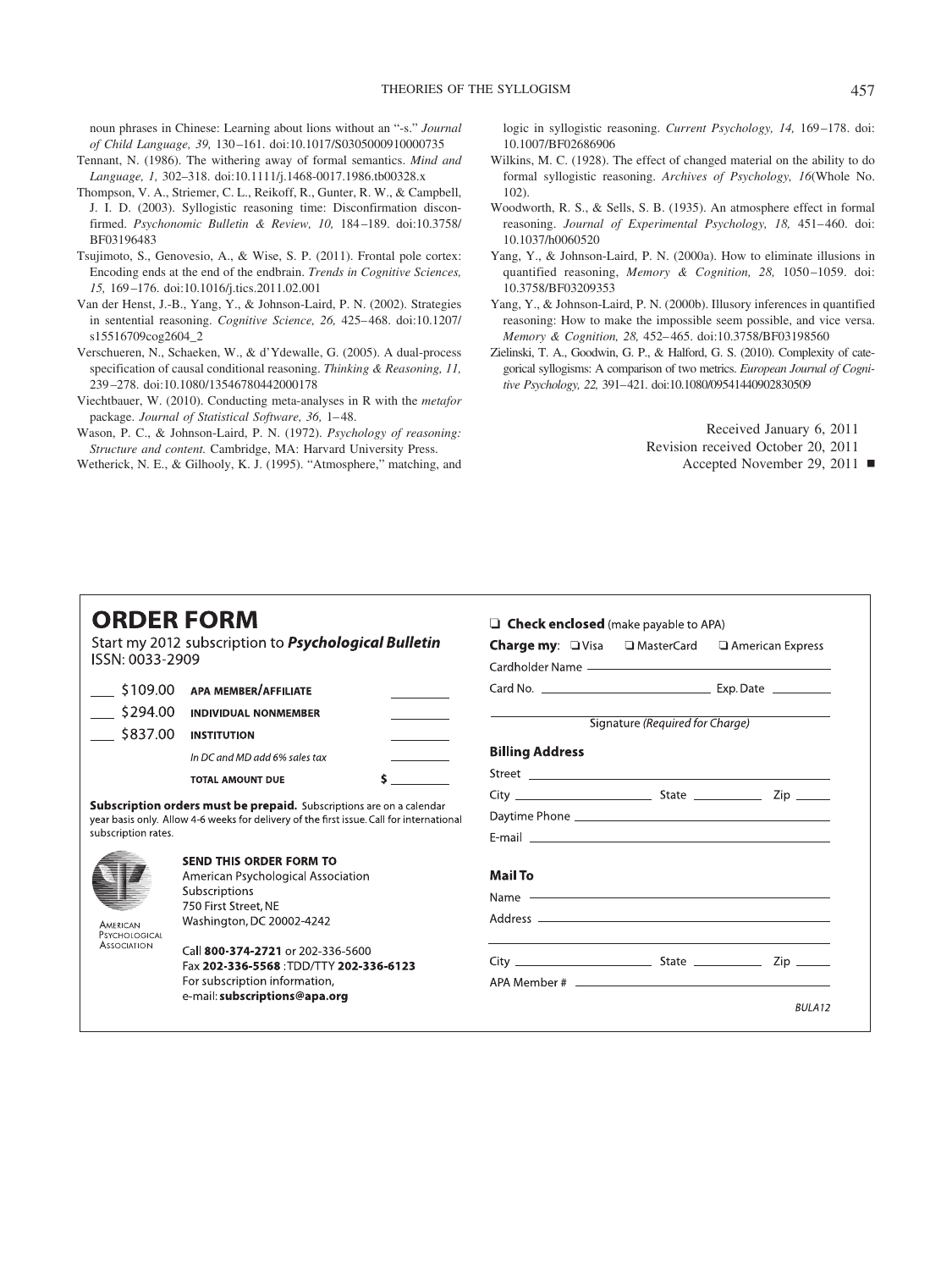noun phrases in Chinese: Learning about lions without an "-s." *Journal of Child Language, 39,* 130–161. doi:10.1017/S0305000910000735

Tennant, N. (1986). The withering away of formal semantics. *Mind and Language, 1,* 302–318. doi:10.1111/j.1468-0017.1986.tb00328.x

Thompson, V. A., Striemer, C. L., Reikoff, R., Gunter, R. W., & Campbell, J. I. D. (2003). Syllogistic reasoning time: Disconfirmation disconfirmed. *Psychonomic Bulletin & Review, 10,* 184–189. doi:10.3758/BF03196483

Tsujimoto, S., Genovesio, A., & Wise, S. P. (2011). Frontal pole cortex: Encoding ends at the end of the endbrain. *Trends in Cognitive Sciences, 15,* 169–176. doi:10.1016/j.tics.2011.02.001

Van der Henst, J.-B., Yang, Y., & Johnson-Laird, P. N. (2002). Strategies in sentential reasoning. *Cognitive Science, 26,* 425–468. doi:10.1207/s15516709cog2604_2

Verschueren, N., Schaeken, W., & d'Ydewalle, G. (2005). A dual-process specification of causal conditional reasoning. *Thinking & Reasoning, 11,* 239–278. doi:10.1080/13546780442000178

Viechtbauer, W. (2010). Conducting meta-analyses in R with the *metafor* package. *Journal of Statistical Software, 36,* 1–48.

Wason, P. C., & Johnson-Laird, P. N. (1972). *Psychology of reasoning: Structure and content.* Cambridge, MA: Harvard University Press.

Wetherick, N. E., & Gilhooly, K. J. (1995). "Atmosphere," matching, and logic in syllogistic reasoning. *Current Psychology, 14,* 169–178. doi:10.1007/BF02686906

Wilkins, M. C. (1928). The effect of changed material on the ability to do formal syllogistic reasoning. *Archives of Psychology, 16*(Whole No. 102).

Woodworth, R. S., & Sells, S. B. (1935). An atmosphere effect in formal reasoning. *Journal of Experimental Psychology, 18,* 451–460. doi:10.1037/h0060520

Yang, Y., & Johnson-Laird, P. N. (2000a). How to eliminate illusions in quantified reasoning, *Memory & Cognition, 28,* 1050–1059. doi:10.3758/BF03209353

Yang, Y., & Johnson-Laird, P. N. (2000b). Illusory inferences in quantified reasoning: How to make the impossible seem possible, and vice versa. *Memory & Cognition, 28,* 452–465. doi:10.3758/BF03198560

Zielinski, T. A., Goodwin, G. P., & Halford, G. S. (2010). Complexity of categorical syllogisms: A comparison of two metrics. *European Journal of Cognitive Psychology, 22,* 391–421. doi:10.1080/09541440902830509

Received January 6, 2011
Revision received October 20, 2011
Accepted November 29, 2011 ■

# ORDER FORM

Start my 2012 subscription to ***Psychological Bulletin***
ISSN: 0033-2909

___ $109.00 **APA MEMBER/AFFILIATE** ________

___ $294.00 **INDIVIDUAL NONMEMBER** ________

___ $837.00 **INSTITUTION** ________

*In DC and MD add 6% sales tax* ________

**TOTAL AMOUNT DUE** $ ________

**Subscription orders must be prepaid.** Subscriptions are on a calendar year basis only. Allow 4-6 weeks for delivery of the first issue. Call for international subscription rates.

AMERICAN PSYCHOLOGICAL ASSOCIATION

**SEND THIS ORDER FORM TO**
American Psychological Association
Subscriptions
750 First Street, NE
Washington, DC 20002-4242

Call **800-374-2721** or 202-336-5600
Fax **202-336-5568** :TDD/TTY **202-336-6123**
For subscription information,
e-mail: **subscriptions@apa.org**

❑ **Check enclosed** (make payable to APA)

**Charge my**: ❑ Visa ❑ MasterCard ❑ American Express

Cardholder Name ________

Card No. ________ Exp. Date ________

________
Signature *(Required for Charge)*

**Billing Address**

Street ________

City ________ State ________ Zip ________

Daytime Phone ________

E-mail ________

**Mail To**

Name ________

Address ________

________

City ________ State ________ Zip ________

APA Member # ________

*BULA12*